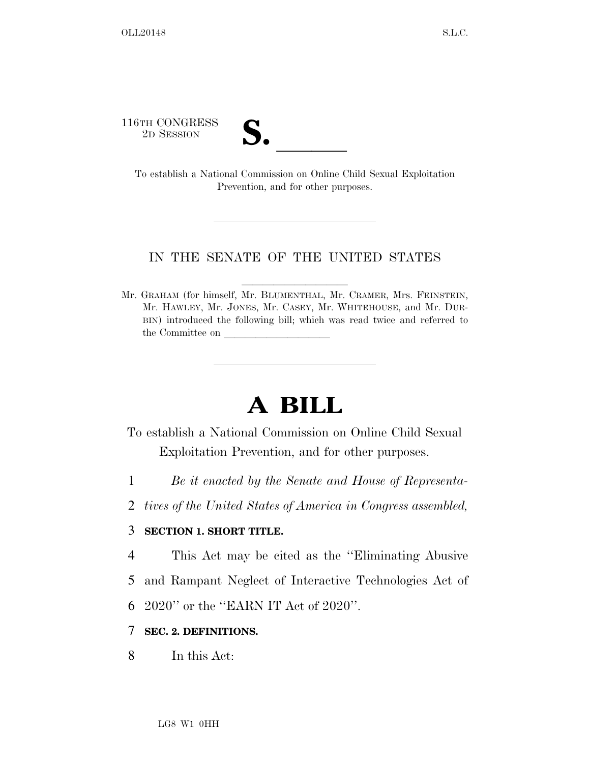116TH CONGRESS
2D SESSION

# S. \_\_\_\_\_\_

To establish a National Commission on Online Child Sexual Exploitation Prevention, and for other purposes.

---

IN THE SENATE OF THE UNITED STATES

---

Mr. GRAHAM (for himself, Mr. BLUMENTHAL, Mr. CRAMER, Mrs. FEINSTEIN, Mr. HAWLEY, Mr. JONES, Mr. CASEY, Mr. WHITEHOUSE, and Mr. DURBIN) introduced the following bill; which was read twice and referred to the Committee on \_\_\_\_\_\_\_\_\_\_\_\_\_\_\_\_\_\_\_\_

---

# A BILL

To establish a National Commission on Online Child Sexual Exploitation Prevention, and for other purposes.

1 *Be it enacted by the Senate and House of Representa-*
2 *tives of the United States of America in Congress assembled,*

3 **SECTION 1. SHORT TITLE.**

4 This Act may be cited as the ''Eliminating Abusive
5 and Rampant Neglect of Interactive Technologies Act of
6 2020'' or the ''EARN IT Act of 2020''.

7 **SEC. 2. DEFINITIONS.**

8 In this Act: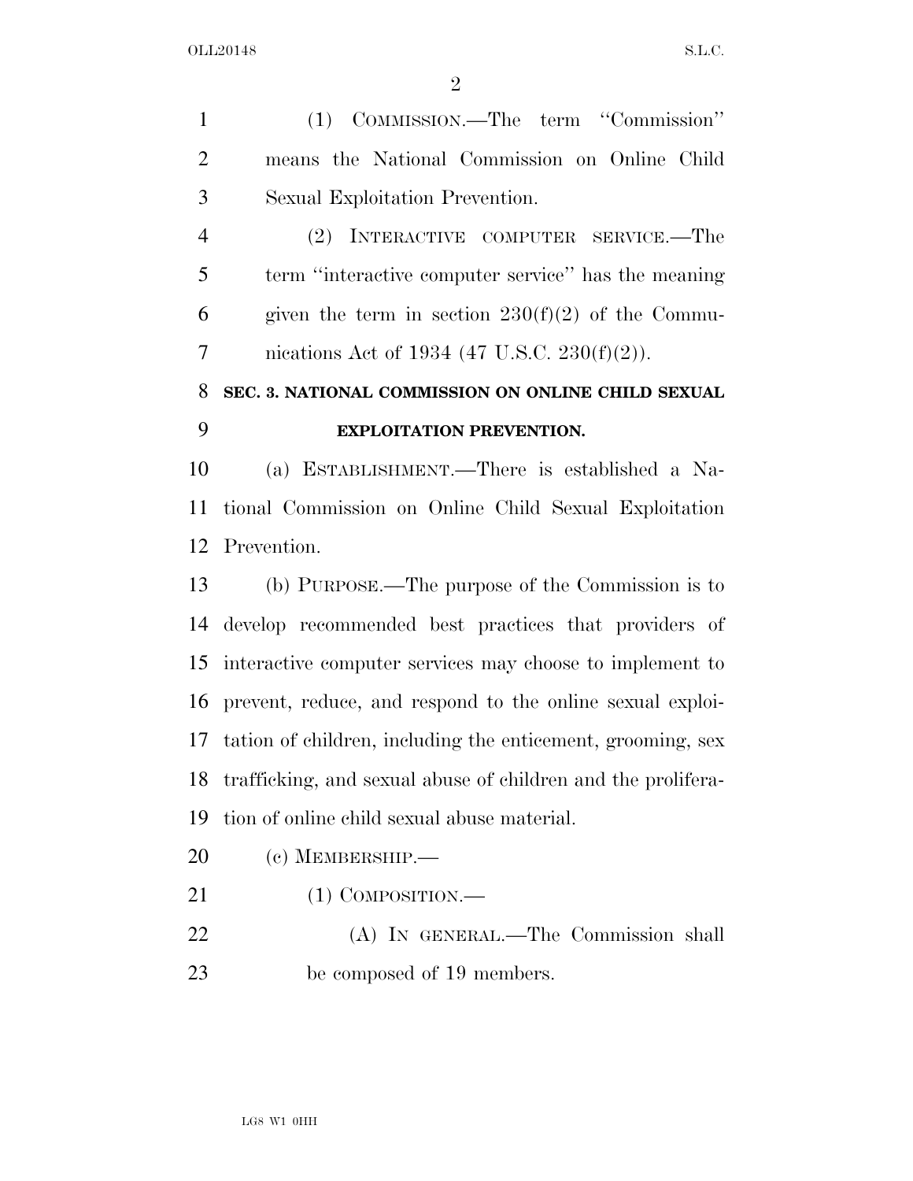(1) COMMISSION.—The term "Commission" means the National Commission on Online Child Sexual Exploitation Prevention.

(2) INTERACTIVE COMPUTER SERVICE.—The term "interactive computer service" has the meaning given the term in section 230(f)(2) of the Communications Act of 1934 (47 U.S.C. 230(f)(2)).

## SEC. 3. NATIONAL COMMISSION ON ONLINE CHILD SEXUAL EXPLOITATION PREVENTION.

(a) ESTABLISHMENT.—There is established a National Commission on Online Child Sexual Exploitation Prevention.

(b) PURPOSE.—The purpose of the Commission is to develop recommended best practices that providers of interactive computer services may choose to implement to prevent, reduce, and respond to the online sexual exploitation of children, including the enticement, grooming, sex trafficking, and sexual abuse of children and the proliferation of online child sexual abuse material.

(c) MEMBERSHIP.—

(1) COMPOSITION.—

(A) IN GENERAL.—The Commission shall be composed of 19 members.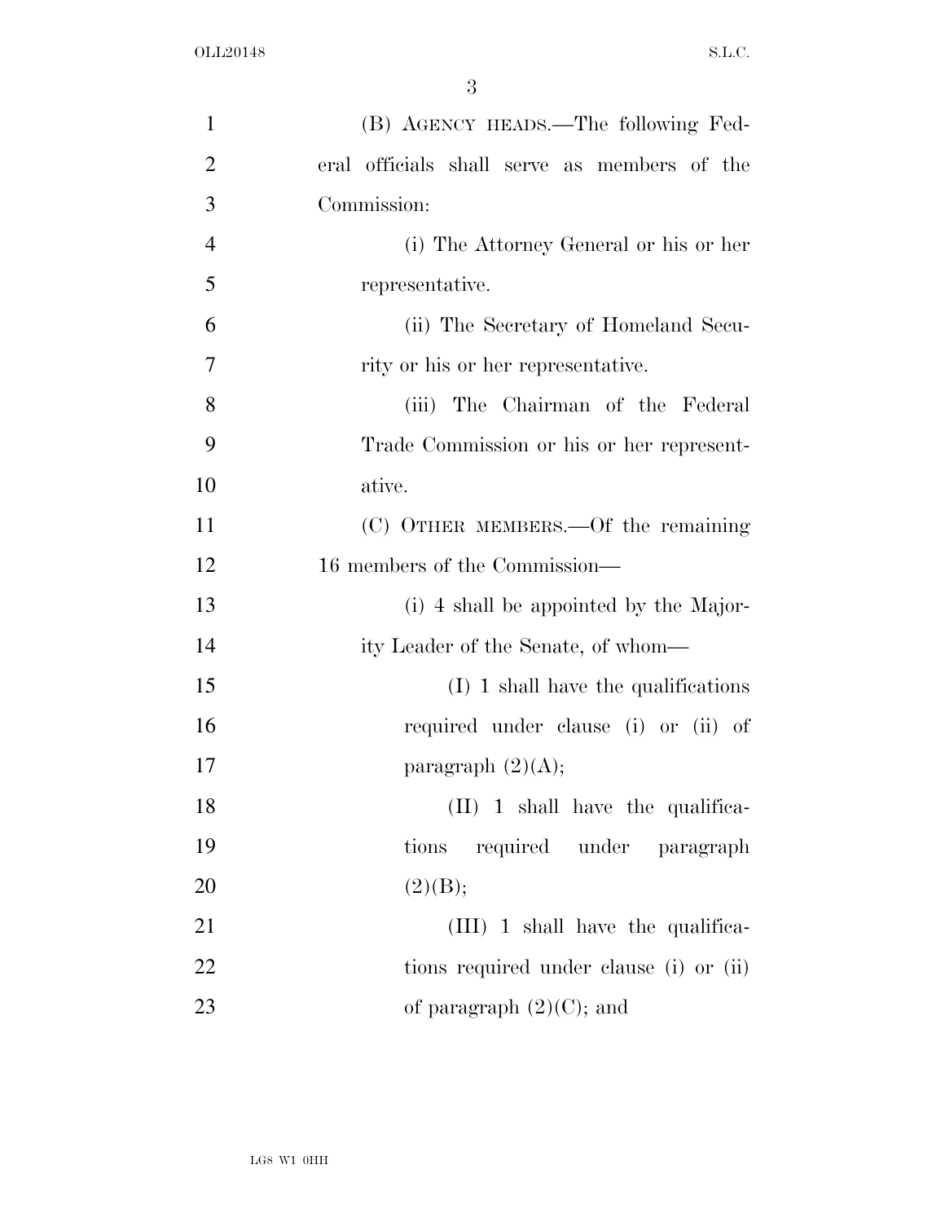(B) AGENCY HEADS.—The following Federal officials shall serve as members of the Commission:

(i) The Attorney General or his or her representative.

(ii) The Secretary of Homeland Security or his or her representative.

(iii) The Chairman of the Federal Trade Commission or his or her representative.

(C) OTHER MEMBERS.—Of the remaining 16 members of the Commission—

(i) 4 shall be appointed by the Majority Leader of the Senate, of whom—

(I) 1 shall have the qualifications required under clause (i) or (ii) of paragraph (2)(A);

(II) 1 shall have the qualifications required under paragraph (2)(B);

(III) 1 shall have the qualifications required under clause (i) or (ii) of paragraph (2)(C); and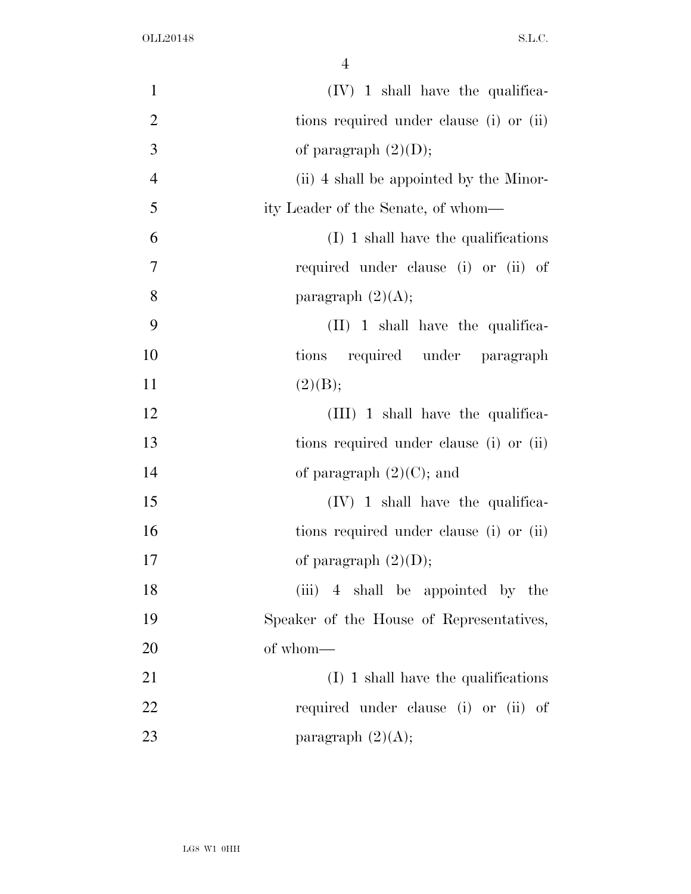(IV) 1 shall have the qualifications required under clause (i) or (ii) of paragraph (2)(D);

(ii) 4 shall be appointed by the Minority Leader of the Senate, of whom—

(I) 1 shall have the qualifications required under clause (i) or (ii) of paragraph (2)(A);

(II) 1 shall have the qualifications required under paragraph (2)(B);

(III) 1 shall have the qualifications required under clause (i) or (ii) of paragraph (2)(C); and

(IV) 1 shall have the qualifications required under clause (i) or (ii) of paragraph (2)(D);

(iii) 4 shall be appointed by the Speaker of the House of Representatives, of whom—

(I) 1 shall have the qualifications required under clause (i) or (ii) of paragraph (2)(A);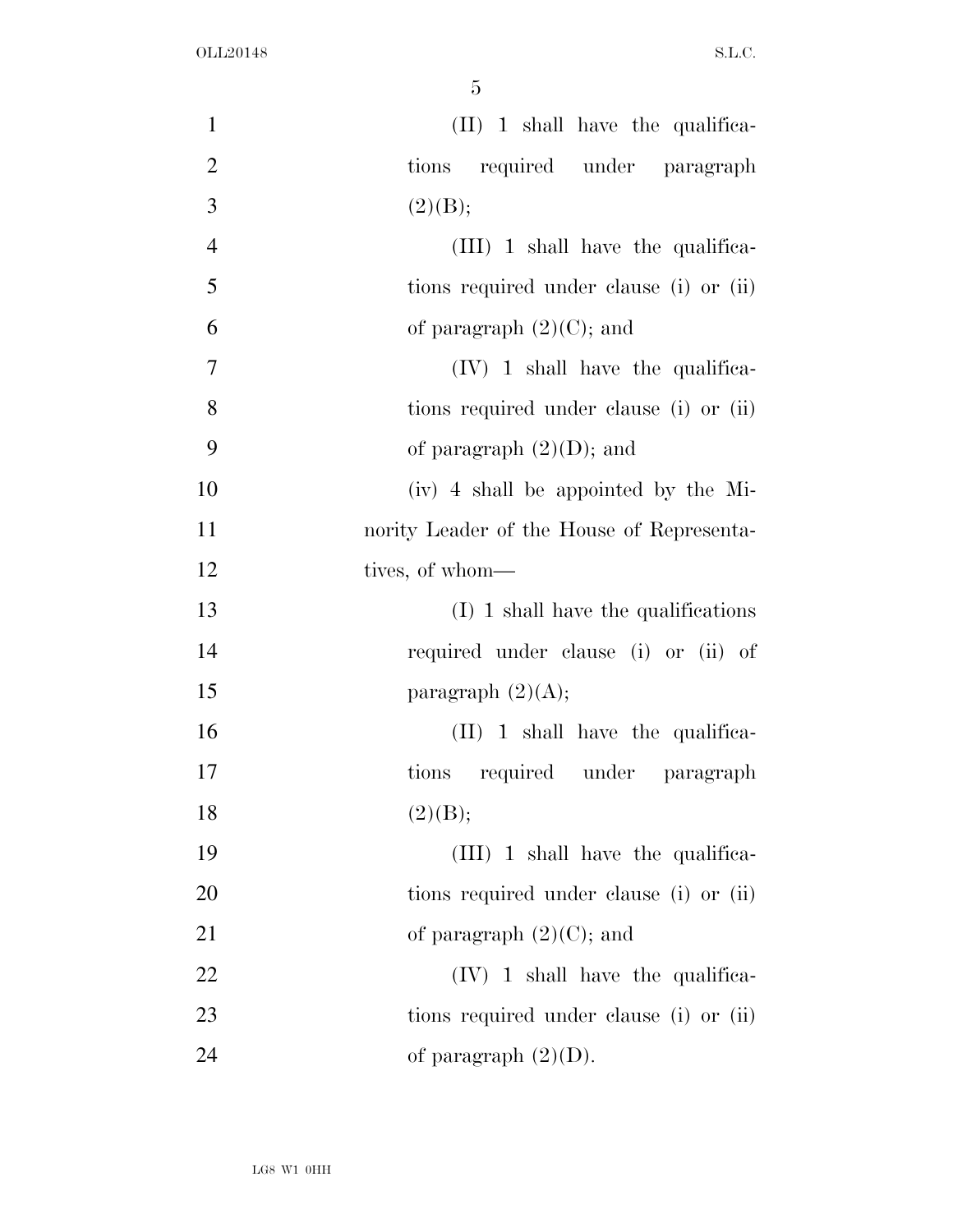(II) 1 shall have the qualifications required under paragraph (2)(B);

(III) 1 shall have the qualifications required under clause (i) or (ii) of paragraph (2)(C); and

(IV) 1 shall have the qualifications required under clause (i) or (ii) of paragraph (2)(D); and

(iv) 4 shall be appointed by the Minority Leader of the House of Representatives, of whom—

(I) 1 shall have the qualifications required under clause (i) or (ii) of paragraph (2)(A);

(II) 1 shall have the qualifications required under paragraph (2)(B);

(III) 1 shall have the qualifications required under clause (i) or (ii) of paragraph (2)(C); and

(IV) 1 shall have the qualifications required under clause (i) or (ii) of paragraph (2)(D).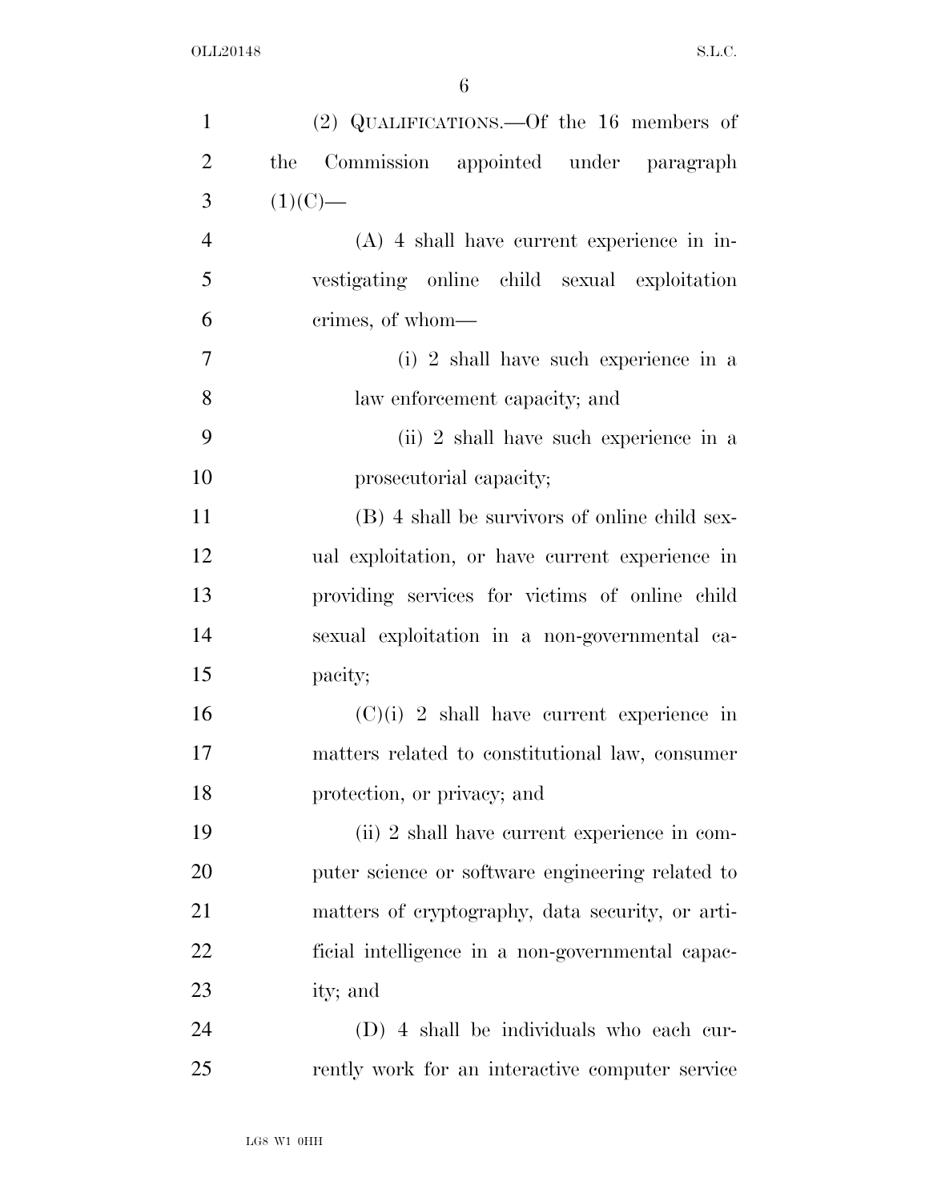(2) QUALIFICATIONS.—Of the 16 members of the Commission appointed under paragraph (1)(C)—

(A) 4 shall have current experience in investigating online child sexual exploitation crimes, of whom—

(i) 2 shall have such experience in a law enforcement capacity; and

(ii) 2 shall have such experience in a prosecutorial capacity;

(B) 4 shall be survivors of online child sexual exploitation, or have current experience in providing services for victims of online child sexual exploitation in a non-governmental capacity;

(C)(i) 2 shall have current experience in matters related to constitutional law, consumer protection, or privacy; and

(ii) 2 shall have current experience in computer science or software engineering related to matters of cryptography, data security, or artificial intelligence in a non-governmental capacity; and

(D) 4 shall be individuals who each currently work for an interactive computer service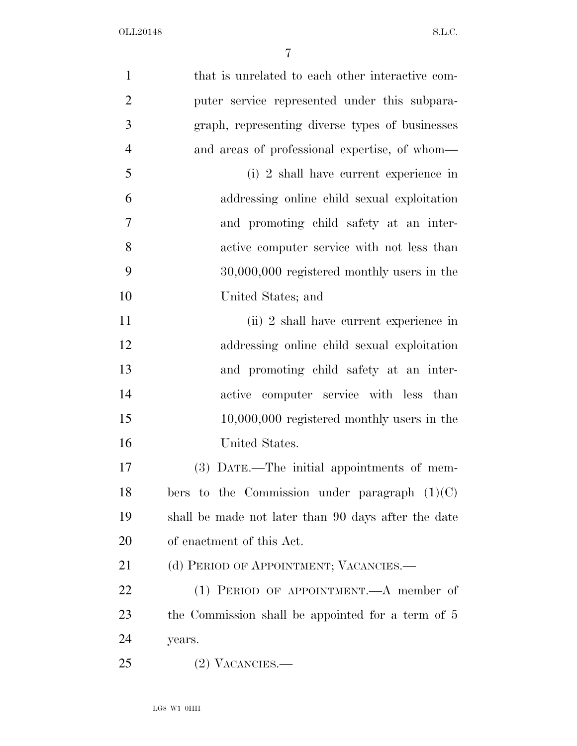that is unrelated to each other interactive computer service represented under this subparagraph, representing diverse types of businesses and areas of professional expertise, of whom—

(i) 2 shall have current experience in addressing online child sexual exploitation and promoting child safety at an interactive computer service with not less than 30,000,000 registered monthly users in the United States; and

(ii) 2 shall have current experience in addressing online child sexual exploitation and promoting child safety at an interactive computer service with less than 10,000,000 registered monthly users in the United States.

(3) DATE.—The initial appointments of members to the Commission under paragraph (1)(C) shall be made not later than 90 days after the date of enactment of this Act.

(d) PERIOD OF APPOINTMENT; VACANCIES.—

(1) PERIOD OF APPOINTMENT.—A member of the Commission shall be appointed for a term of 5 years.

(2) VACANCIES.—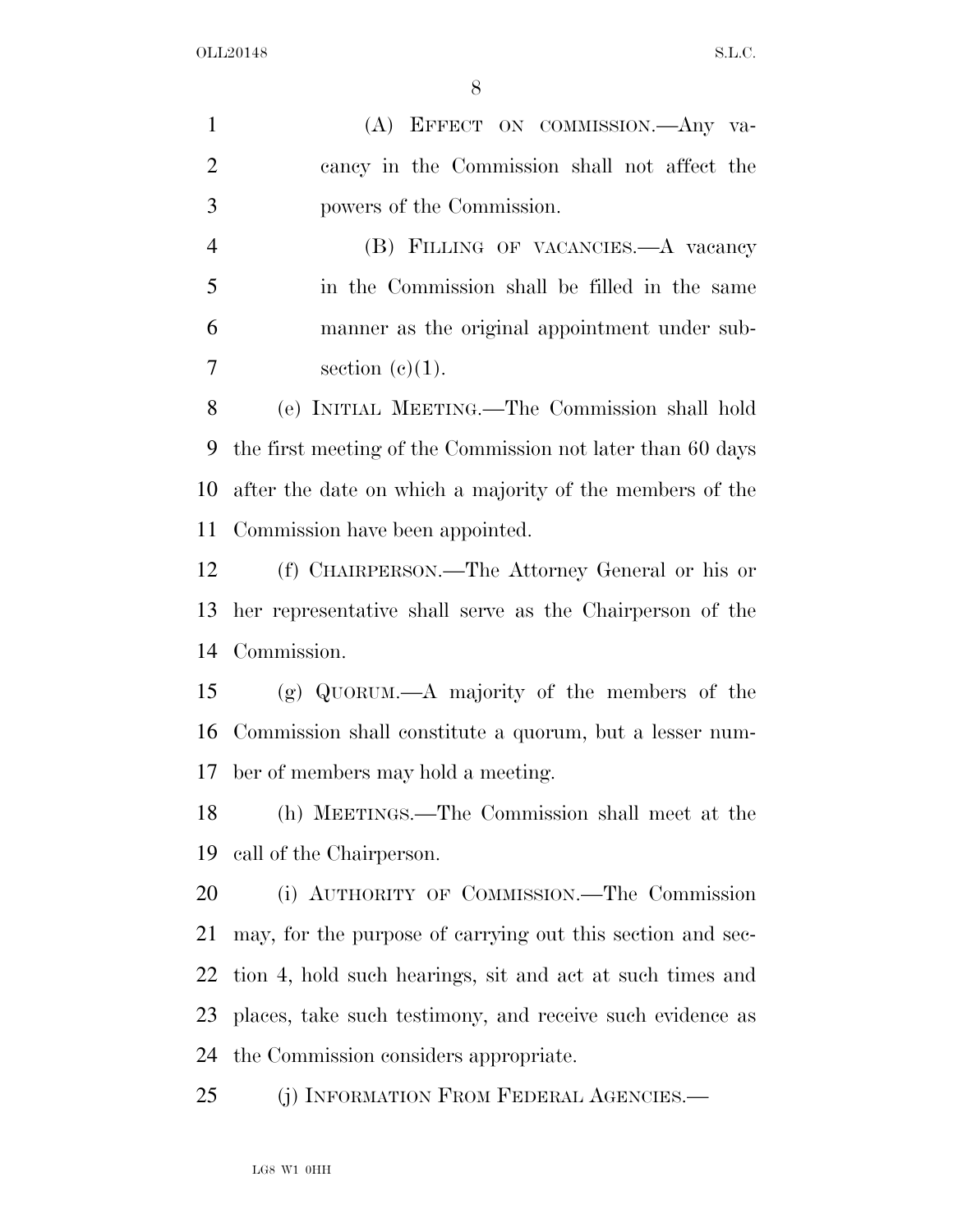(A) EFFECT ON COMMISSION.—Any vacancy in the Commission shall not affect the powers of the Commission.

(B) FILLING OF VACANCIES.—A vacancy in the Commission shall be filled in the same manner as the original appointment under subsection (c)(1).

(e) INITIAL MEETING.—The Commission shall hold the first meeting of the Commission not later than 60 days after the date on which a majority of the members of the Commission have been appointed.

(f) CHAIRPERSON.—The Attorney General or his or her representative shall serve as the Chairperson of the Commission.

(g) QUORUM.—A majority of the members of the Commission shall constitute a quorum, but a lesser number of members may hold a meeting.

(h) MEETINGS.—The Commission shall meet at the call of the Chairperson.

(i) AUTHORITY OF COMMISSION.—The Commission may, for the purpose of carrying out this section and section 4, hold such hearings, sit and act at such times and places, take such testimony, and receive such evidence as the Commission considers appropriate.

(j) INFORMATION FROM FEDERAL AGENCIES.—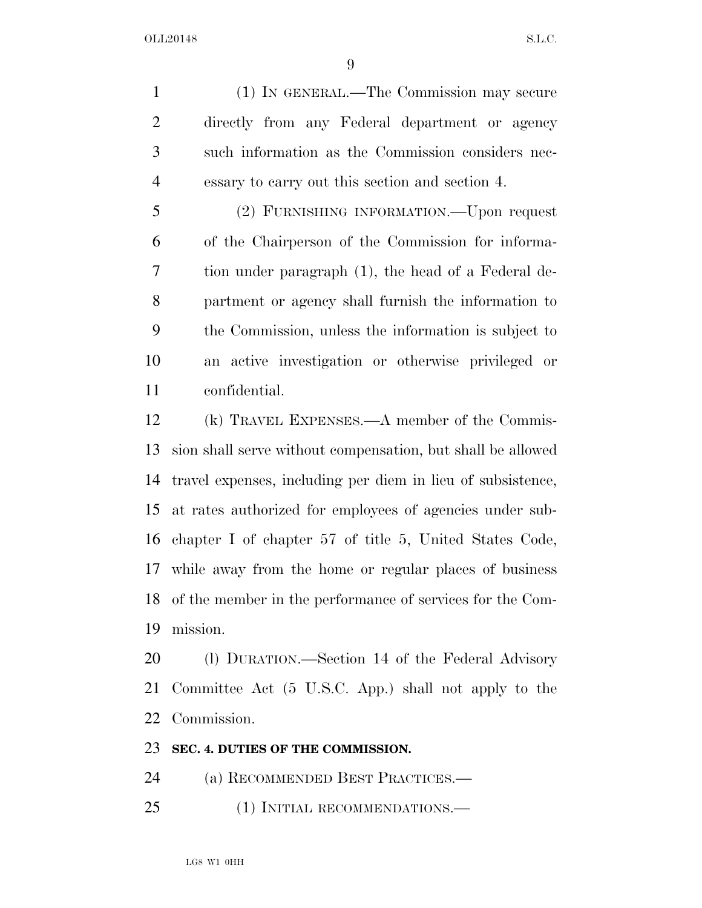(1) IN GENERAL.—The Commission may secure directly from any Federal department or agency such information as the Commission considers necessary to carry out this section and section 4.

(2) FURNISHING INFORMATION.—Upon request of the Chairperson of the Commission for information under paragraph (1), the head of a Federal department or agency shall furnish the information to the Commission, unless the information is subject to an active investigation or otherwise privileged or confidential.

(k) TRAVEL EXPENSES.—A member of the Commission shall serve without compensation, but shall be allowed travel expenses, including per diem in lieu of subsistence, at rates authorized for employees of agencies under subchapter I of chapter 57 of title 5, United States Code, while away from the home or regular places of business of the member in the performance of services for the Commission.

(l) DURATION.—Section 14 of the Federal Advisory Committee Act (5 U.S.C. App.) shall not apply to the Commission.

**SEC. 4. DUTIES OF THE COMMISSION.**

(a) RECOMMENDED BEST PRACTICES.—

(1) INITIAL RECOMMENDATIONS.—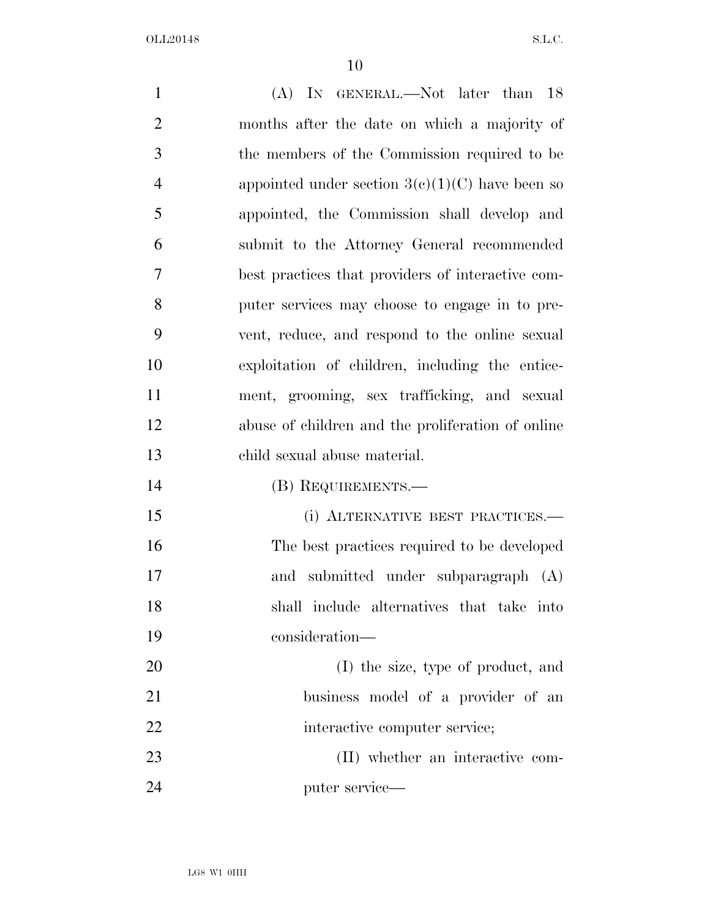(A) IN GENERAL.—Not later than 18 months after the date on which a majority of the members of the Commission required to be appointed under section 3(c)(1)(C) have been so appointed, the Commission shall develop and submit to the Attorney General recommended best practices that providers of interactive computer services may choose to engage in to prevent, reduce, and respond to the online sexual exploitation of children, including the enticement, grooming, sex trafficking, and sexual abuse of children and the proliferation of online child sexual abuse material.

(B) REQUIREMENTS.—

(i) ALTERNATIVE BEST PRACTICES.—The best practices required to be developed and submitted under subparagraph (A) shall include alternatives that take into consideration—

(I) the size, type of product, and business model of a provider of an interactive computer service;

(II) whether an interactive computer service—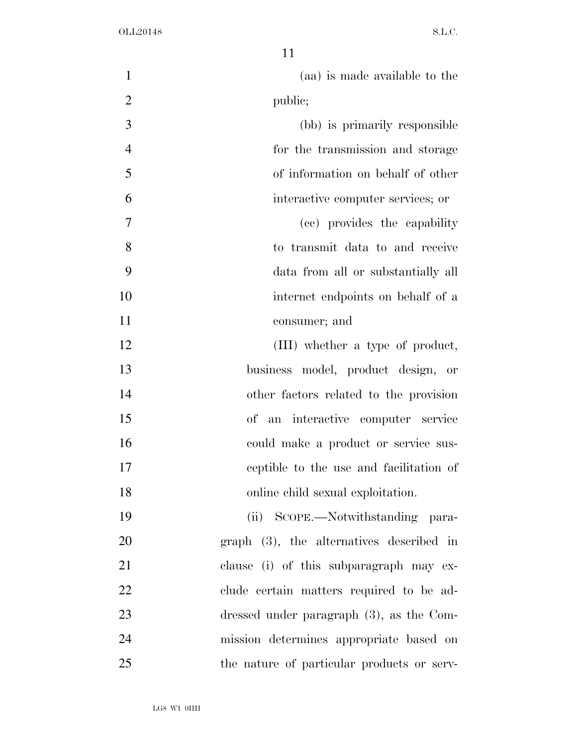(aa) is made available to the public;

(bb) is primarily responsible for the transmission and storage of information on behalf of other interactive computer services; or

(cc) provides the capability to transmit data to and receive data from all or substantially all internet endpoints on behalf of a consumer; and

(III) whether a type of product, business model, product design, or other factors related to the provision of an interactive computer service could make a product or service susceptible to the use and facilitation of online child sexual exploitation.

(ii) SCOPE.—Notwithstanding paragraph (3), the alternatives described in clause (i) of this subparagraph may exclude certain matters required to be addressed under paragraph (3), as the Commission determines appropriate based on the nature of particular products or serv-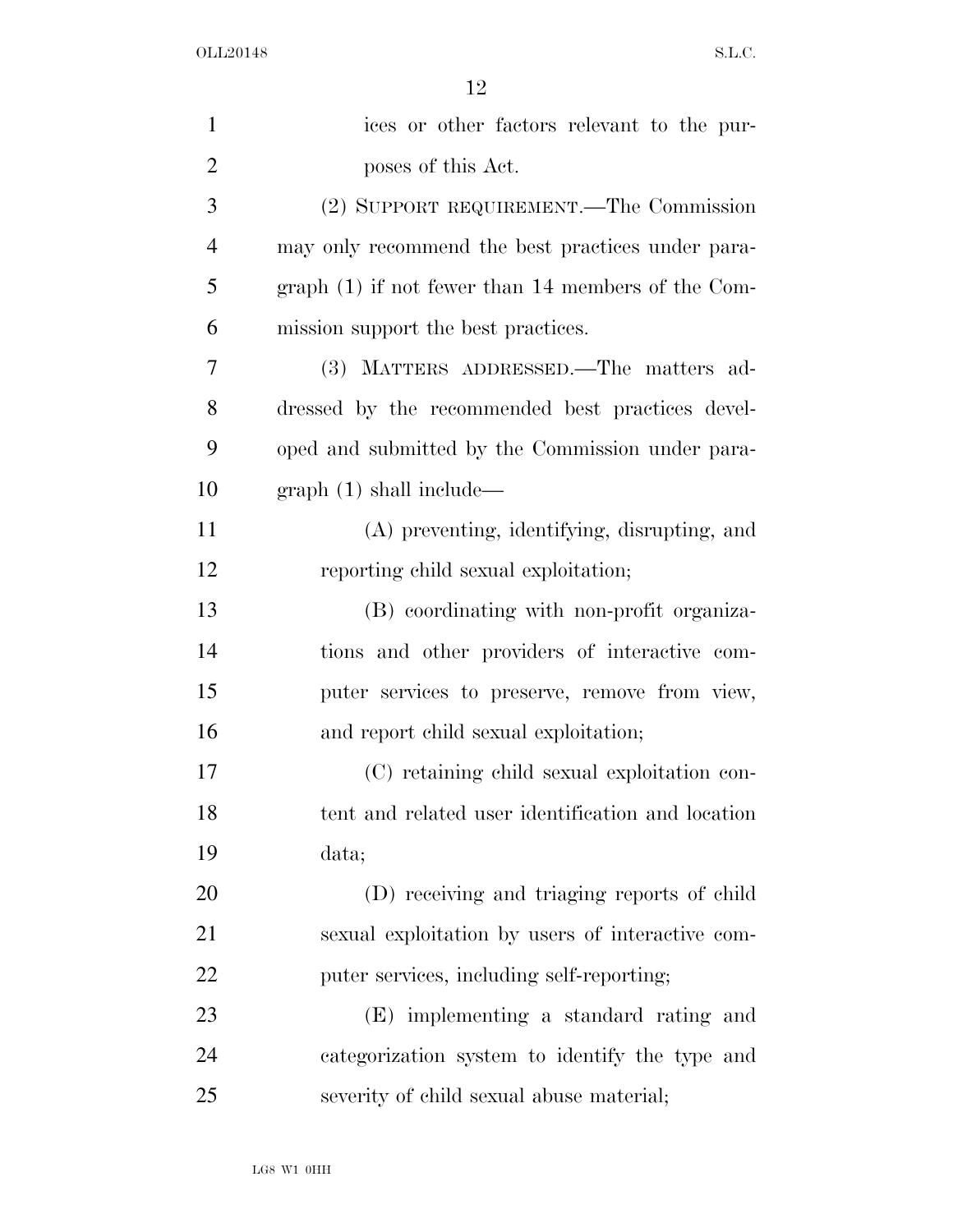ices or other factors relevant to the purposes of this Act.

(2) SUPPORT REQUIREMENT.—The Commission may only recommend the best practices under paragraph (1) if not fewer than 14 members of the Commission support the best practices.

(3) MATTERS ADDRESSED.—The matters addressed by the recommended best practices developed and submitted by the Commission under paragraph (1) shall include—

(A) preventing, identifying, disrupting, and reporting child sexual exploitation;

(B) coordinating with non-profit organizations and other providers of interactive computer services to preserve, remove from view, and report child sexual exploitation;

(C) retaining child sexual exploitation content and related user identification and location data;

(D) receiving and triaging reports of child sexual exploitation by users of interactive computer services, including self-reporting;

(E) implementing a standard rating and categorization system to identify the type and severity of child sexual abuse material;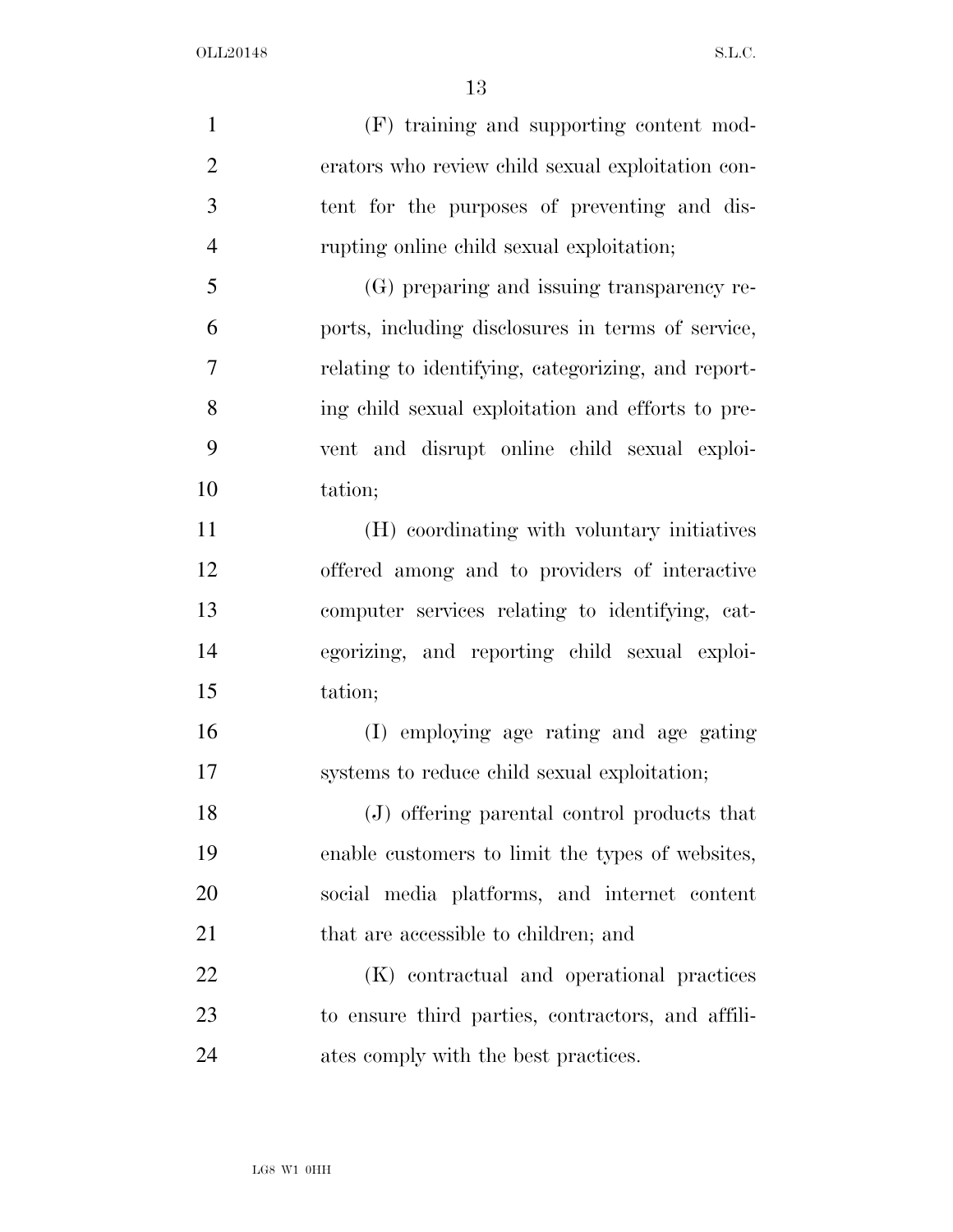(F) training and supporting content moderators who review child sexual exploitation content for the purposes of preventing and disrupting online child sexual exploitation;

(G) preparing and issuing transparency reports, including disclosures in terms of service, relating to identifying, categorizing, and reporting child sexual exploitation and efforts to prevent and disrupt online child sexual exploitation;

(H) coordinating with voluntary initiatives offered among and to providers of interactive computer services relating to identifying, categorizing, and reporting child sexual exploitation;

(I) employing age rating and age gating systems to reduce child sexual exploitation;

(J) offering parental control products that enable customers to limit the types of websites, social media platforms, and internet content that are accessible to children; and

(K) contractual and operational practices to ensure third parties, contractors, and affiliates comply with the best practices.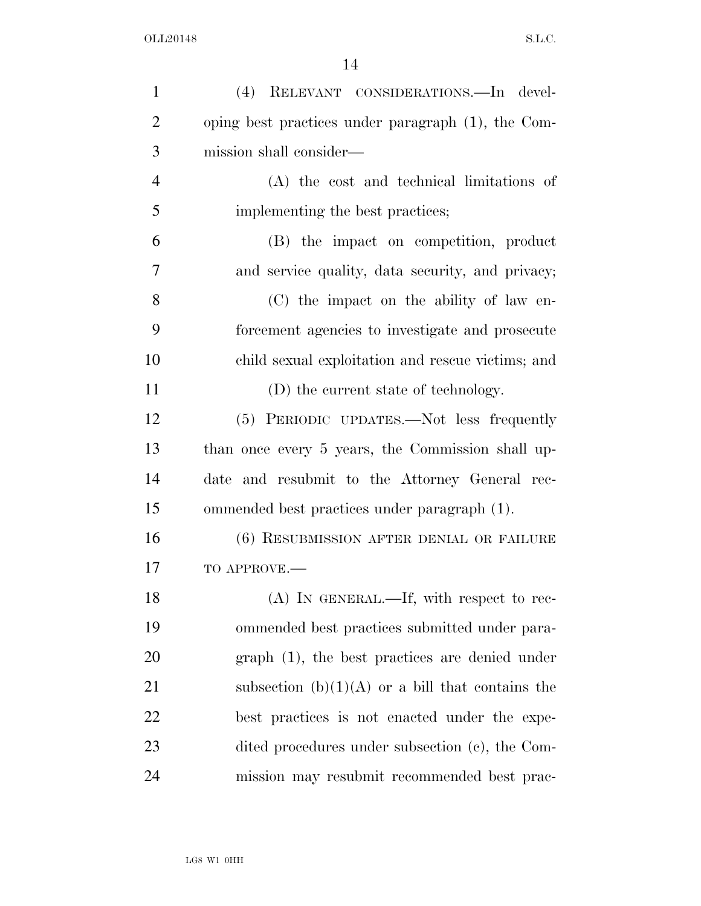(4) RELEVANT CONSIDERATIONS.—In developing best practices under paragraph (1), the Commission shall consider—

(A) the cost and technical limitations of implementing the best practices;

(B) the impact on competition, product and service quality, data security, and privacy;

(C) the impact on the ability of law enforcement agencies to investigate and prosecute child sexual exploitation and rescue victims; and

(D) the current state of technology.

(5) PERIODIC UPDATES.—Not less frequently than once every 5 years, the Commission shall update and resubmit to the Attorney General recommended best practices under paragraph (1).

(6) RESUBMISSION AFTER DENIAL OR FAILURE TO APPROVE.—

(A) IN GENERAL.—If, with respect to recommended best practices submitted under paragraph (1), the best practices are denied under subsection (b)(1)(A) or a bill that contains the best practices is not enacted under the expedited procedures under subsection (c), the Commission may resubmit recommended best prac-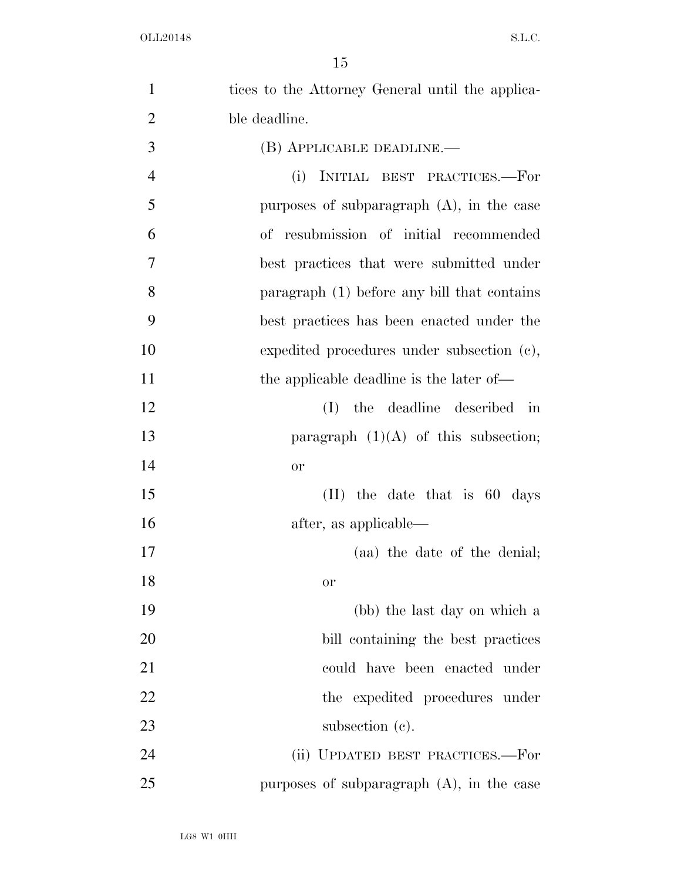tices to the Attorney General until the applicable deadline.

(B) APPLICABLE DEADLINE.—

(i) INITIAL BEST PRACTICES.—For purposes of subparagraph (A), in the case of resubmission of initial recommended best practices that were submitted under paragraph (1) before any bill that contains best practices has been enacted under the expedited procedures under subsection (c), the applicable deadline is the later of—

(I) the deadline described in paragraph (1)(A) of this subsection; or

(II) the date that is 60 days after, as applicable—

(aa) the date of the denial; or

(bb) the last day on which a bill containing the best practices could have been enacted under the expedited procedures under subsection (c).

(ii) UPDATED BEST PRACTICES.—For purposes of subparagraph (A), in the case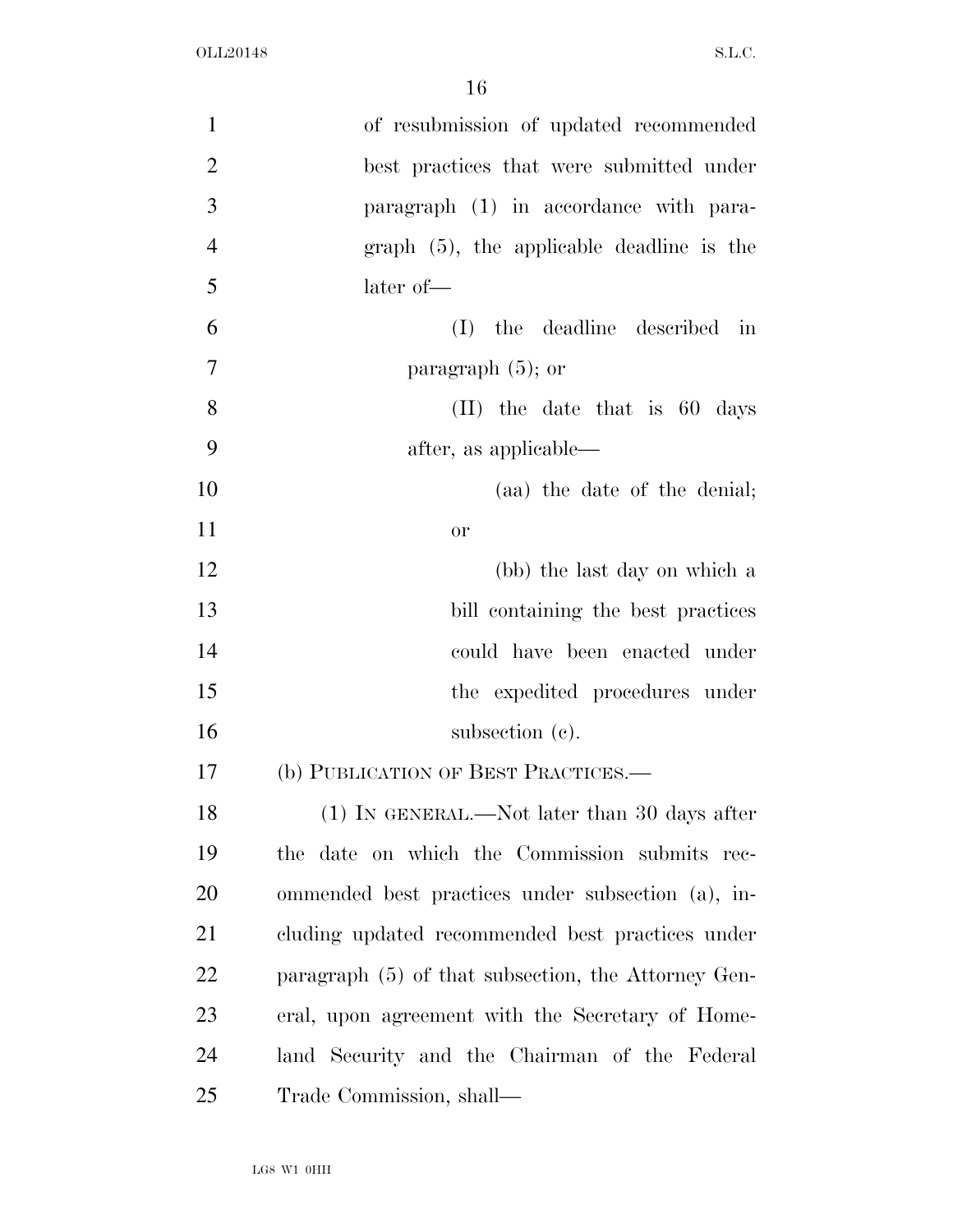of resubmission of updated recommended best practices that were submitted under paragraph (1) in accordance with paragraph (5), the applicable deadline is the later of—

(I) the deadline described in paragraph (5); or

(II) the date that is 60 days after, as applicable—

(aa) the date of the denial; or

(bb) the last day on which a bill containing the best practices could have been enacted under the expedited procedures under subsection (c).

(b) PUBLICATION OF BEST PRACTICES.—

(1) IN GENERAL.—Not later than 30 days after the date on which the Commission submits recommended best practices under subsection (a), including updated recommended best practices under paragraph (5) of that subsection, the Attorney General, upon agreement with the Secretary of Homeland Security and the Chairman of the Federal Trade Commission, shall—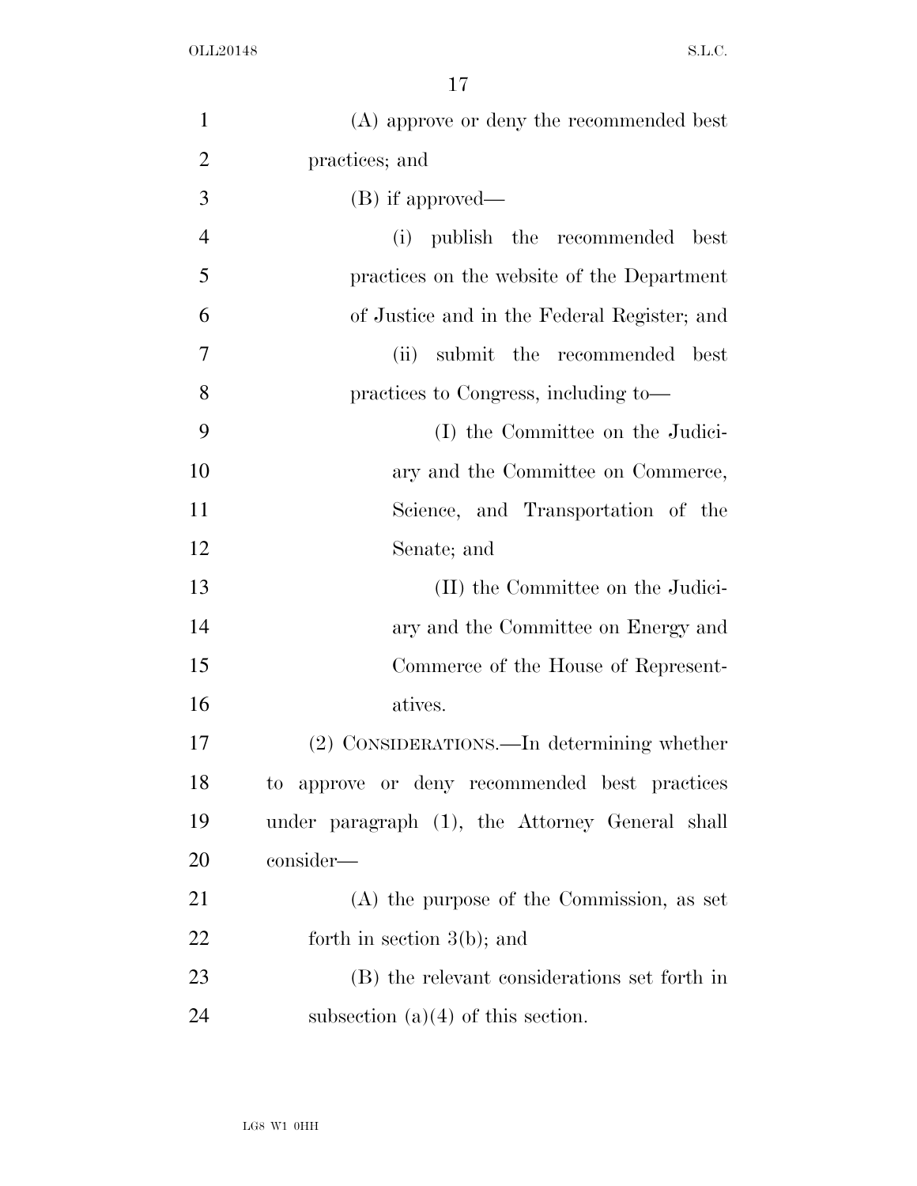(A) approve or deny the recommended best practices; and

(B) if approved—

(i) publish the recommended best practices on the website of the Department of Justice and in the Federal Register; and

(ii) submit the recommended best practices to Congress, including to—

(I) the Committee on the Judiciary and the Committee on Commerce, Science, and Transportation of the Senate; and

(II) the Committee on the Judiciary and the Committee on Energy and Commerce of the House of Representatives.

(2) CONSIDERATIONS.—In determining whether to approve or deny recommended best practices under paragraph (1), the Attorney General shall consider—

(A) the purpose of the Commission, as set forth in section 3(b); and

(B) the relevant considerations set forth in subsection (a)(4) of this section.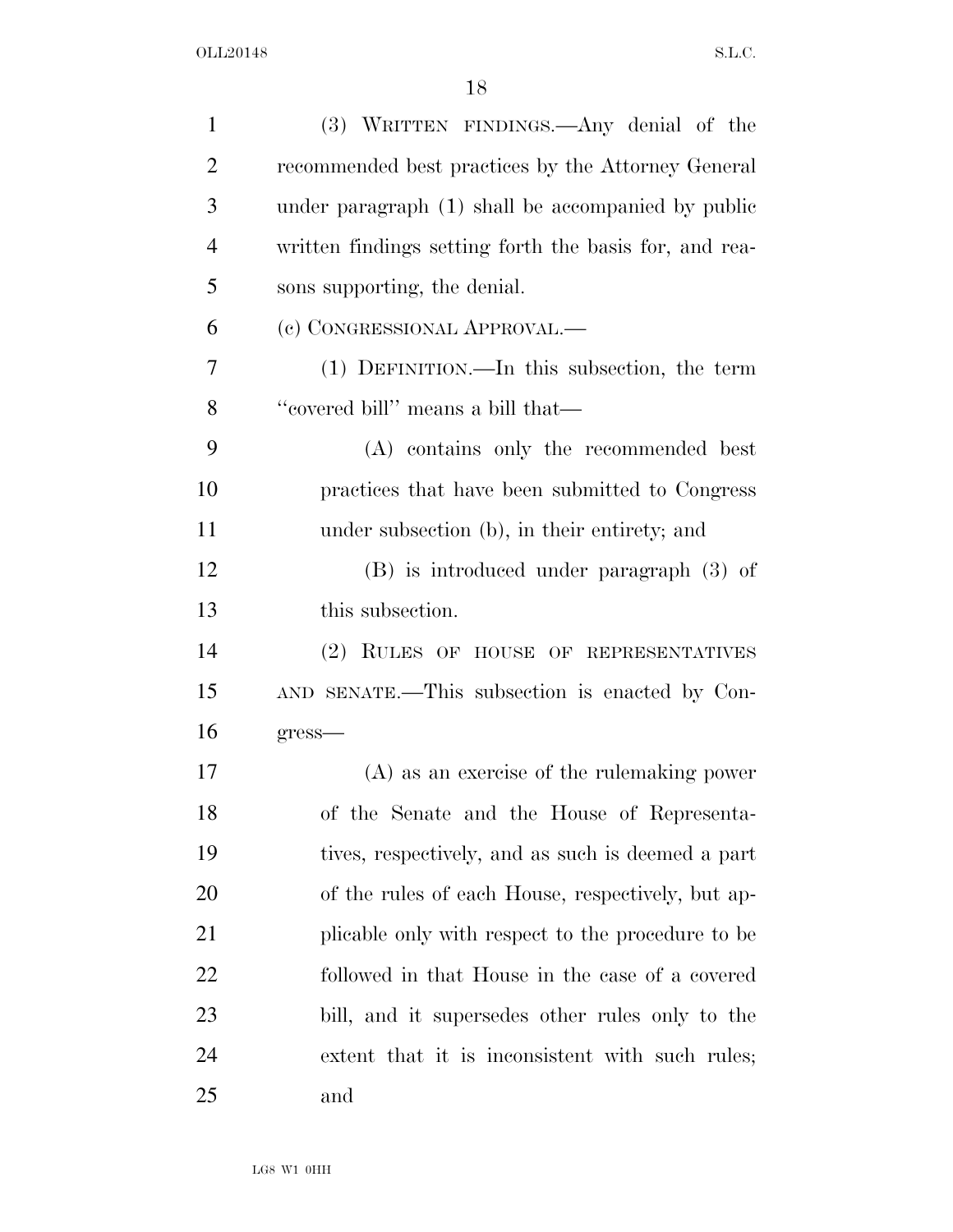(3) WRITTEN FINDINGS.—Any denial of the recommended best practices by the Attorney General under paragraph (1) shall be accompanied by public written findings setting forth the basis for, and reasons supporting, the denial.

(c) CONGRESSIONAL APPROVAL.—

(1) DEFINITION.—In this subsection, the term "covered bill" means a bill that—

(A) contains only the recommended best practices that have been submitted to Congress under subsection (b), in their entirety; and

(B) is introduced under paragraph (3) of this subsection.

(2) RULES OF HOUSE OF REPRESENTATIVES AND SENATE.—This subsection is enacted by Congress—

(A) as an exercise of the rulemaking power of the Senate and the House of Representatives, respectively, and as such is deemed a part of the rules of each House, respectively, but applicable only with respect to the procedure to be followed in that House in the case of a covered bill, and it supersedes other rules only to the extent that it is inconsistent with such rules; and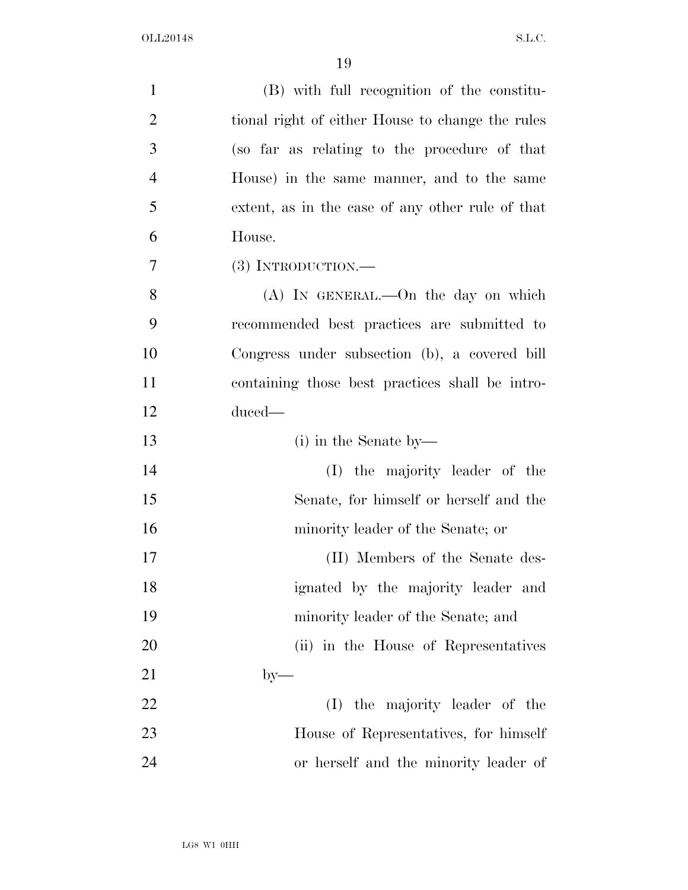(B) with full recognition of the constitutional right of either House to change the rules (so far as relating to the procedure of that House) in the same manner, and to the same extent, as in the case of any other rule of that House.

(3) INTRODUCTION.—

(A) IN GENERAL.—On the day on which recommended best practices are submitted to Congress under subsection (b), a covered bill containing those best practices shall be introduced—

(i) in the Senate by—

(I) the majority leader of the Senate, for himself or herself and the minority leader of the Senate; or

(II) Members of the Senate designated by the majority leader and minority leader of the Senate; and

(ii) in the House of Representatives by—

(I) the majority leader of the House of Representatives, for himself or herself and the minority leader of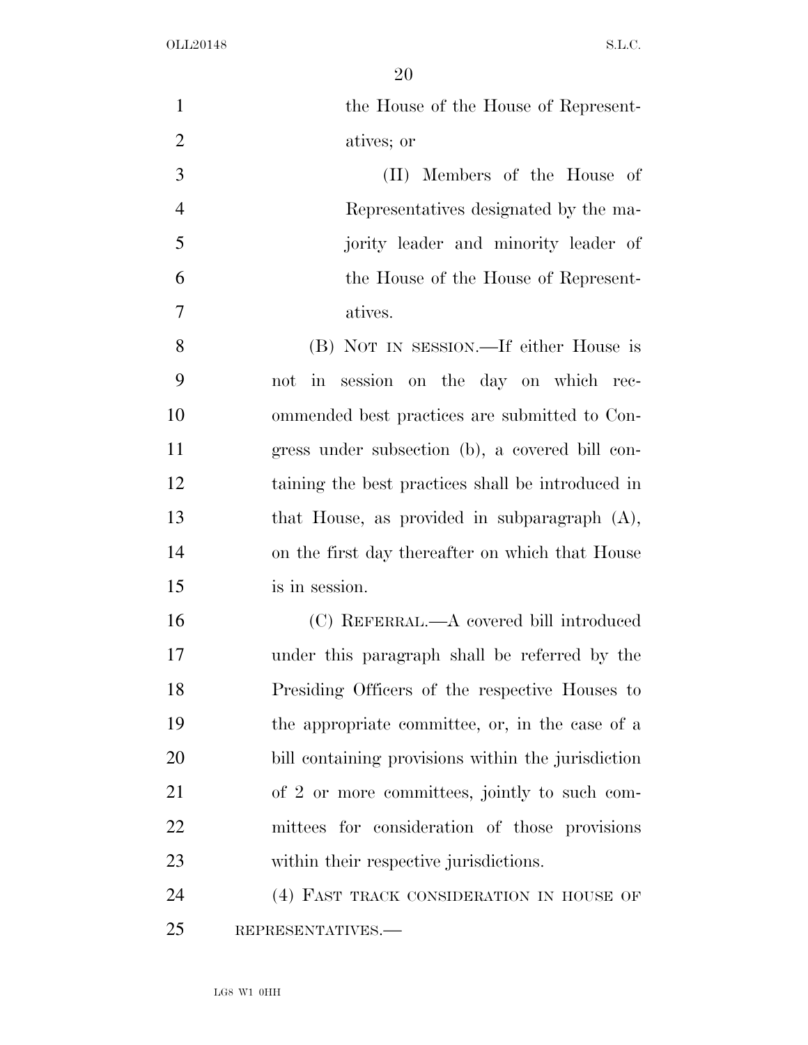the House of the House of Representatives; or

(II) Members of the House of Representatives designated by the majority leader and minority leader of the House of the House of Representatives.

(B) NOT IN SESSION.—If either House is not in session on the day on which recommended best practices are submitted to Congress under subsection (b), a covered bill containing the best practices shall be introduced in that House, as provided in subparagraph (A), on the first day thereafter on which that House is in session.

(C) REFERRAL.—A covered bill introduced under this paragraph shall be referred by the Presiding Officers of the respective Houses to the appropriate committee, or, in the case of a bill containing provisions within the jurisdiction of 2 or more committees, jointly to such committees for consideration of those provisions within their respective jurisdictions.

(4) FAST TRACK CONSIDERATION IN HOUSE OF REPRESENTATIVES.—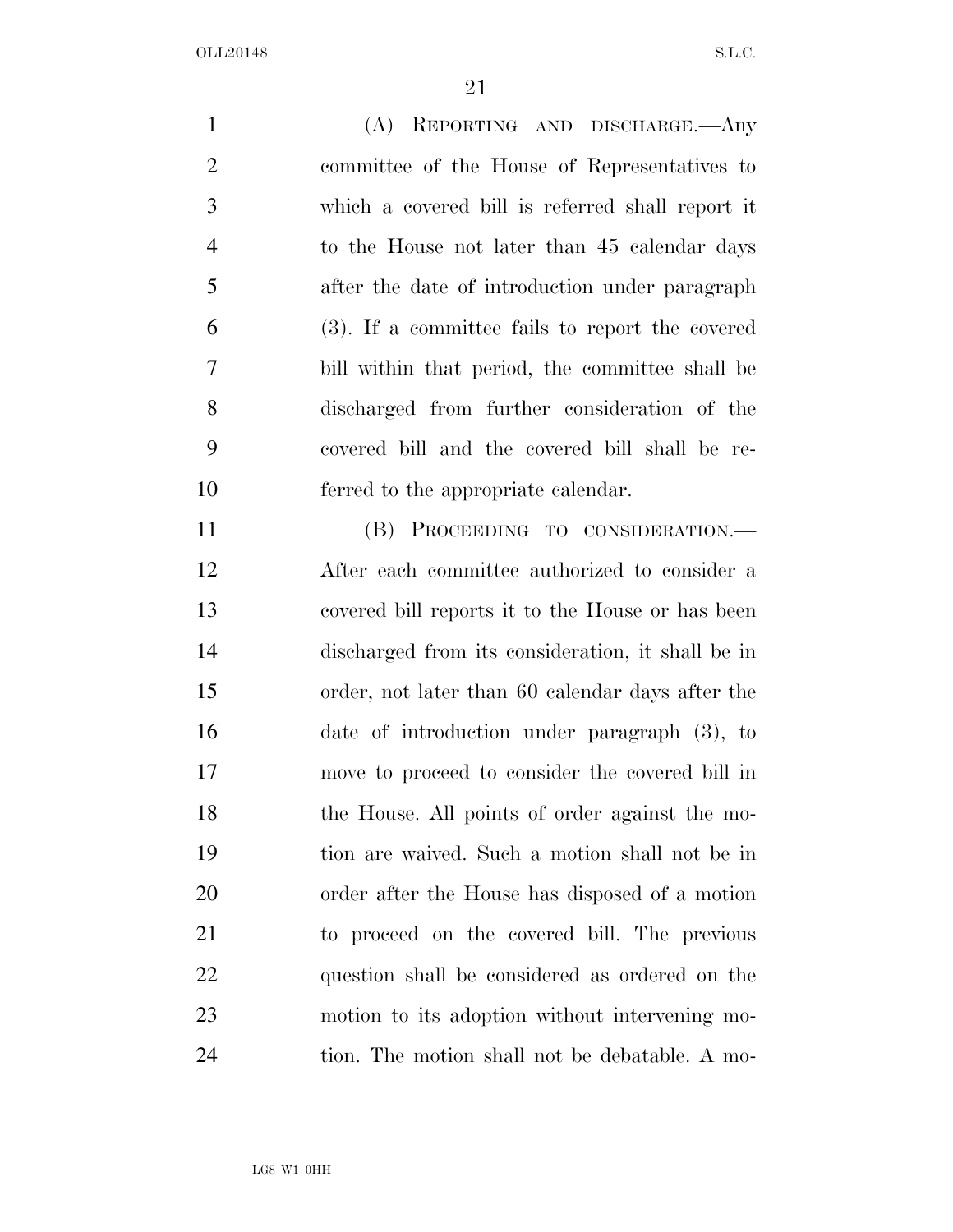(A) REPORTING AND DISCHARGE.—Any committee of the House of Representatives to which a covered bill is referred shall report it to the House not later than 45 calendar days after the date of introduction under paragraph (3). If a committee fails to report the covered bill within that period, the committee shall be discharged from further consideration of the covered bill and the covered bill shall be referred to the appropriate calendar.

(B) PROCEEDING TO CONSIDERATION.—After each committee authorized to consider a covered bill reports it to the House or has been discharged from its consideration, it shall be in order, not later than 60 calendar days after the date of introduction under paragraph (3), to move to proceed to consider the covered bill in the House. All points of order against the motion are waived. Such a motion shall not be in order after the House has disposed of a motion to proceed on the covered bill. The previous question shall be considered as ordered on the motion to its adoption without intervening motion. The motion shall not be debatable. A mo-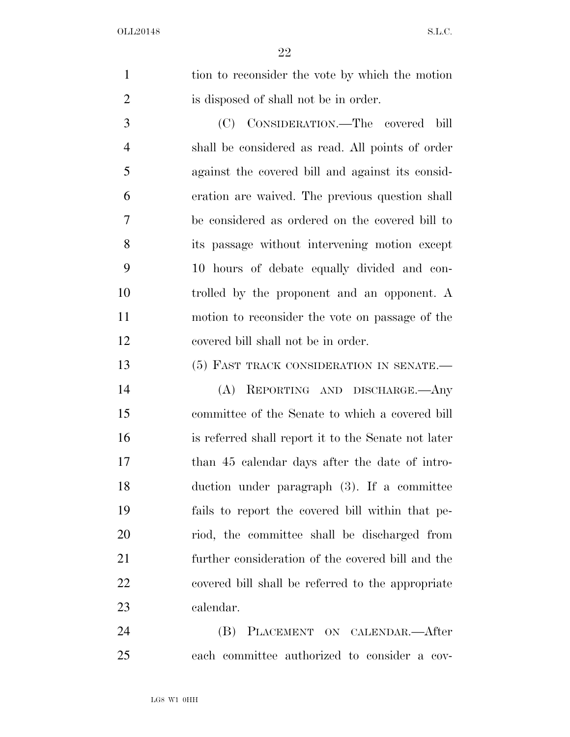tion to reconsider the vote by which the motion is disposed of shall not be in order.

(C) CONSIDERATION.—The covered bill shall be considered as read. All points of order against the covered bill and against its consideration are waived. The previous question shall be considered as ordered on the covered bill to its passage without intervening motion except 10 hours of debate equally divided and controlled by the proponent and an opponent. A motion to reconsider the vote on passage of the covered bill shall not be in order.

(5) FAST TRACK CONSIDERATION IN SENATE.—

(A) REPORTING AND DISCHARGE.—Any committee of the Senate to which a covered bill is referred shall report it to the Senate not later than 45 calendar days after the date of introduction under paragraph (3). If a committee fails to report the covered bill within that period, the committee shall be discharged from further consideration of the covered bill and the covered bill shall be referred to the appropriate calendar.

(B) PLACEMENT ON CALENDAR.—After each committee authorized to consider a cov-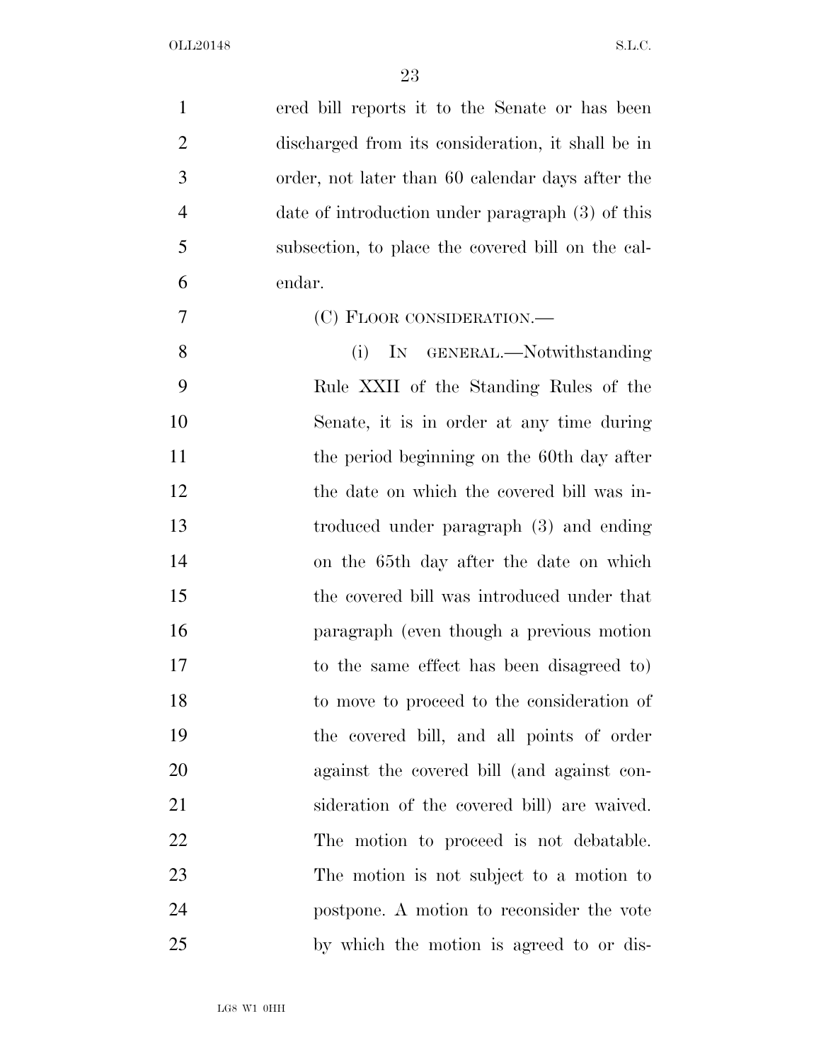ered bill reports it to the Senate or has been discharged from its consideration, it shall be in order, not later than 60 calendar days after the date of introduction under paragraph (3) of this subsection, to place the covered bill on the calendar.

(C) FLOOR CONSIDERATION.—

(i) IN GENERAL.—Notwithstanding Rule XXII of the Standing Rules of the Senate, it is in order at any time during the period beginning on the 60th day after the date on which the covered bill was introduced under paragraph (3) and ending on the 65th day after the date on which the covered bill was introduced under that paragraph (even though a previous motion to the same effect has been disagreed to) to move to proceed to the consideration of the covered bill, and all points of order against the covered bill (and against consideration of the covered bill) are waived. The motion to proceed is not debatable. The motion is not subject to a motion to postpone. A motion to reconsider the vote by which the motion is agreed to or dis-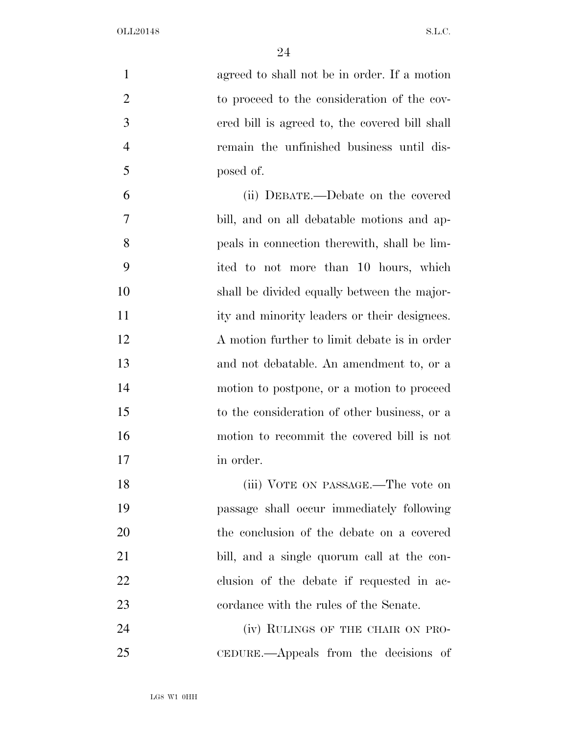agreed to shall not be in order. If a motion to proceed to the consideration of the covered bill is agreed to, the covered bill shall remain the unfinished business until disposed of.

(ii) DEBATE.—Debate on the covered bill, and on all debatable motions and appeals in connection therewith, shall be limited to not more than 10 hours, which shall be divided equally between the majority and minority leaders or their designees. A motion further to limit debate is in order and not debatable. An amendment to, or a motion to postpone, or a motion to proceed to the consideration of other business, or a motion to recommit the covered bill is not in order.

(iii) VOTE ON PASSAGE.—The vote on passage shall occur immediately following the conclusion of the debate on a covered bill, and a single quorum call at the conclusion of the debate if requested in accordance with the rules of the Senate.

(iv) RULINGS OF THE CHAIR ON PROCEDURE.—Appeals from the decisions of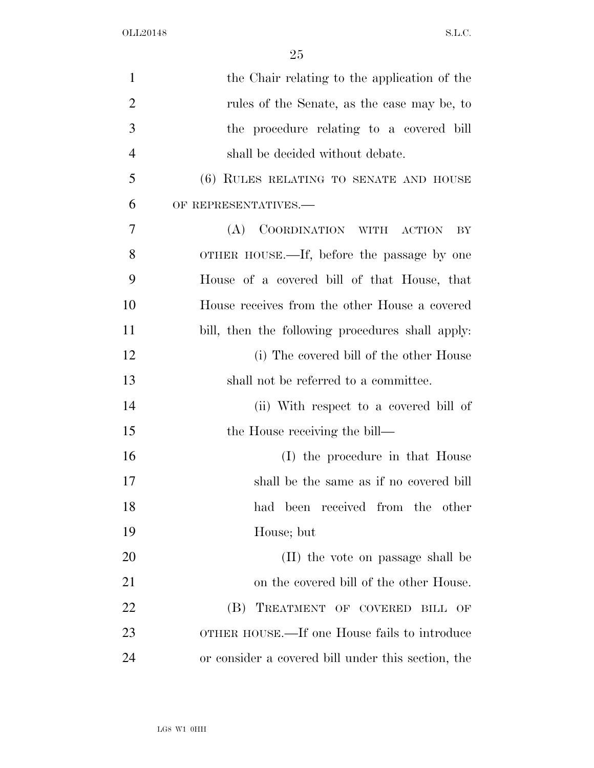the Chair relating to the application of the rules of the Senate, as the case may be, to the procedure relating to a covered bill shall be decided without debate.

(6) RULES RELATING TO SENATE AND HOUSE OF REPRESENTATIVES.—

(A) COORDINATION WITH ACTION BY OTHER HOUSE.—If, before the passage by one House of a covered bill of that House, that House receives from the other House a covered bill, then the following procedures shall apply:

(i) The covered bill of the other House shall not be referred to a committee.

(ii) With respect to a covered bill of the House receiving the bill—

(I) the procedure in that House shall be the same as if no covered bill had been received from the other House; but

(II) the vote on passage shall be on the covered bill of the other House.

(B) TREATMENT OF COVERED BILL OF OTHER HOUSE.—If one House fails to introduce or consider a covered bill under this section, the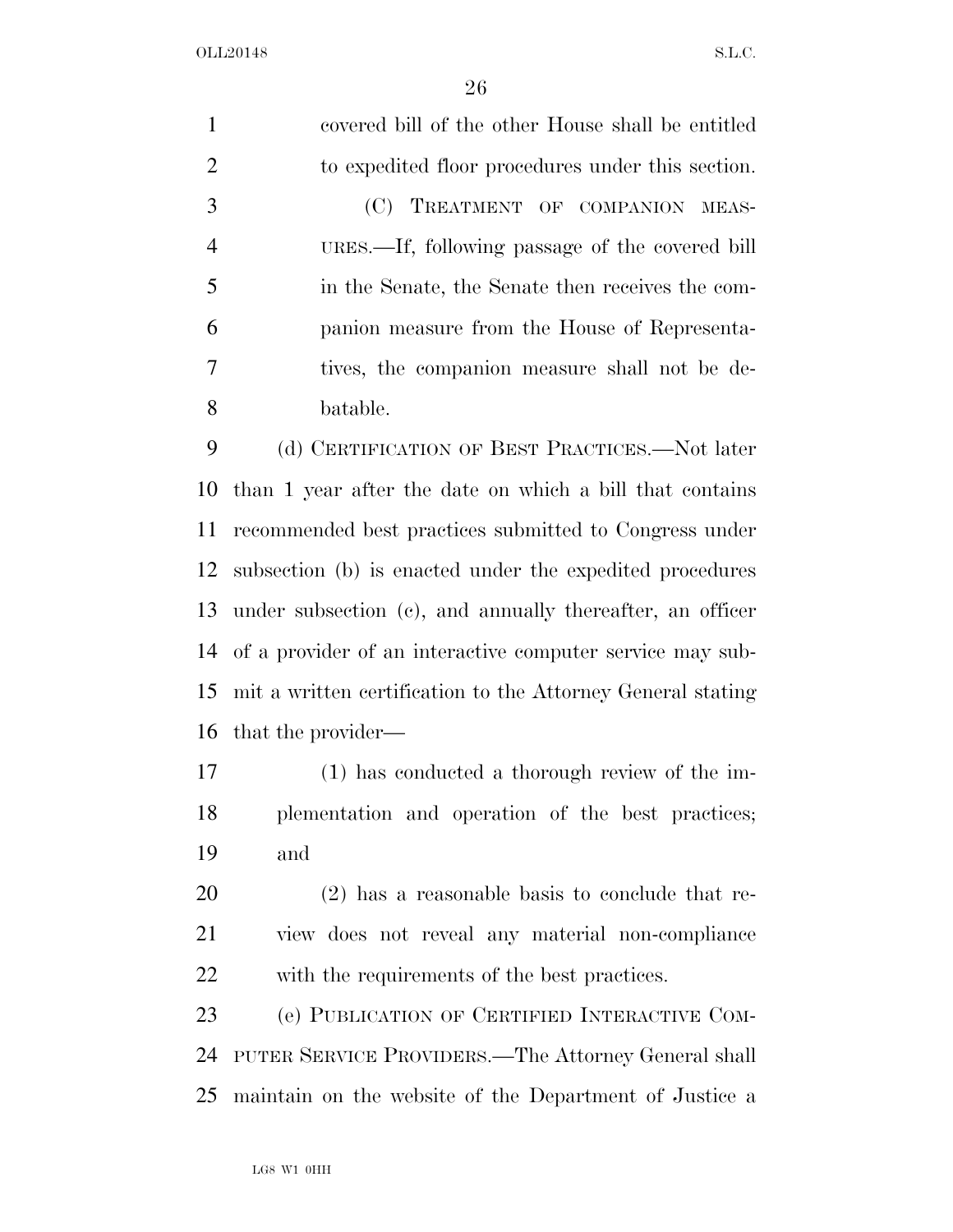covered bill of the other House shall be entitled to expedited floor procedures under this section.

(C) TREATMENT OF COMPANION MEASURES.—If, following passage of the covered bill in the Senate, the Senate then receives the companion measure from the House of Representatives, the companion measure shall not be debatable.

(d) CERTIFICATION OF BEST PRACTICES.—Not later than 1 year after the date on which a bill that contains recommended best practices submitted to Congress under subsection (b) is enacted under the expedited procedures under subsection (c), and annually thereafter, an officer of a provider of an interactive computer service may submit a written certification to the Attorney General stating that the provider—

(1) has conducted a thorough review of the implementation and operation of the best practices; and

(2) has a reasonable basis to conclude that review does not reveal any material non-compliance with the requirements of the best practices.

(e) PUBLICATION OF CERTIFIED INTERACTIVE COMPUTER SERVICE PROVIDERS.—The Attorney General shall maintain on the website of the Department of Justice a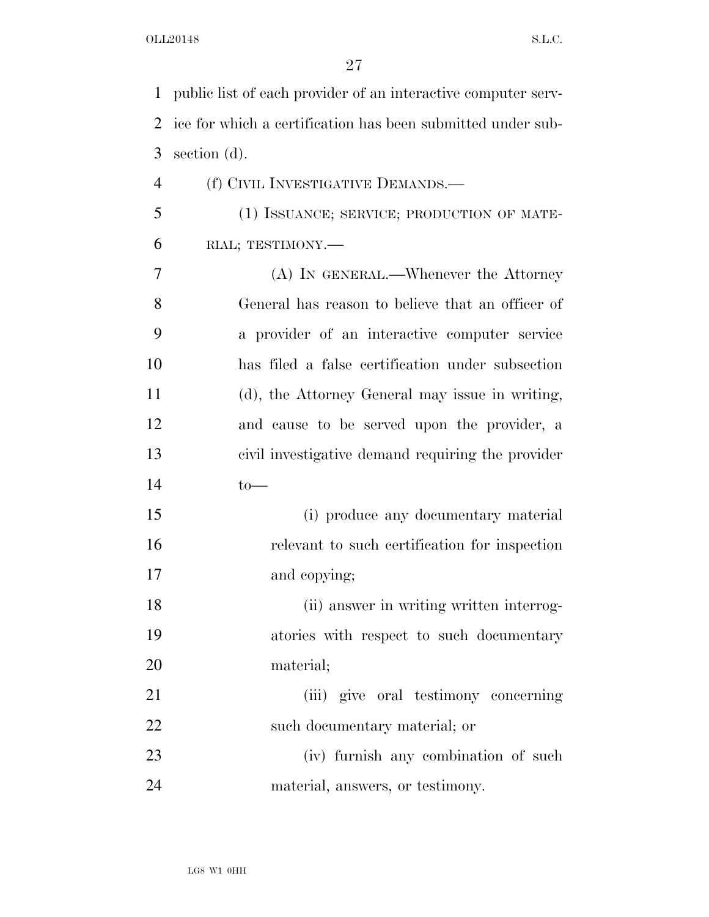public list of each provider of an interactive computer service for which a certification has been submitted under subsection (d).

(f) CIVIL INVESTIGATIVE DEMANDS.—

(1) ISSUANCE; SERVICE; PRODUCTION OF MATERIAL; TESTIMONY.—

(A) IN GENERAL.—Whenever the Attorney General has reason to believe that an officer of a provider of an interactive computer service has filed a false certification under subsection (d), the Attorney General may issue in writing, and cause to be served upon the provider, a civil investigative demand requiring the provider to—

(i) produce any documentary material relevant to such certification for inspection and copying;

(ii) answer in writing written interrogatories with respect to such documentary material;

(iii) give oral testimony concerning such documentary material; or

(iv) furnish any combination of such material, answers, or testimony.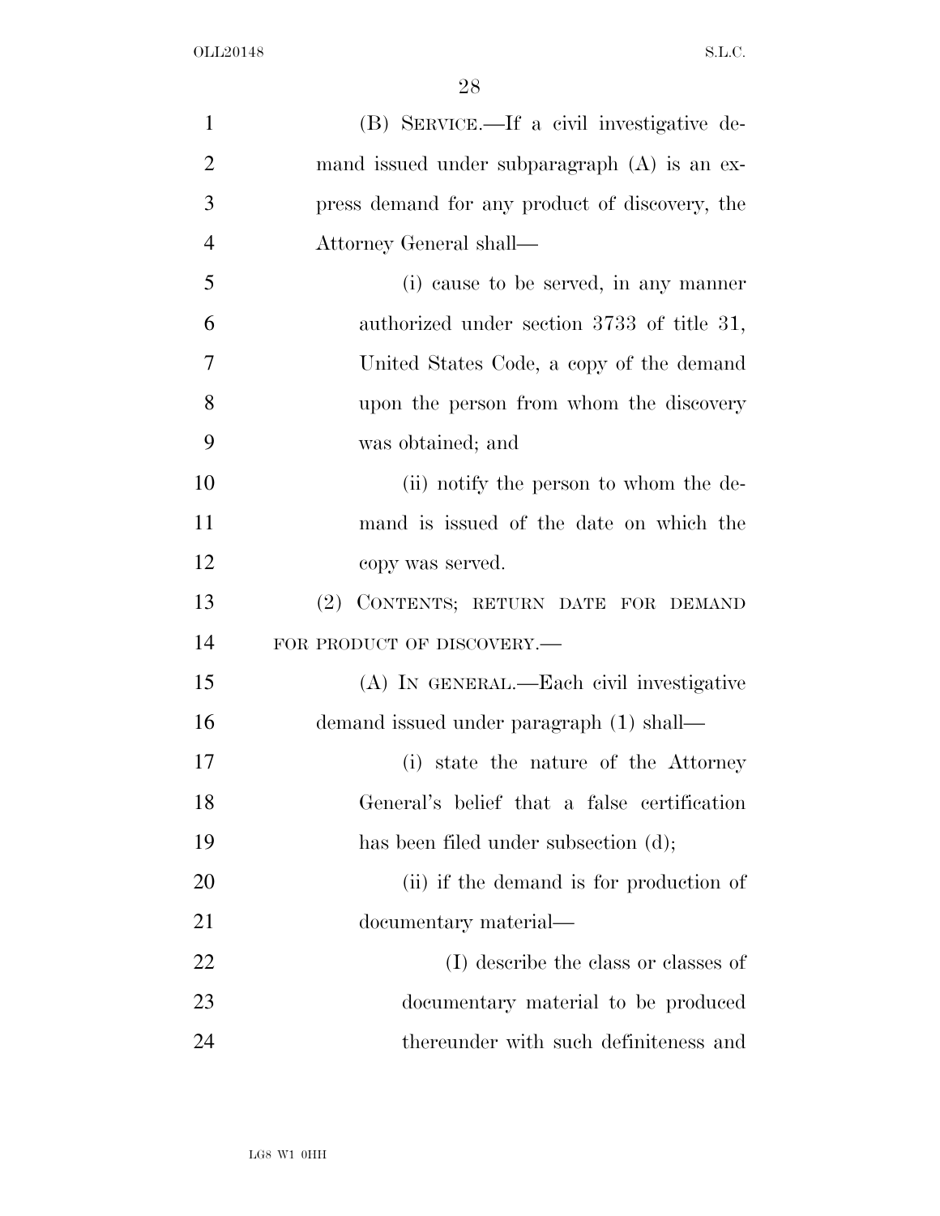(B) SERVICE.—If a civil investigative demand issued under subparagraph (A) is an express demand for any product of discovery, the Attorney General shall—

(i) cause to be served, in any manner authorized under section 3733 of title 31, United States Code, a copy of the demand upon the person from whom the discovery was obtained; and

(ii) notify the person to whom the demand is issued of the date on which the copy was served.

(2) CONTENTS; RETURN DATE FOR DEMAND FOR PRODUCT OF DISCOVERY.—

(A) IN GENERAL.—Each civil investigative demand issued under paragraph (1) shall—

(i) state the nature of the Attorney General's belief that a false certification has been filed under subsection (d);

(ii) if the demand is for production of documentary material—

(I) describe the class or classes of documentary material to be produced thereunder with such definiteness and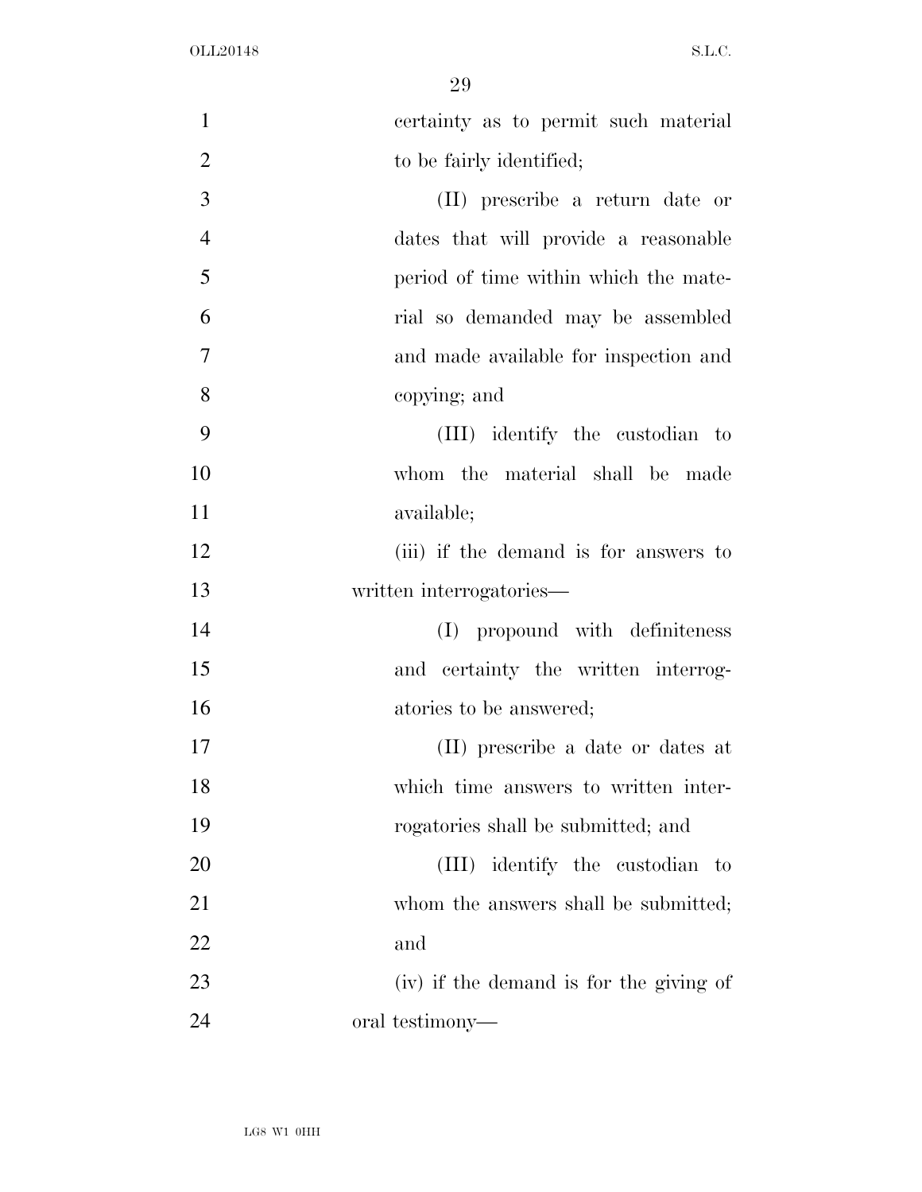certainty as to permit such material to be fairly identified;

(II) prescribe a return date or dates that will provide a reasonable period of time within which the material so demanded may be assembled and made available for inspection and copying; and

(III) identify the custodian to whom the material shall be made available;

(iii) if the demand is for answers to written interrogatories—

(I) propound with definiteness and certainty the written interrogatories to be answered;

(II) prescribe a date or dates at which time answers to written interrogatories shall be submitted; and

(III) identify the custodian to whom the answers shall be submitted; and

(iv) if the demand is for the giving of oral testimony—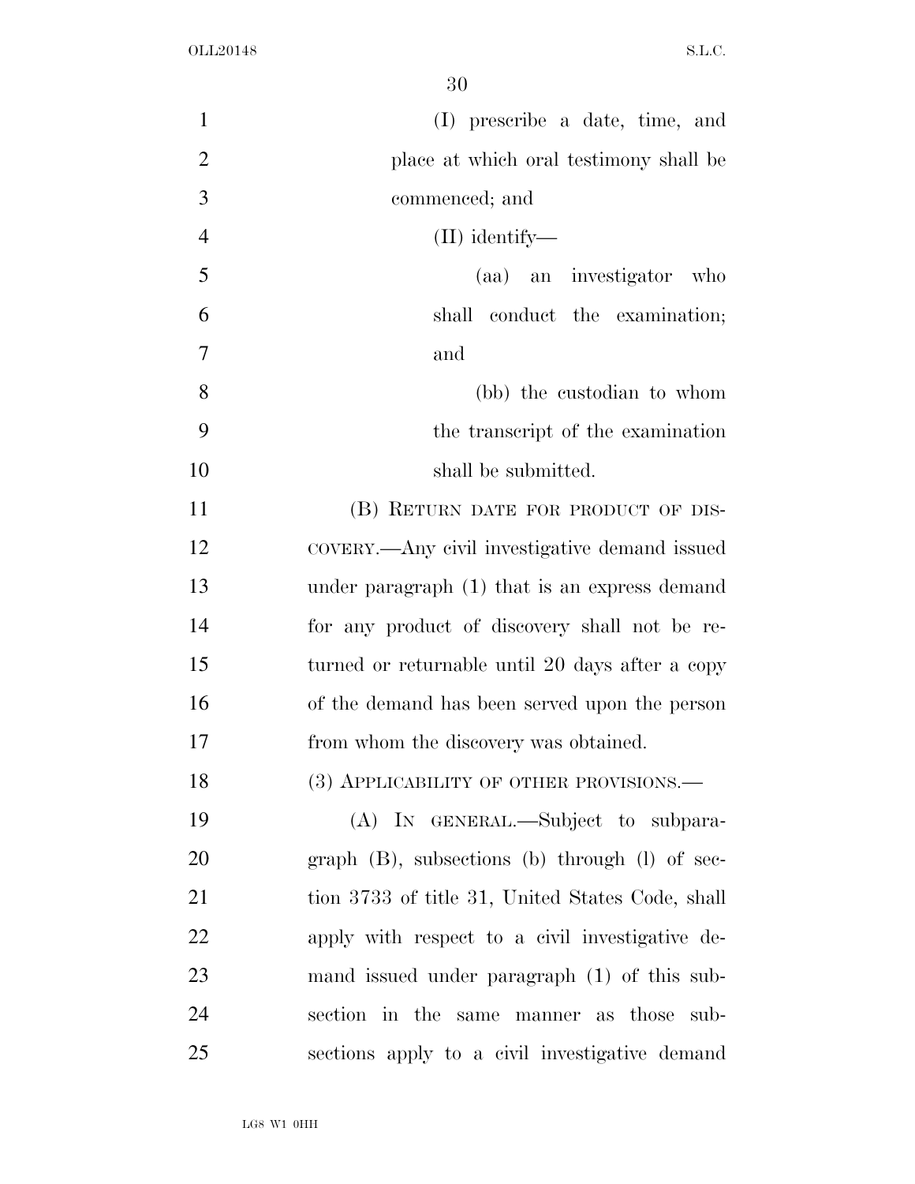(I) prescribe a date, time, and place at which oral testimony shall be commenced; and

(II) identify—

(aa) an investigator who shall conduct the examination; and

(bb) the custodian to whom the transcript of the examination shall be submitted.

(B) RETURN DATE FOR PRODUCT OF DISCOVERY.—Any civil investigative demand issued under paragraph (1) that is an express demand for any product of discovery shall not be returned or returnable until 20 days after a copy of the demand has been served upon the person from whom the discovery was obtained.

(3) APPLICABILITY OF OTHER PROVISIONS.—

(A) IN GENERAL.—Subject to subparagraph (B), subsections (b) through (l) of section 3733 of title 31, United States Code, shall apply with respect to a civil investigative demand issued under paragraph (1) of this subsection in the same manner as those subsections apply to a civil investigative demand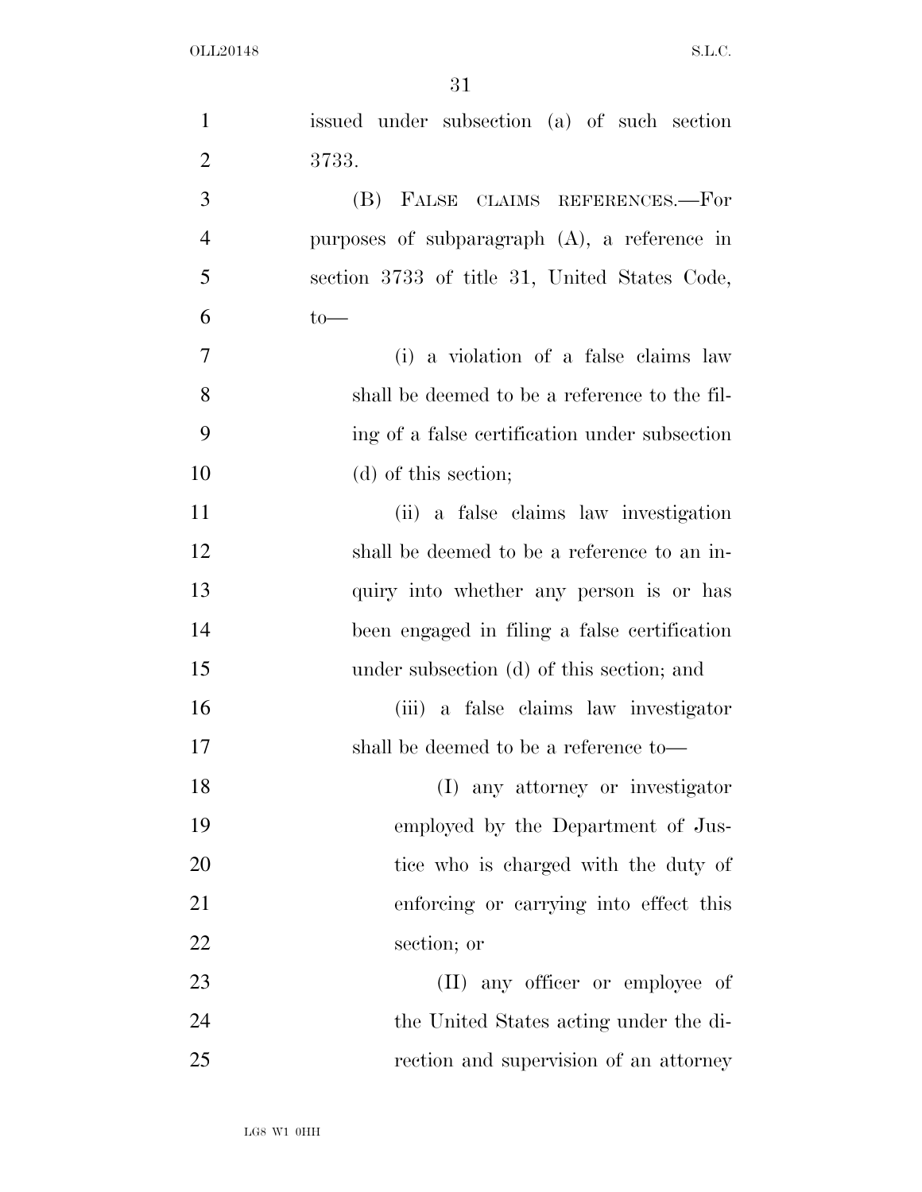issued under subsection (a) of such section 3733.

(B) FALSE CLAIMS REFERENCES.—For purposes of subparagraph (A), a reference in section 3733 of title 31, United States Code, to—

(i) a violation of a false claims law shall be deemed to be a reference to the filing of a false certification under subsection (d) of this section;

(ii) a false claims law investigation shall be deemed to be a reference to an inquiry into whether any person is or has been engaged in filing a false certification under subsection (d) of this section; and

(iii) a false claims law investigator shall be deemed to be a reference to—

(I) any attorney or investigator employed by the Department of Justice who is charged with the duty of enforcing or carrying into effect this section; or

(II) any officer or employee of the United States acting under the direction and supervision of an attorney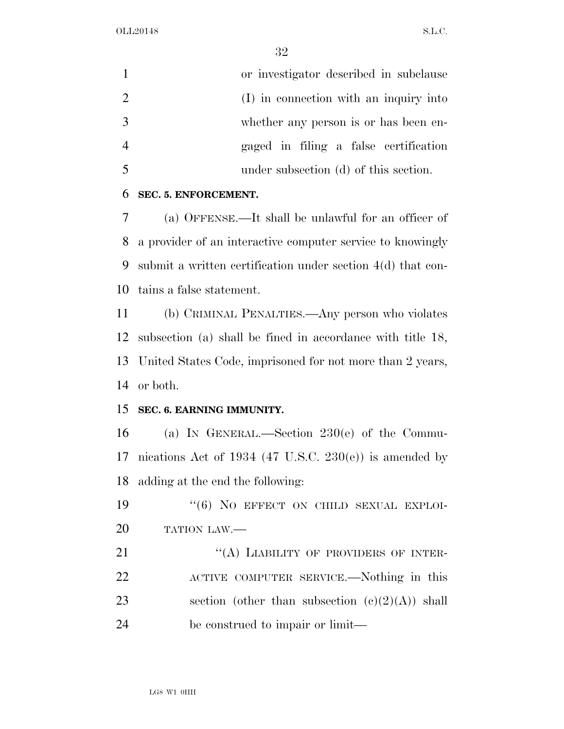or investigator described in subclause (I) in connection with an inquiry into whether any person is or has been engaged in filing a false certification under subsection (d) of this section.

**SEC. 5. ENFORCEMENT.**

(a) OFFENSE.—It shall be unlawful for an officer of a provider of an interactive computer service to knowingly submit a written certification under section 4(d) that contains a false statement.

(b) CRIMINAL PENALTIES.—Any person who violates subsection (a) shall be fined in accordance with title 18, United States Code, imprisoned for not more than 2 years, or both.

**SEC. 6. EARNING IMMUNITY.**

(a) IN GENERAL.—Section 230(e) of the Communications Act of 1934 (47 U.S.C. 230(e)) is amended by adding at the end the following:

"(6) NO EFFECT ON CHILD SEXUAL EXPLOITATION LAW.—

"(A) LIABILITY OF PROVIDERS OF INTERACTIVE COMPUTER SERVICE.—Nothing in this section (other than subsection (c)(2)(A)) shall be construed to impair or limit—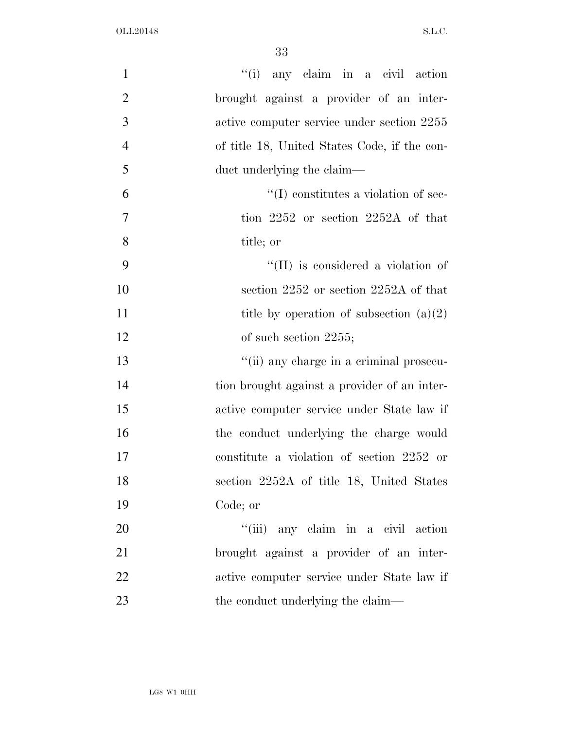"(i) any claim in a civil action brought against a provider of an interactive computer service under section 2255 of title 18, United States Code, if the conduct underlying the claim—

"(I) constitutes a violation of section 2252 or section 2252A of that title; or

"(II) is considered a violation of section 2252 or section 2252A of that title by operation of subsection (a)(2) of such section 2255;

"(ii) any charge in a criminal prosecution brought against a provider of an interactive computer service under State law if the conduct underlying the charge would constitute a violation of section 2252 or section 2252A of title 18, United States Code; or

"(iii) any claim in a civil action brought against a provider of an interactive computer service under State law if the conduct underlying the claim—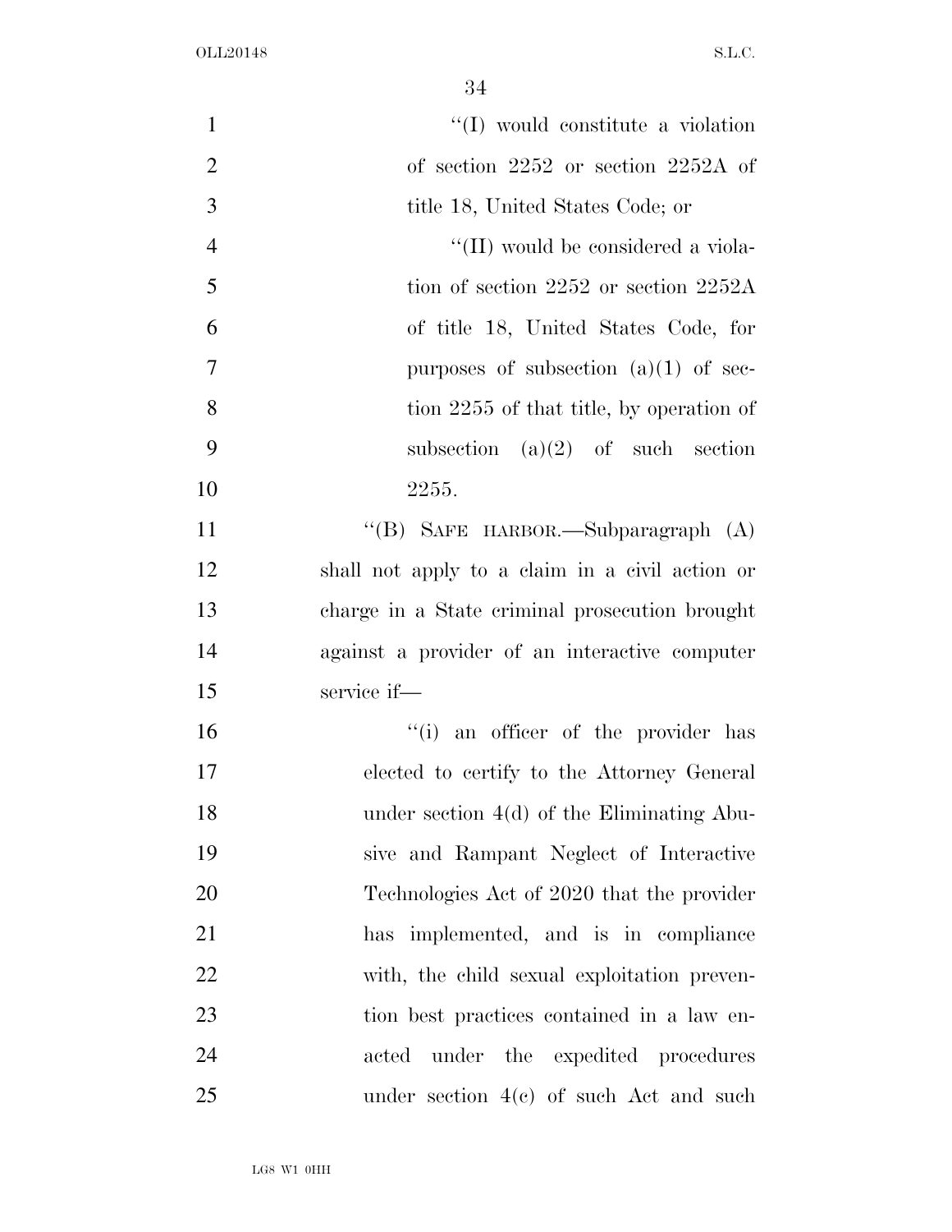''(I) would constitute a violation of section 2252 or section 2252A of title 18, United States Code; or

''(II) would be considered a violation of section 2252 or section 2252A of title 18, United States Code, for purposes of subsection (a)(1) of section 2255 of that title, by operation of subsection (a)(2) of such section 2255.

''(B) SAFE HARBOR.—Subparagraph (A) shall not apply to a claim in a civil action or charge in a State criminal prosecution brought against a provider of an interactive computer service if—

''(i) an officer of the provider has elected to certify to the Attorney General under section 4(d) of the Eliminating Abusive and Rampant Neglect of Interactive Technologies Act of 2020 that the provider has implemented, and is in compliance with, the child sexual exploitation prevention best practices contained in a law enacted under the expedited procedures under section 4(c) of such Act and such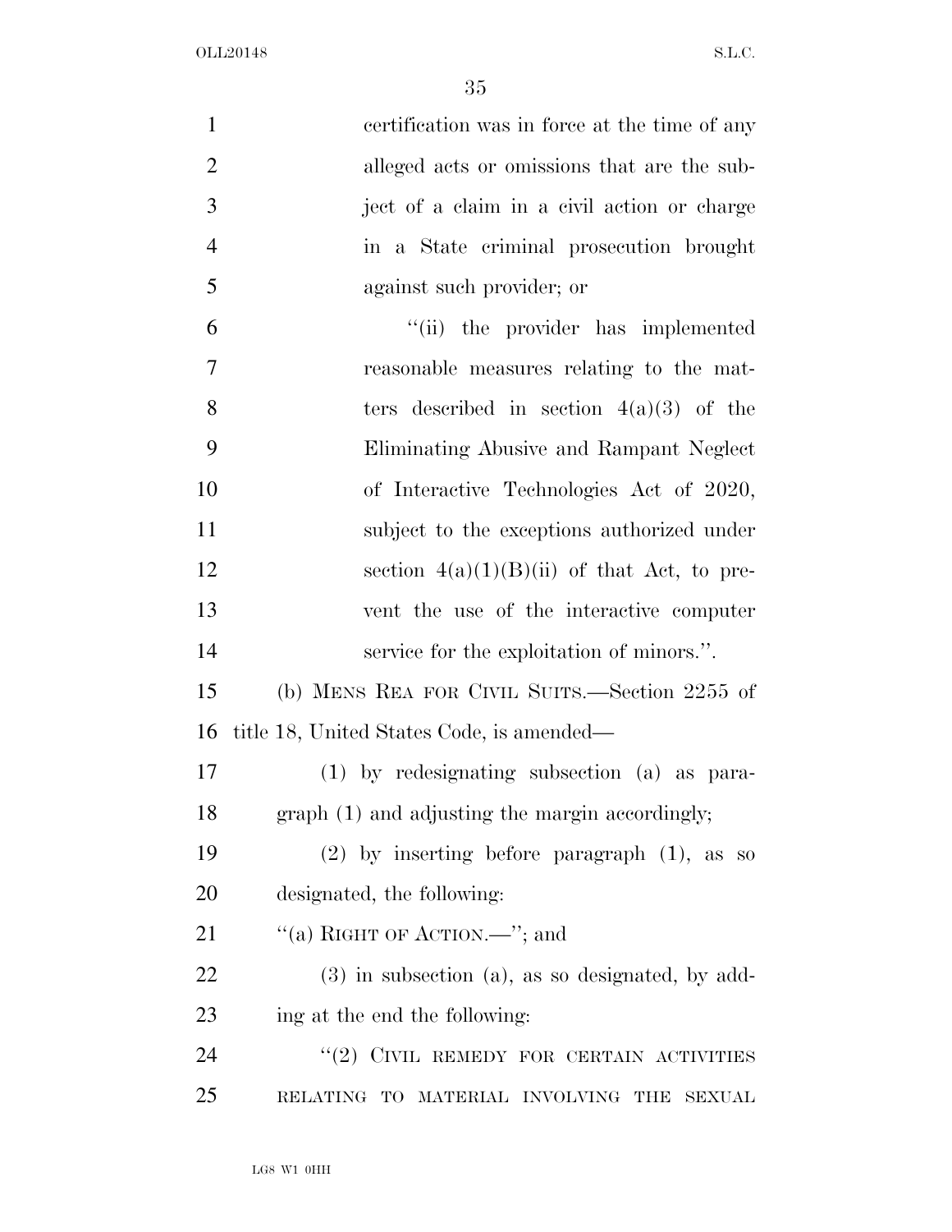certification was in force at the time of any alleged acts or omissions that are the subject of a claim in a civil action or charge in a State criminal prosecution brought against such provider; or

"(ii) the provider has implemented reasonable measures relating to the matters described in section 4(a)(3) of the Eliminating Abusive and Rampant Neglect of Interactive Technologies Act of 2020, subject to the exceptions authorized under section 4(a)(1)(B)(ii) of that Act, to prevent the use of the interactive computer service for the exploitation of minors.".

(b) MENS REA FOR CIVIL SUITS.—Section 2255 of title 18, United States Code, is amended—

(1) by redesignating subsection (a) as paragraph (1) and adjusting the margin accordingly;

(2) by inserting before paragraph (1), as so designated, the following:

"(a) RIGHT OF ACTION.—"; and

(3) in subsection (a), as so designated, by adding at the end the following:

"(2) CIVIL REMEDY FOR CERTAIN ACTIVITIES RELATING TO MATERIAL INVOLVING THE SEXUAL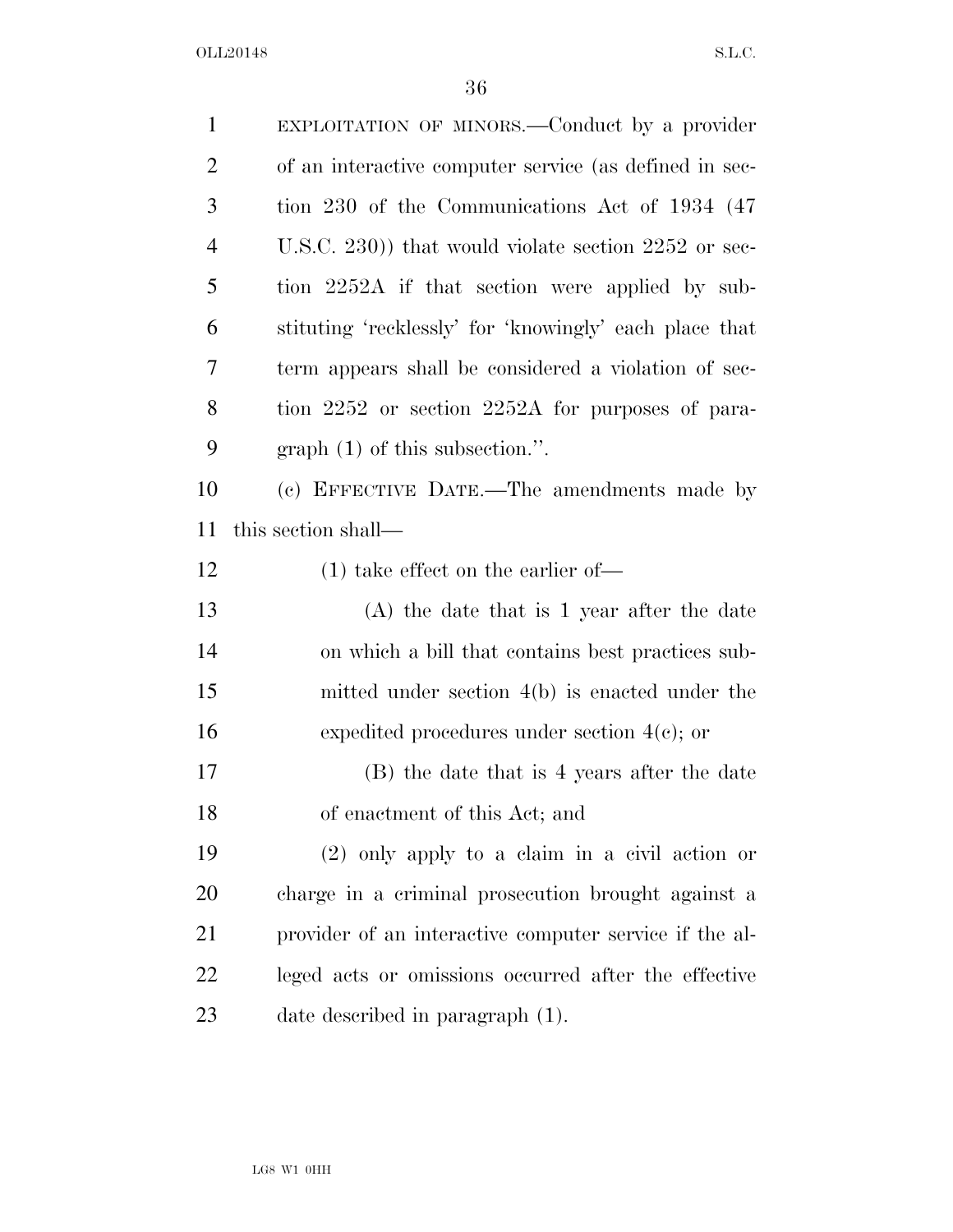EXPLOITATION OF MINORS.—Conduct by a provider of an interactive computer service (as defined in section 230 of the Communications Act of 1934 (47 U.S.C. 230)) that would violate section 2252 or section 2252A if that section were applied by substituting 'recklessly' for 'knowingly' each place that term appears shall be considered a violation of section 2252 or section 2252A for purposes of paragraph (1) of this subsection.''.

(c) EFFECTIVE DATE.—The amendments made by this section shall—

(1) take effect on the earlier of—

(A) the date that is 1 year after the date on which a bill that contains best practices submitted under section 4(b) is enacted under the expedited procedures under section 4(c); or

(B) the date that is 4 years after the date of enactment of this Act; and

(2) only apply to a claim in a civil action or charge in a criminal prosecution brought against a provider of an interactive computer service if the alleged acts or omissions occurred after the effective date described in paragraph (1).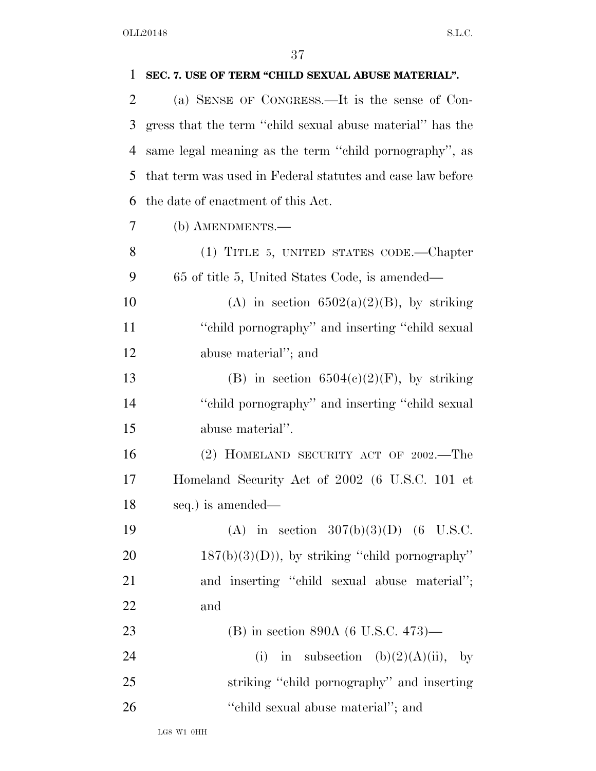**SEC. 7. USE OF TERM "CHILD SEXUAL ABUSE MATERIAL".**

(a) SENSE OF CONGRESS.—It is the sense of Congress that the term "child sexual abuse material" has the same legal meaning as the term "child pornography", as that term was used in Federal statutes and case law before the date of enactment of this Act.

(b) AMENDMENTS.—

(1) TITLE 5, UNITED STATES CODE.—Chapter 65 of title 5, United States Code, is amended—

(A) in section 6502(a)(2)(B), by striking "child pornography" and inserting "child sexual abuse material"; and

(B) in section 6504(c)(2)(F), by striking "child pornography" and inserting "child sexual abuse material".

(2) HOMELAND SECURITY ACT OF 2002.—The Homeland Security Act of 2002 (6 U.S.C. 101 et seq.) is amended—

(A) in section 307(b)(3)(D) (6 U.S.C. 187(b)(3)(D)), by striking "child pornography" and inserting "child sexual abuse material"; and

(B) in section 890A (6 U.S.C. 473)—

(i) in subsection (b)(2)(A)(ii), by striking "child pornography" and inserting "child sexual abuse material"; and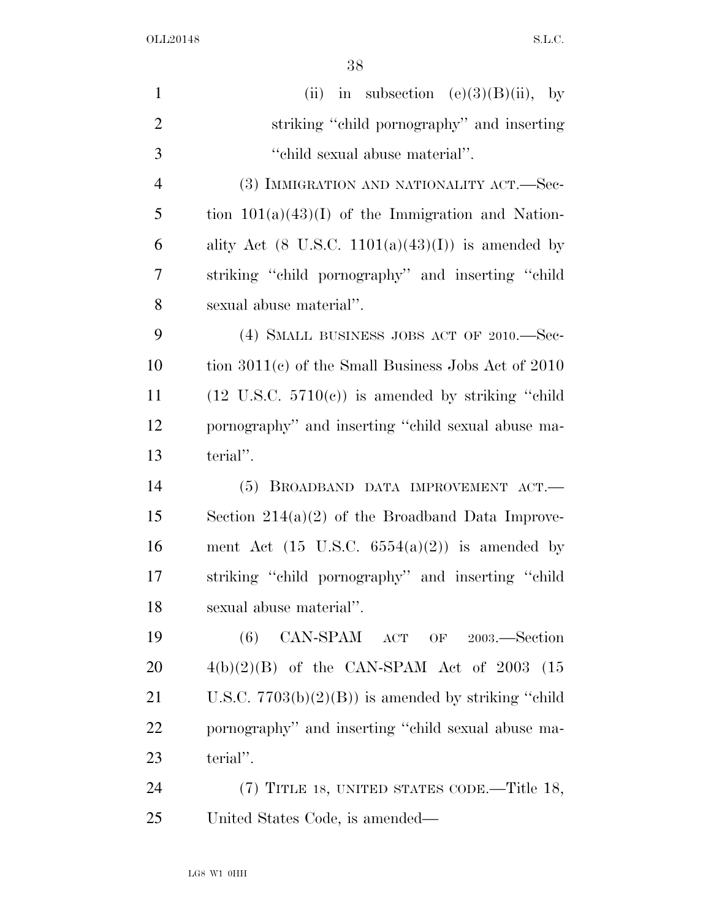(ii) in subsection (e)(3)(B)(ii), by striking "child pornography" and inserting "child sexual abuse material".

(3) IMMIGRATION AND NATIONALITY ACT.—Section 101(a)(43)(I) of the Immigration and Nationality Act (8 U.S.C. 1101(a)(43)(I)) is amended by striking "child pornography" and inserting "child sexual abuse material".

(4) SMALL BUSINESS JOBS ACT OF 2010.—Section 3011(c) of the Small Business Jobs Act of 2010 (12 U.S.C. 5710(c)) is amended by striking "child pornography" and inserting "child sexual abuse material".

(5) BROADBAND DATA IMPROVEMENT ACT.—Section 214(a)(2) of the Broadband Data Improvement Act (15 U.S.C. 6554(a)(2)) is amended by striking "child pornography" and inserting "child sexual abuse material".

(6) CAN-SPAM ACT OF 2003.—Section 4(b)(2)(B) of the CAN-SPAM Act of 2003 (15 U.S.C. 7703(b)(2)(B)) is amended by striking "child pornography" and inserting "child sexual abuse material".

(7) TITLE 18, UNITED STATES CODE.—Title 18, United States Code, is amended—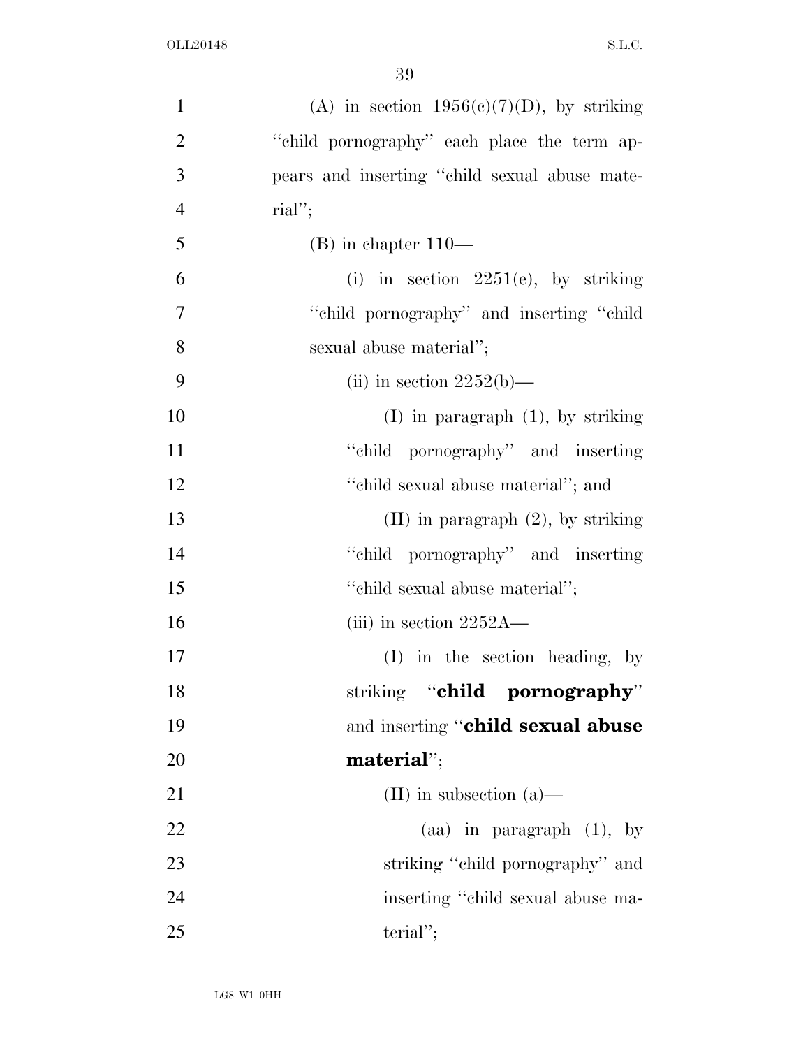(A) in section 1956(c)(7)(D), by striking "child pornography" each place the term appears and inserting "child sexual abuse material";

(B) in chapter 110—

(i) in section 2251(e), by striking "child pornography" and inserting "child sexual abuse material";

(ii) in section 2252(b)—

(I) in paragraph (1), by striking "child pornography" and inserting "child sexual abuse material"; and

(II) in paragraph (2), by striking "child pornography" and inserting "child sexual abuse material";

(iii) in section 2252A—

(I) in the section heading, by striking "**child pornography**" and inserting "**child sexual abuse material**";

(II) in subsection (a)—

(aa) in paragraph (1), by striking "child pornography" and inserting "child sexual abuse material";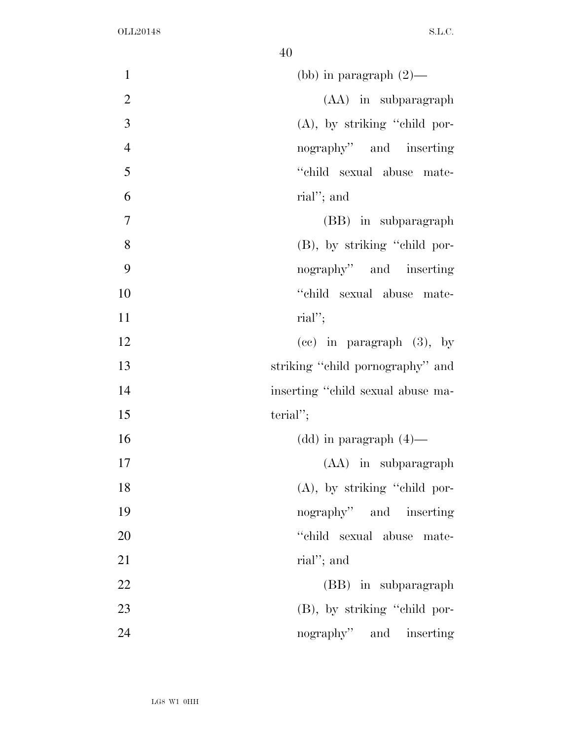(bb) in paragraph (2)—

(AA) in subparagraph (A), by striking "child pornography" and inserting "child sexual abuse material"; and

(BB) in subparagraph (B), by striking "child pornography" and inserting "child sexual abuse material";

(cc) in paragraph (3), by striking "child pornography" and inserting "child sexual abuse material";

(dd) in paragraph (4)—

(AA) in subparagraph (A), by striking "child pornography" and inserting "child sexual abuse material"; and

(BB) in subparagraph (B), by striking "child pornography" and inserting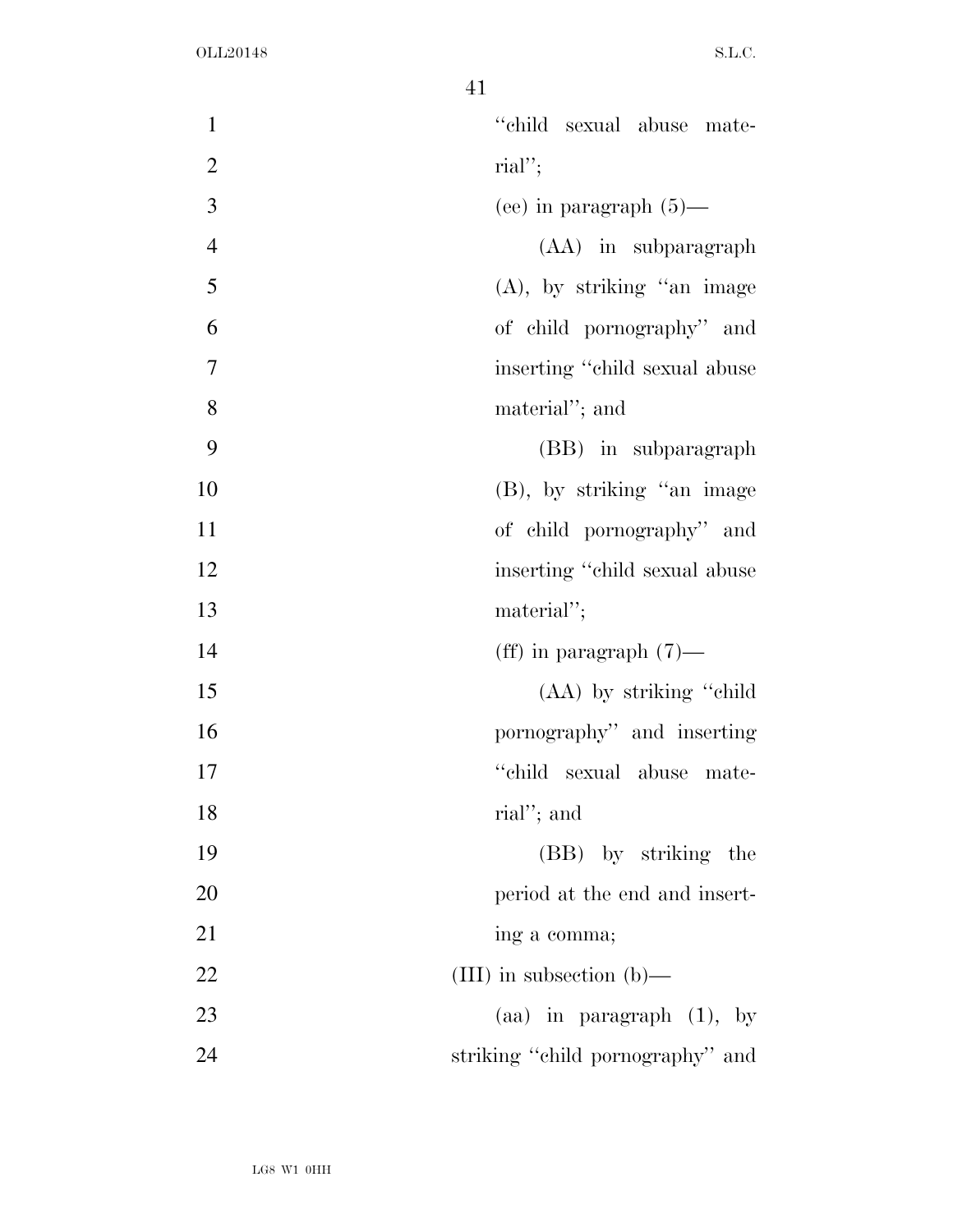"child sexual abuse material";

(ee) in paragraph (5)—

(AA) in subparagraph (A), by striking "an image of child pornography" and inserting "child sexual abuse material"; and

(BB) in subparagraph (B), by striking "an image of child pornography" and inserting "child sexual abuse material";

(ff) in paragraph (7)—

(AA) by striking "child pornography" and inserting "child sexual abuse material"; and

(BB) by striking the period at the end and inserting a comma;

(III) in subsection (b)—

(aa) in paragraph (1), by striking "child pornography" and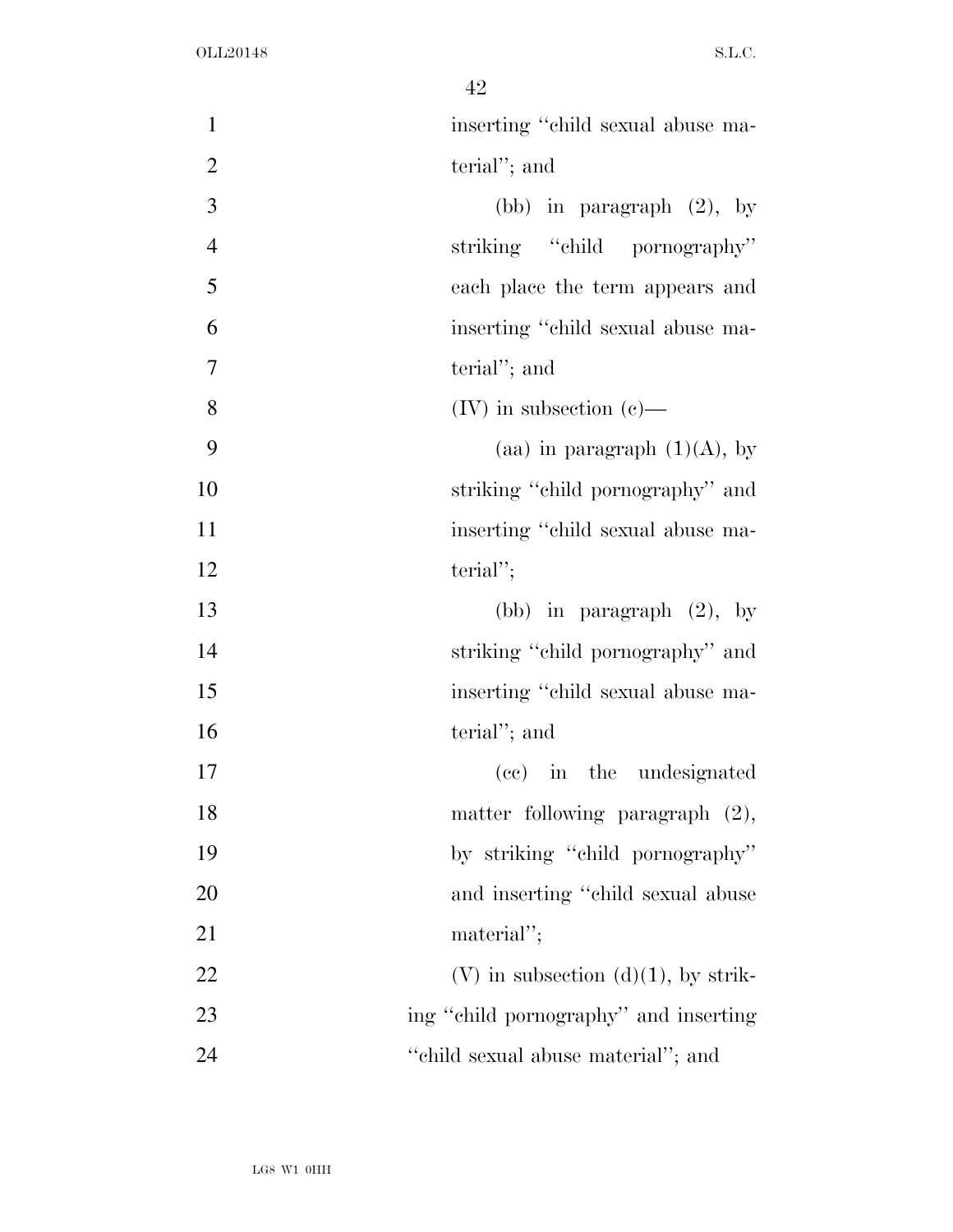inserting "child sexual abuse material"; and

(bb) in paragraph (2), by striking "child pornography" each place the term appears and inserting "child sexual abuse material"; and

(IV) in subsection (c)—

(aa) in paragraph (1)(A), by striking "child pornography" and inserting "child sexual abuse material";

(bb) in paragraph (2), by striking "child pornography" and inserting "child sexual abuse material"; and

(cc) in the undesignated matter following paragraph (2), by striking "child pornography" and inserting "child sexual abuse material";

(V) in subsection (d)(1), by striking "child pornography" and inserting "child sexual abuse material"; and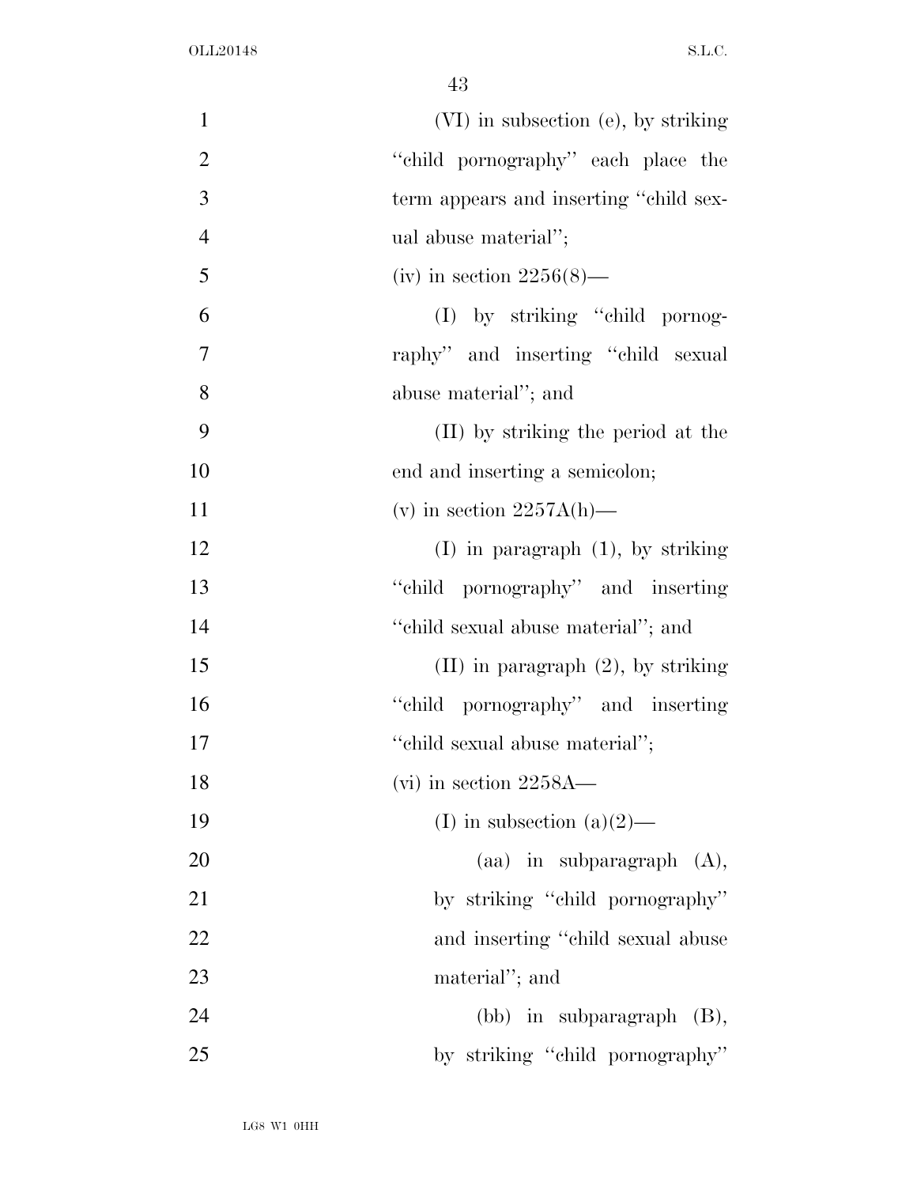(VI) in subsection (e), by striking ''child pornography'' each place the term appears and inserting ''child sexual abuse material'';

(iv) in section 2256(8)—

(I) by striking ''child pornography'' and inserting ''child sexual abuse material''; and

(II) by striking the period at the end and inserting a semicolon;

(v) in section 2257A(h)—

(I) in paragraph (1), by striking ''child pornography'' and inserting ''child sexual abuse material''; and

(II) in paragraph (2), by striking ''child pornography'' and inserting ''child sexual abuse material'';

(vi) in section 2258A—

(I) in subsection (a)(2)—

(aa) in subparagraph (A), by striking ''child pornography'' and inserting ''child sexual abuse material''; and

(bb) in subparagraph (B), by striking ''child pornography''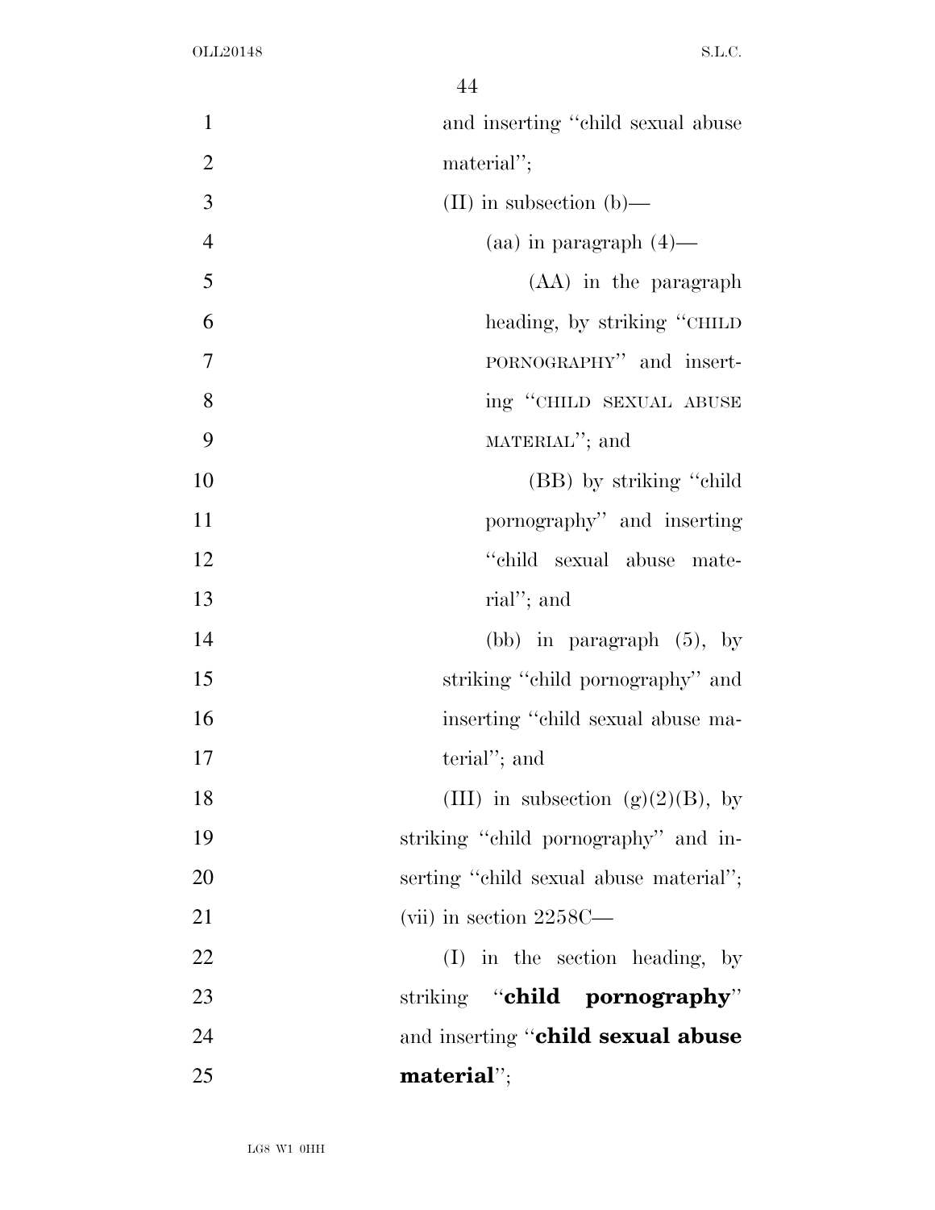and inserting "child sexual abuse material";

(II) in subsection (b)—

(aa) in paragraph (4)—

(AA) in the paragraph heading, by striking "CHILD PORNOGRAPHY" and inserting "CHILD SEXUAL ABUSE MATERIAL"; and

(BB) by striking "child pornography" and inserting "child sexual abuse material"; and

(bb) in paragraph (5), by striking "child pornography" and inserting "child sexual abuse material"; and

(III) in subsection (g)(2)(B), by striking "child pornography" and inserting "child sexual abuse material";

(vii) in section 2258C—

(I) in the section heading, by striking "**child pornography**" and inserting "**child sexual abuse material**";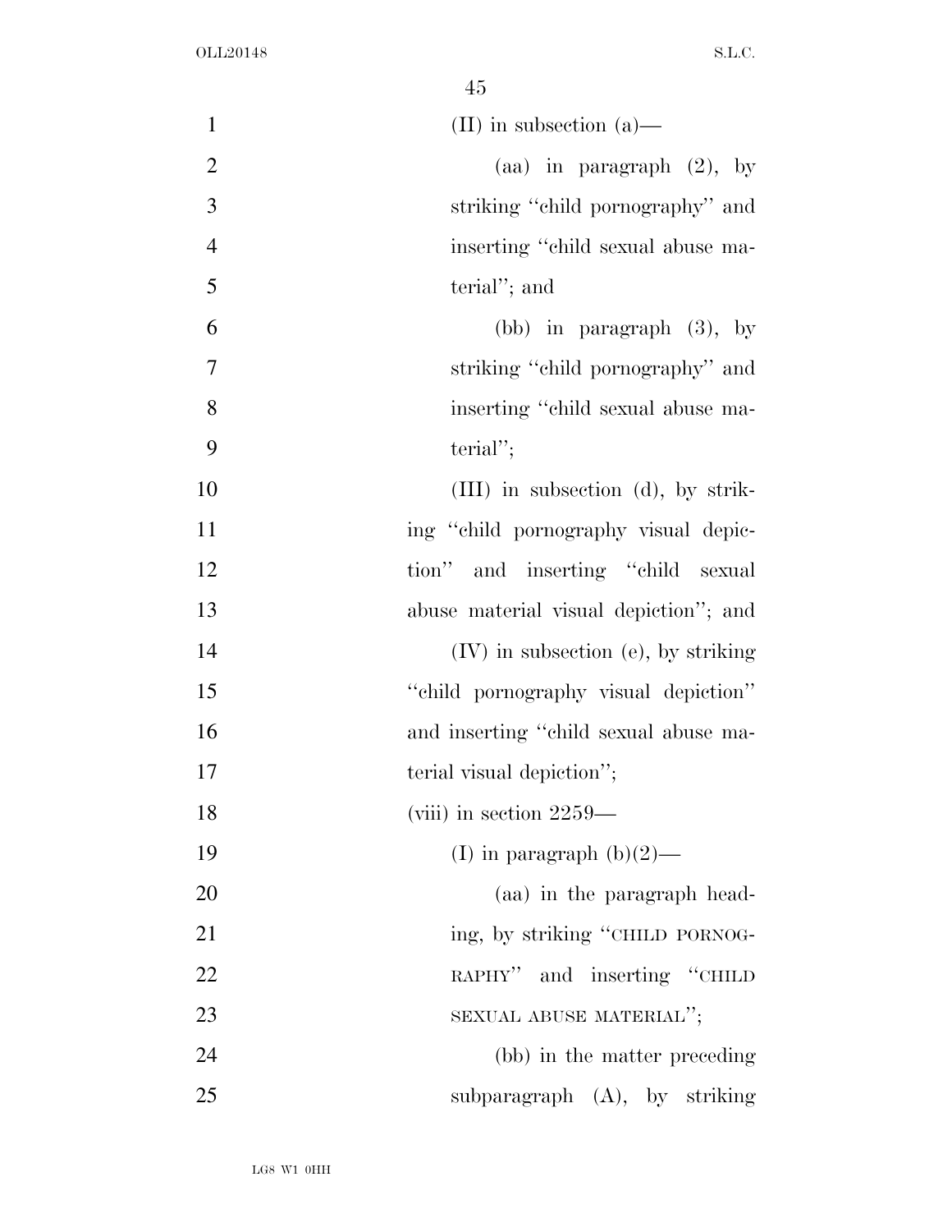(II) in subsection (a)—

(aa) in paragraph (2), by striking "child pornography" and inserting "child sexual abuse material"; and

(bb) in paragraph (3), by striking "child pornography" and inserting "child sexual abuse material";

(III) in subsection (d), by striking "child pornography visual depiction" and inserting "child sexual abuse material visual depiction"; and

(IV) in subsection (e), by striking "child pornography visual depiction" and inserting "child sexual abuse material visual depiction";

(viii) in section 2259—

(I) in paragraph (b)(2)—

(aa) in the paragraph heading, by striking "CHILD PORNOGRAPHY" and inserting "CHILD SEXUAL ABUSE MATERIAL";

(bb) in the matter preceding subparagraph (A), by striking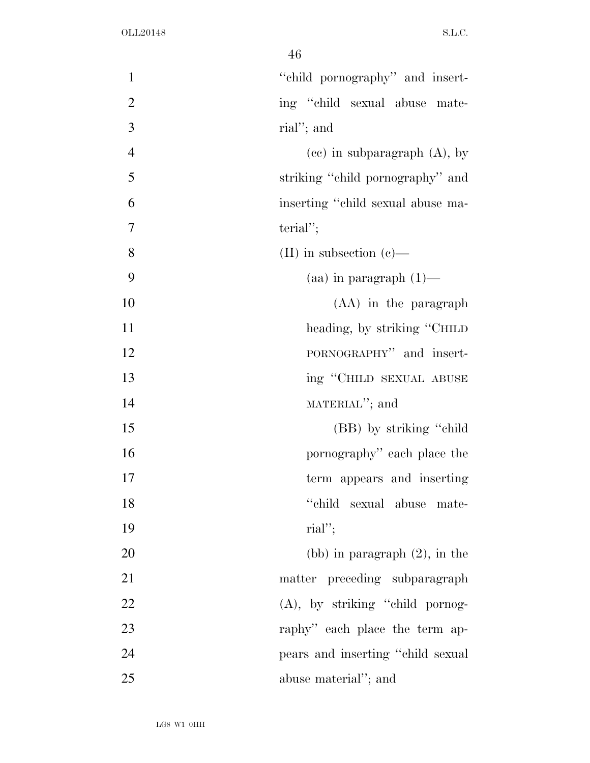"child pornography" and inserting "child sexual abuse material"; and

(cc) in subparagraph (A), by striking "child pornography" and inserting "child sexual abuse material";

(II) in subsection (c)—

(aa) in paragraph (1)—

(AA) in the paragraph heading, by striking "CHILD PORNOGRAPHY" and inserting "CHILD SEXUAL ABUSE MATERIAL"; and

(BB) by striking "child pornography" each place the term appears and inserting "child sexual abuse material";

(bb) in paragraph (2), in the matter preceding subparagraph (A), by striking "child pornography" each place the term appears and inserting "child sexual abuse material"; and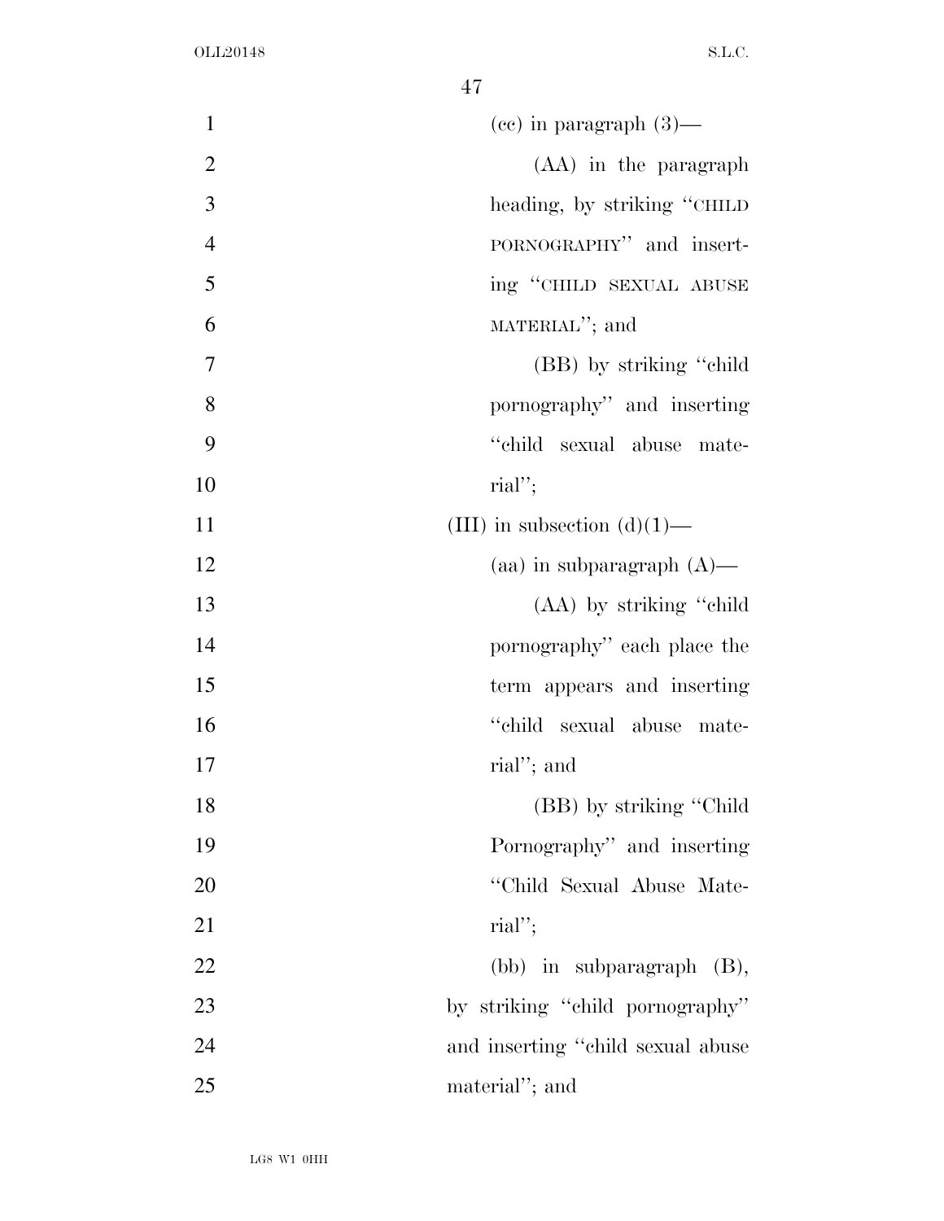(cc) in paragraph (3)—

(AA) in the paragraph heading, by striking "CHILD PORNOGRAPHY" and inserting "CHILD SEXUAL ABUSE MATERIAL"; and

(BB) by striking "child pornography" and inserting "child sexual abuse material";

(III) in subsection (d)(1)—

(aa) in subparagraph (A)—

(AA) by striking "child pornography" each place the term appears and inserting "child sexual abuse material"; and

(BB) by striking "Child Pornography" and inserting "Child Sexual Abuse Material";

(bb) in subparagraph (B), by striking "child pornography" and inserting "child sexual abuse material"; and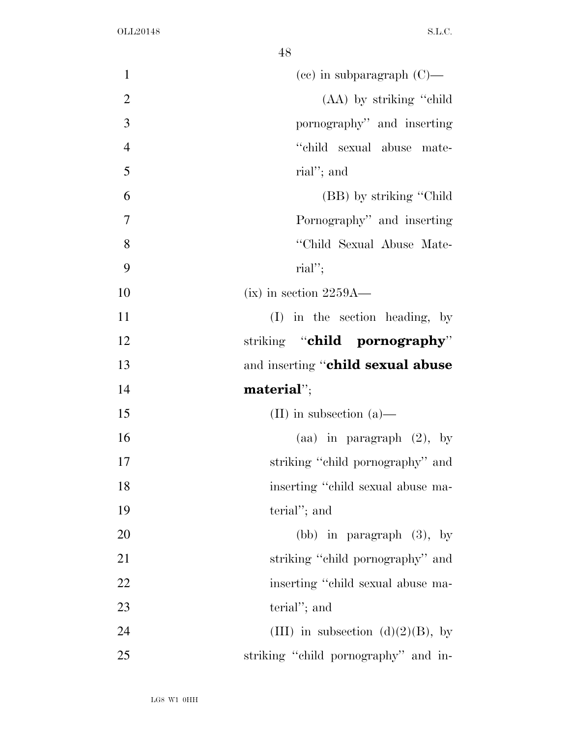(cc) in subparagraph (C)—

(AA) by striking "child pornography" and inserting "child sexual abuse material"; and

(BB) by striking "Child Pornography" and inserting "Child Sexual Abuse Material";

(ix) in section 2259A—

(I) in the section heading, by striking "**child pornography**" and inserting "**child sexual abuse material**";

(II) in subsection (a)—

(aa) in paragraph (2), by striking "child pornography" and inserting "child sexual abuse material"; and

(bb) in paragraph (3), by striking "child pornography" and inserting "child sexual abuse material"; and

(III) in subsection (d)(2)(B), by striking "child pornography" and in-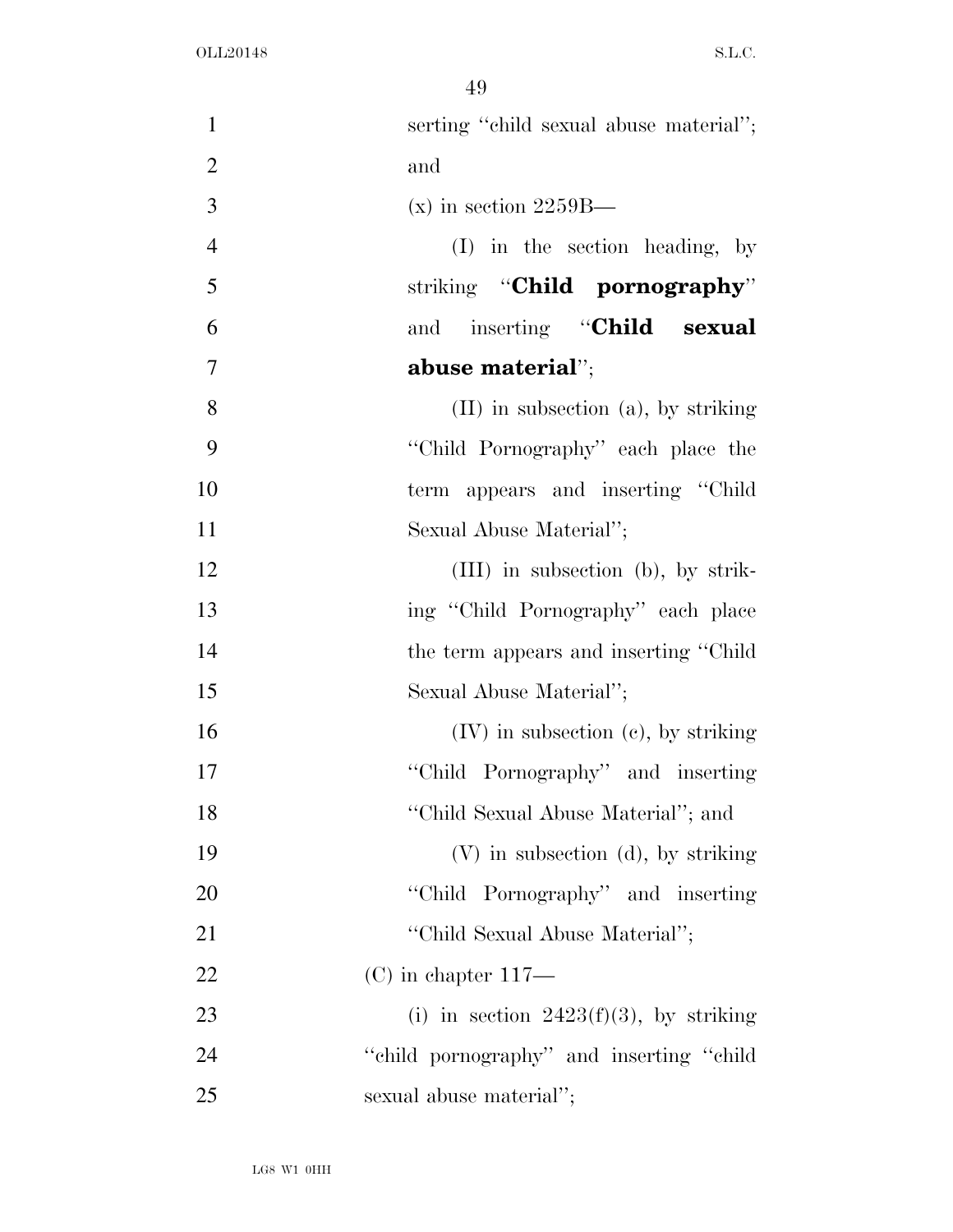serting "child sexual abuse material"; and

(x) in section 2259B—

(I) in the section heading, by striking "**Child pornography**" and inserting "**Child sexual abuse material**";

(II) in subsection (a), by striking "Child Pornography" each place the term appears and inserting "Child Sexual Abuse Material";

(III) in subsection (b), by striking "Child Pornography" each place the term appears and inserting "Child Sexual Abuse Material";

(IV) in subsection (c), by striking "Child Pornography" and inserting "Child Sexual Abuse Material"; and

(V) in subsection (d), by striking "Child Pornography" and inserting "Child Sexual Abuse Material";

(C) in chapter 117—

(i) in section 2423(f)(3), by striking "child pornography" and inserting "child sexual abuse material";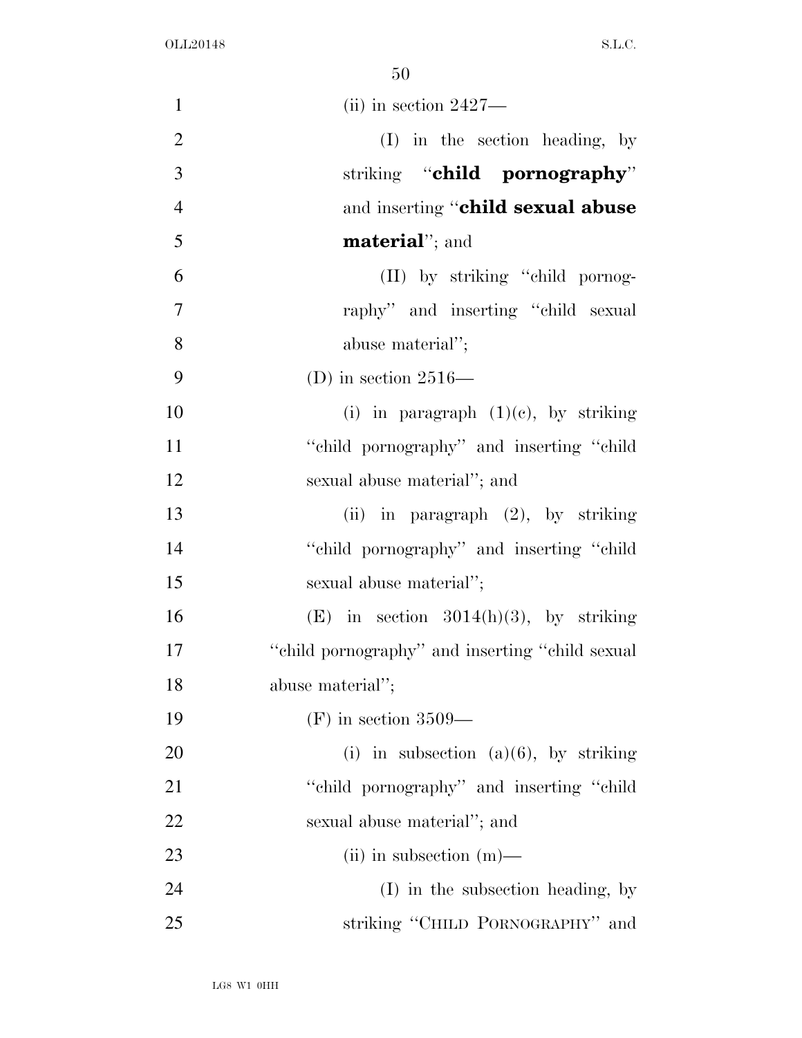(ii) in section 2427—

(I) in the section heading, by striking "**child pornography**" and inserting "**child sexual abuse material**"; and

(II) by striking "child pornography" and inserting "child sexual abuse material";

(D) in section 2516—

(i) in paragraph (1)(c), by striking "child pornography" and inserting "child sexual abuse material"; and

(ii) in paragraph (2), by striking "child pornography" and inserting "child sexual abuse material";

(E) in section 3014(h)(3), by striking "child pornography" and inserting "child sexual abuse material";

(F) in section 3509—

(i) in subsection (a)(6), by striking "child pornography" and inserting "child sexual abuse material"; and

(ii) in subsection (m)—

(I) in the subsection heading, by striking "CHILD PORNOGRAPHY" and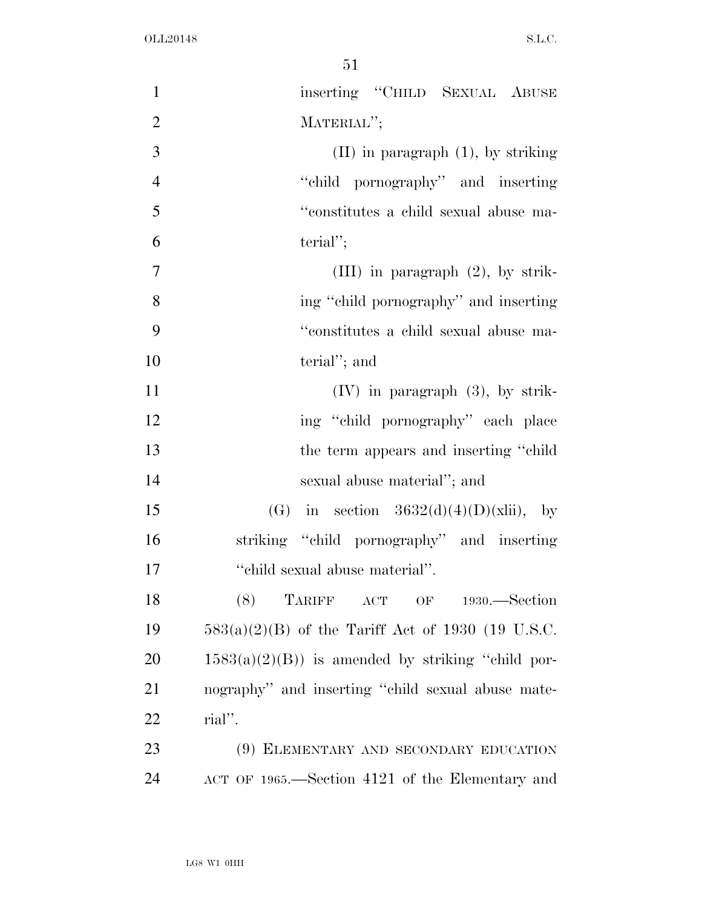inserting "CHILD SEXUAL ABUSE MATERIAL";

(II) in paragraph (1), by striking "child pornography" and inserting "constitutes a child sexual abuse material";

(III) in paragraph (2), by striking "child pornography" and inserting "constitutes a child sexual abuse material"; and

(IV) in paragraph (3), by striking "child pornography" each place the term appears and inserting "child sexual abuse material"; and

(G) in section 3632(d)(4)(D)(xlii), by striking "child pornography" and inserting "child sexual abuse material".

(8) TARIFF ACT OF 1930.—Section 583(a)(2)(B) of the Tariff Act of 1930 (19 U.S.C. 1583(a)(2)(B)) is amended by striking "child pornography" and inserting "child sexual abuse material".

(9) ELEMENTARY AND SECONDARY EDUCATION ACT OF 1965.—Section 4121 of the Elementary and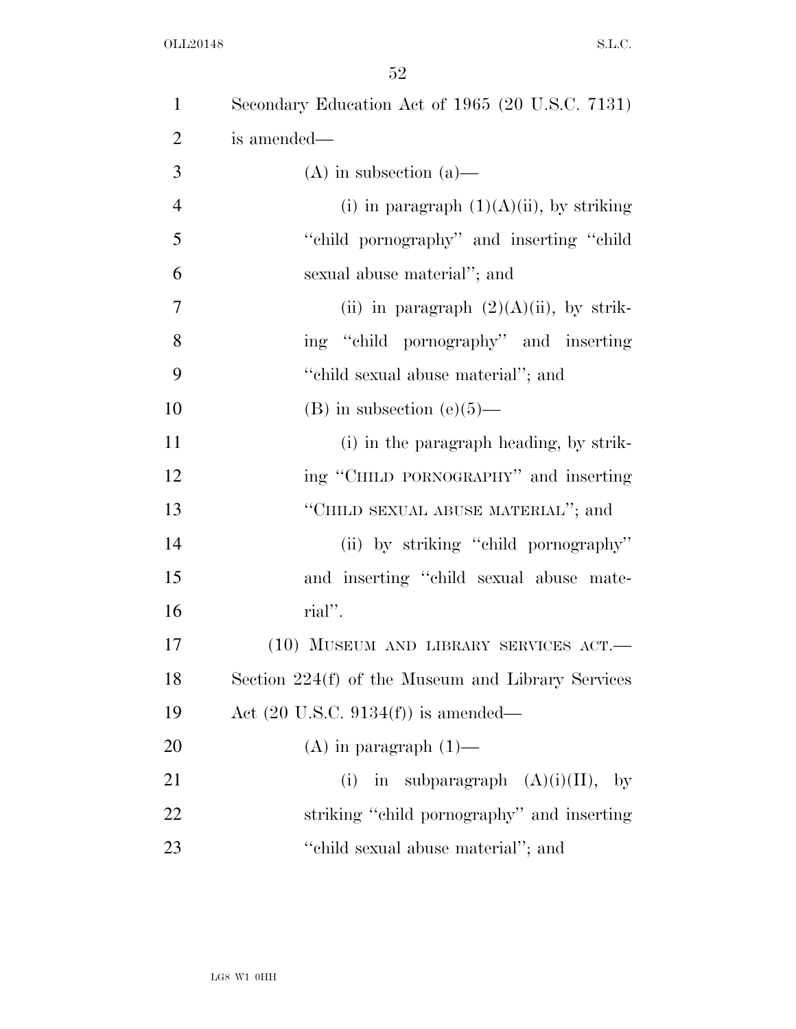Secondary Education Act of 1965 (20 U.S.C. 7131) is amended—

(A) in subsection (a)—

(i) in paragraph (1)(A)(ii), by striking "child pornography" and inserting "child sexual abuse material"; and

(ii) in paragraph (2)(A)(ii), by striking "child pornography" and inserting "child sexual abuse material"; and

(B) in subsection (e)(5)—

(i) in the paragraph heading, by striking "CHILD PORNOGRAPHY" and inserting "CHILD SEXUAL ABUSE MATERIAL"; and

(ii) by striking "child pornography" and inserting "child sexual abuse material".

(10) MUSEUM AND LIBRARY SERVICES ACT.—Section 224(f) of the Museum and Library Services Act (20 U.S.C. 9134(f)) is amended—

(A) in paragraph (1)—

(i) in subparagraph (A)(i)(II), by striking "child pornography" and inserting "child sexual abuse material"; and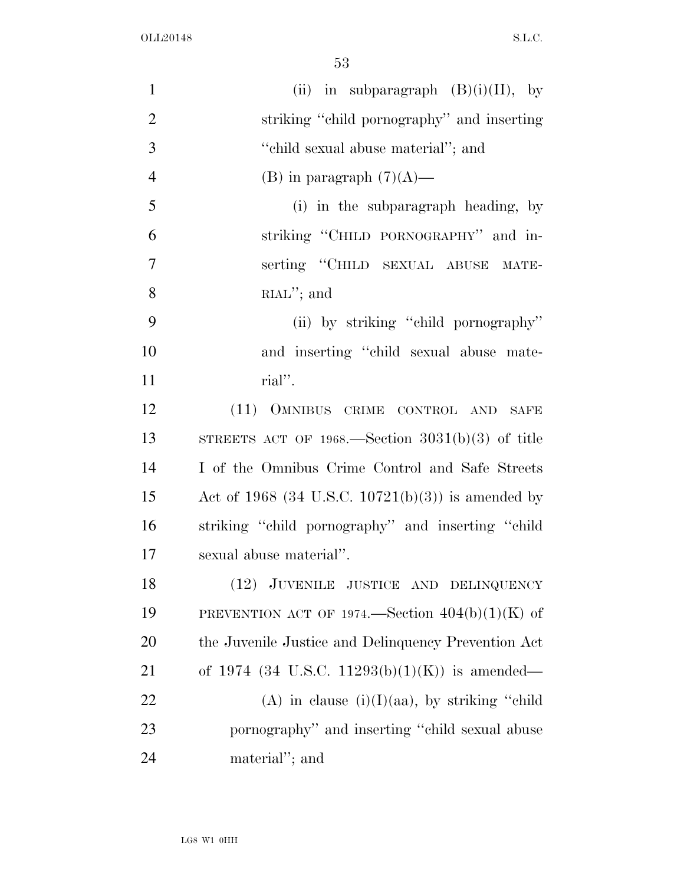(ii) in subparagraph (B)(i)(II), by striking "child pornography" and inserting "child sexual abuse material"; and

(B) in paragraph (7)(A)—

(i) in the subparagraph heading, by striking "CHILD PORNOGRAPHY" and inserting "CHILD SEXUAL ABUSE MATERIAL"; and

(ii) by striking "child pornography" and inserting "child sexual abuse material".

(11) OMNIBUS CRIME CONTROL AND SAFE STREETS ACT OF 1968.—Section 3031(b)(3) of title I of the Omnibus Crime Control and Safe Streets Act of 1968 (34 U.S.C. 10721(b)(3)) is amended by striking "child pornography" and inserting "child sexual abuse material".

(12) JUVENILE JUSTICE AND DELINQUENCY PREVENTION ACT OF 1974.—Section 404(b)(1)(K) of the Juvenile Justice and Delinquency Prevention Act of 1974 (34 U.S.C. 11293(b)(1)(K)) is amended—

(A) in clause (i)(I)(aa), by striking "child pornography" and inserting "child sexual abuse material"; and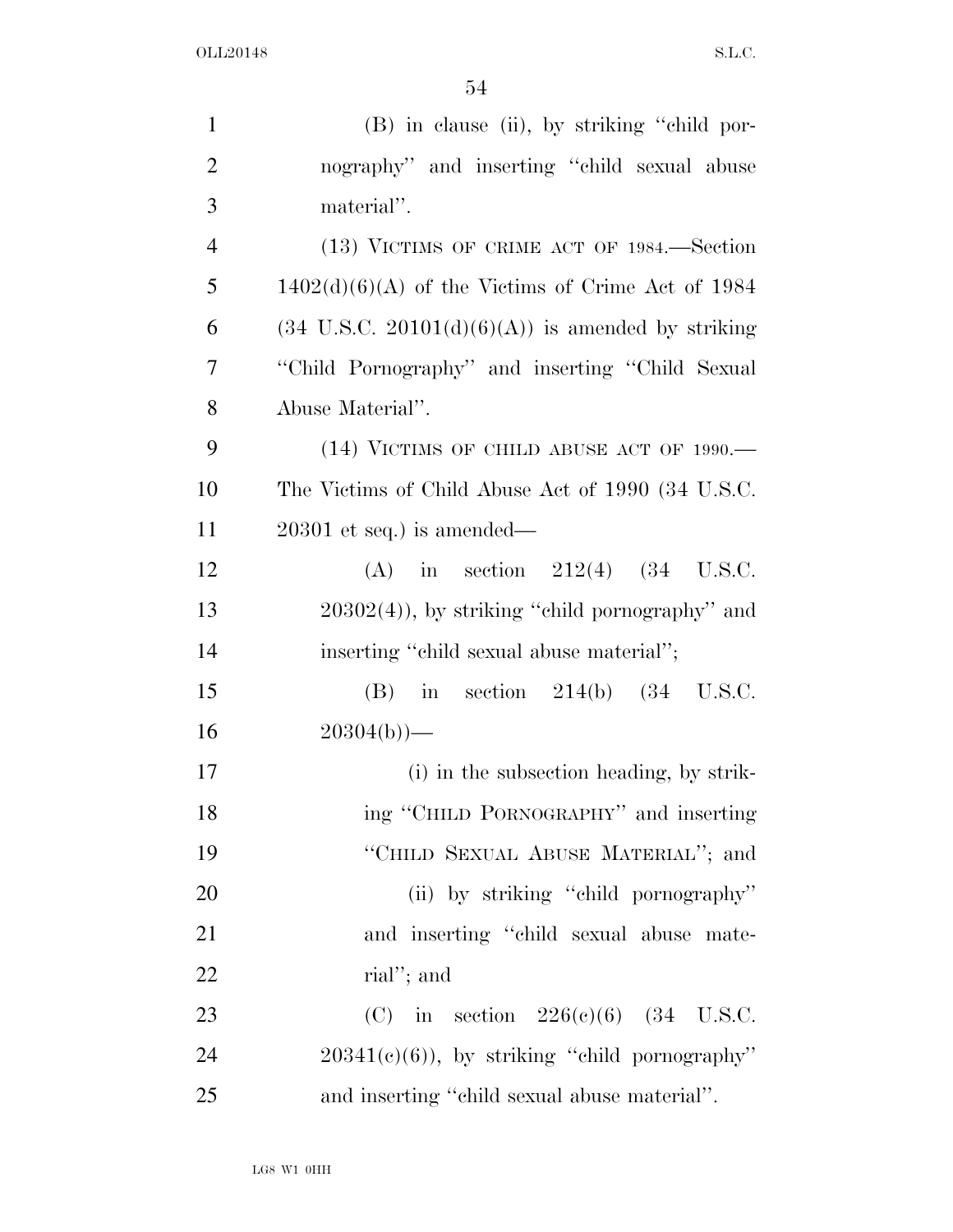(B) in clause (ii), by striking "child pornography" and inserting "child sexual abuse material".

(13) VICTIMS OF CRIME ACT OF 1984.—Section 1402(d)(6)(A) of the Victims of Crime Act of 1984 (34 U.S.C. 20101(d)(6)(A)) is amended by striking "Child Pornography" and inserting "Child Sexual Abuse Material".

(14) VICTIMS OF CHILD ABUSE ACT OF 1990.—The Victims of Child Abuse Act of 1990 (34 U.S.C. 20301 et seq.) is amended—

(A) in section 212(4) (34 U.S.C. 20302(4)), by striking "child pornography" and inserting "child sexual abuse material";

(B) in section 214(b) (34 U.S.C. 20304(b))—

(i) in the subsection heading, by striking "CHILD PORNOGRAPHY" and inserting "CHILD SEXUAL ABUSE MATERIAL"; and

(ii) by striking "child pornography" and inserting "child sexual abuse material"; and

(C) in section 226(c)(6) (34 U.S.C. 20341(c)(6)), by striking "child pornography" and inserting "child sexual abuse material".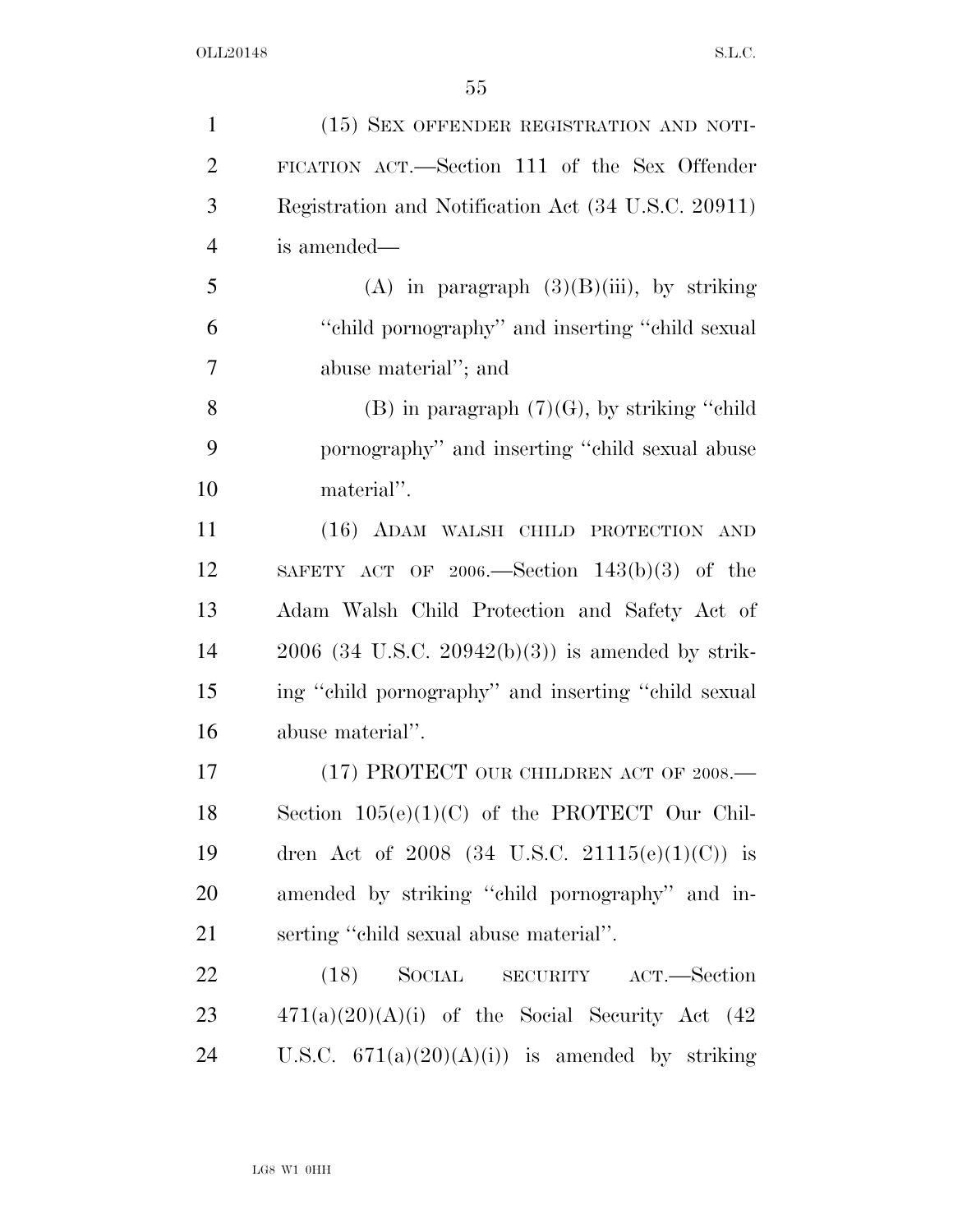(15) SEX OFFENDER REGISTRATION AND NOTIFICATION ACT.—Section 111 of the Sex Offender Registration and Notification Act (34 U.S.C. 20911) is amended—

(A) in paragraph (3)(B)(iii), by striking "child pornography" and inserting "child sexual abuse material"; and

(B) in paragraph (7)(G), by striking "child pornography" and inserting "child sexual abuse material".

(16) ADAM WALSH CHILD PROTECTION AND SAFETY ACT OF 2006.—Section 143(b)(3) of the Adam Walsh Child Protection and Safety Act of 2006 (34 U.S.C. 20942(b)(3)) is amended by striking "child pornography" and inserting "child sexual abuse material".

(17) PROTECT OUR CHILDREN ACT OF 2008.—Section 105(e)(1)(C) of the PROTECT Our Children Act of 2008 (34 U.S.C. 21115(e)(1)(C)) is amended by striking "child pornography" and inserting "child sexual abuse material".

(18) SOCIAL SECURITY ACT.—Section 471(a)(20)(A)(i) of the Social Security Act (42 U.S.C. 671(a)(20)(A)(i)) is amended by striking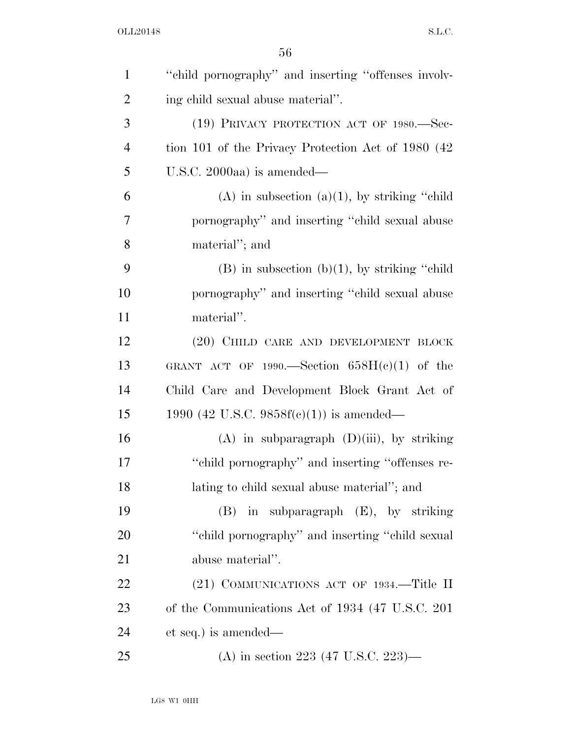"child pornography" and inserting "offenses involving child sexual abuse material".

(19) PRIVACY PROTECTION ACT OF 1980.—Section 101 of the Privacy Protection Act of 1980 (42 U.S.C. 2000aa) is amended—

(A) in subsection (a)(1), by striking "child pornography" and inserting "child sexual abuse material"; and

(B) in subsection (b)(1), by striking "child pornography" and inserting "child sexual abuse material".

(20) CHILD CARE AND DEVELOPMENT BLOCK GRANT ACT OF 1990.—Section 658H(c)(1) of the Child Care and Development Block Grant Act of 1990 (42 U.S.C. 9858f(c)(1)) is amended—

(A) in subparagraph (D)(iii), by striking "child pornography" and inserting "offenses relating to child sexual abuse material"; and

(B) in subparagraph (E), by striking "child pornography" and inserting "child sexual abuse material".

(21) COMMUNICATIONS ACT OF 1934.—Title II of the Communications Act of 1934 (47 U.S.C. 201 et seq.) is amended—

(A) in section 223 (47 U.S.C. 223)—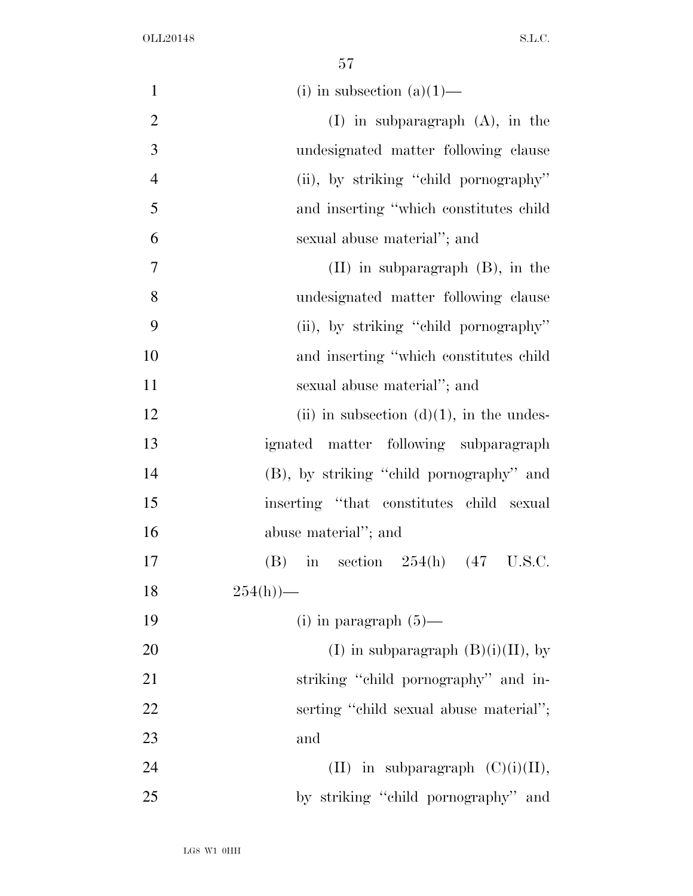(i) in subsection (a)(1)—

(I) in subparagraph (A), in the undesignated matter following clause (ii), by striking "child pornography" and inserting "which constitutes child sexual abuse material"; and

(II) in subparagraph (B), in the undesignated matter following clause (ii), by striking "child pornography" and inserting "which constitutes child sexual abuse material"; and

(ii) in subsection (d)(1), in the undesignated matter following subparagraph (B), by striking "child pornography" and inserting "that constitutes child sexual abuse material"; and

(B) in section 254(h) (47 U.S.C. 254(h))—

(i) in paragraph (5)—

(I) in subparagraph (B)(i)(II), by striking "child pornography" and inserting "child sexual abuse material"; and

(II) in subparagraph (C)(i)(II), by striking "child pornography" and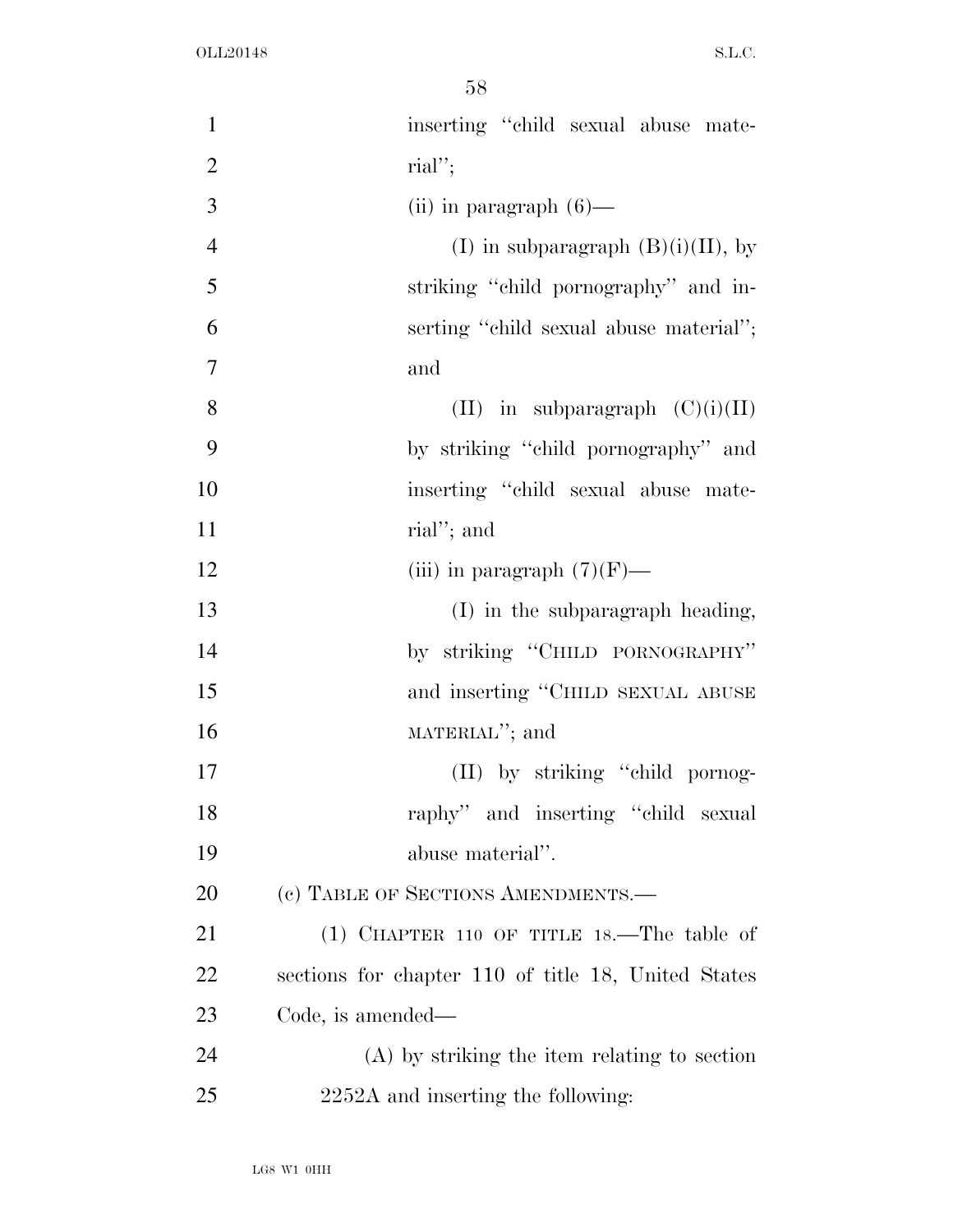inserting "child sexual abuse material";

(ii) in paragraph (6)—

(I) in subparagraph (B)(i)(II), by striking "child pornography" and inserting "child sexual abuse material"; and

(II) in subparagraph (C)(i)(II) by striking "child pornography" and inserting "child sexual abuse material"; and

(iii) in paragraph (7)(F)—

(I) in the subparagraph heading, by striking "CHILD PORNOGRAPHY" and inserting "CHILD SEXUAL ABUSE MATERIAL"; and

(II) by striking "child pornography" and inserting "child sexual abuse material".

(c) TABLE OF SECTIONS AMENDMENTS.—

(1) CHAPTER 110 OF TITLE 18.—The table of sections for chapter 110 of title 18, United States Code, is amended—

(A) by striking the item relating to section 2252A and inserting the following: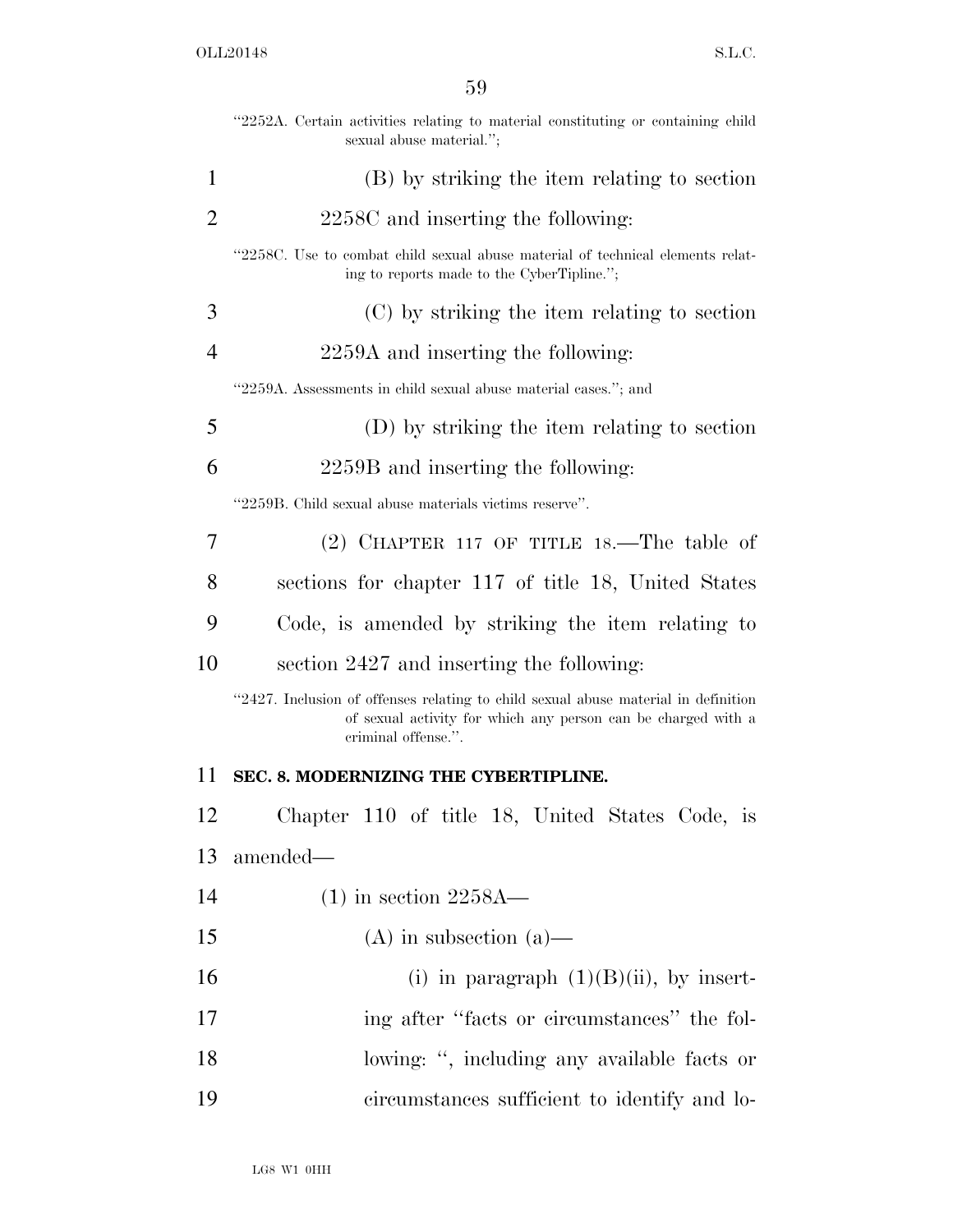"2252A. Certain activities relating to material constituting or containing child sexual abuse material.";

(B) by striking the item relating to section 2258C and inserting the following:

"2258C. Use to combat child sexual abuse material of technical elements relating to reports made to the CyberTipline.";

(C) by striking the item relating to section 2259A and inserting the following:

"2259A. Assessments in child sexual abuse material cases."; and

(D) by striking the item relating to section 2259B and inserting the following:

"2259B. Child sexual abuse materials victims reserve".

(2) CHAPTER 117 OF TITLE 18.—The table of sections for chapter 117 of title 18, United States Code, is amended by striking the item relating to section 2427 and inserting the following:

"2427. Inclusion of offenses relating to child sexual abuse material in definition of sexual activity for which any person can be charged with a criminal offense.".

**SEC. 8. MODERNIZING THE CYBERTIPLINE.**

Chapter 110 of title 18, United States Code, is amended—

(1) in section 2258A—

(A) in subsection (a)—

(i) in paragraph (1)(B)(ii), by inserting after "facts or circumstances" the following: ", including any available facts or circumstances sufficient to identify and lo-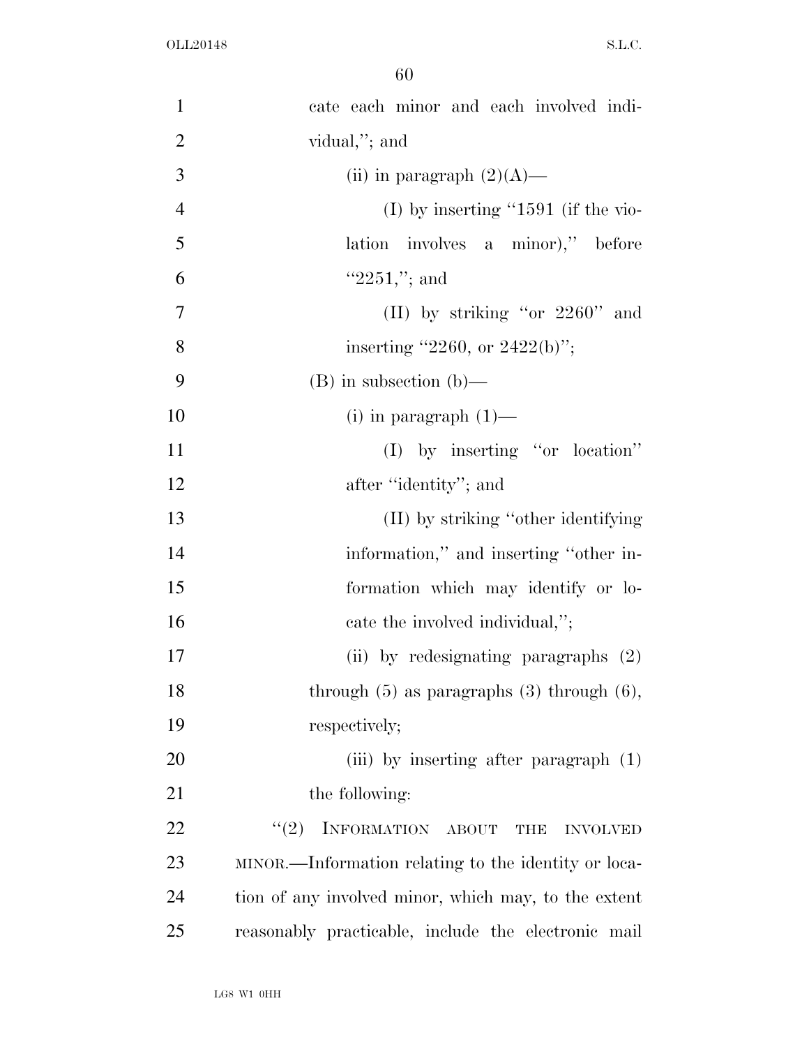cate each minor and each involved individual,''; and

(ii) in paragraph (2)(A)—

(I) by inserting ''1591 (if the violation involves a minor),'' before ''2251,''; and

(II) by striking ''or 2260'' and inserting ''2260, or 2422(b)'';

(B) in subsection (b)—

(i) in paragraph (1)—

(I) by inserting ''or location'' after ''identity''; and

(II) by striking ''other identifying information,'' and inserting ''other information which may identify or locate the involved individual,'';

(ii) by redesignating paragraphs (2) through (5) as paragraphs (3) through (6), respectively;

(iii) by inserting after paragraph (1) the following:

''(2) INFORMATION ABOUT THE INVOLVED MINOR.—Information relating to the identity or location of any involved minor, which may, to the extent reasonably practicable, include the electronic mail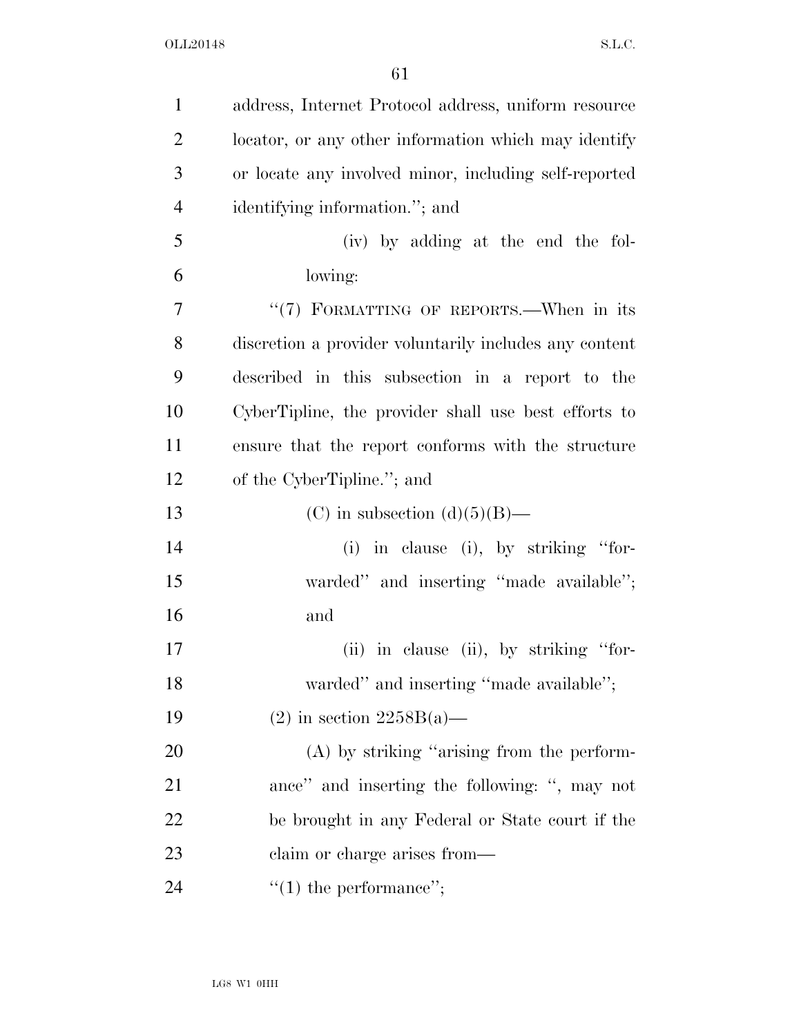address, Internet Protocol address, uniform resource locator, or any other information which may identify or locate any involved minor, including self-reported identifying information.''; and

(iv) by adding at the end the following:

''(7) FORMATTING OF REPORTS.—When in its discretion a provider voluntarily includes any content described in this subsection in a report to the CyberTipline, the provider shall use best efforts to ensure that the report conforms with the structure of the CyberTipline.''; and

(C) in subsection (d)(5)(B)—

(i) in clause (i), by striking ''forwarded'' and inserting ''made available''; and

(ii) in clause (ii), by striking ''forwarded'' and inserting ''made available'';

(2) in section 2258B(a)—

(A) by striking ''arising from the performance'' and inserting the following: '', may not be brought in any Federal or State court if the claim or charge arises from—

''(1) the performance'';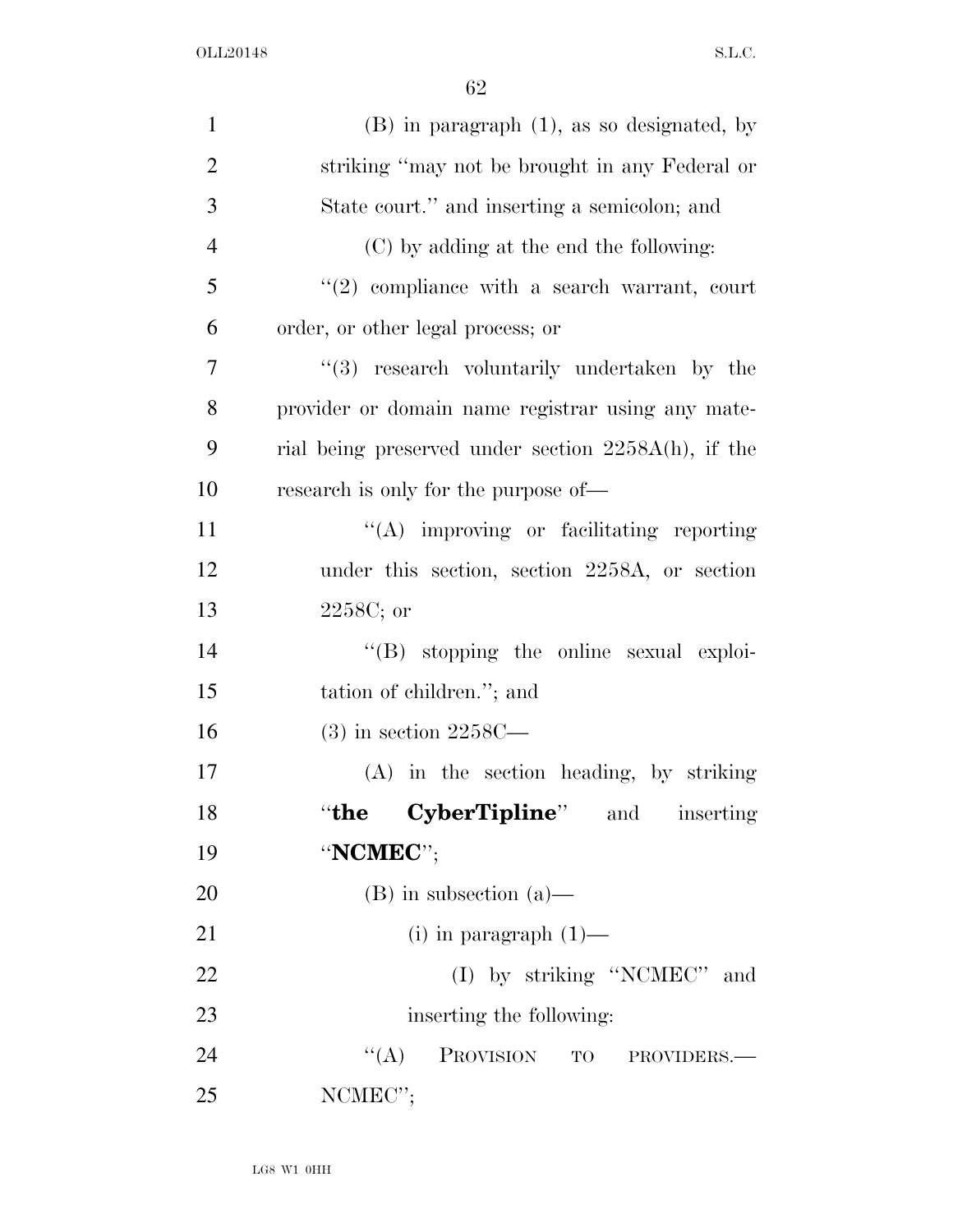(B) in paragraph (1), as so designated, by striking "may not be brought in any Federal or State court." and inserting a semicolon; and

(C) by adding at the end the following:

"(2) compliance with a search warrant, court order, or other legal process; or

"(3) research voluntarily undertaken by the provider or domain name registrar using any material being preserved under section 2258A(h), if the research is only for the purpose of—

"(A) improving or facilitating reporting under this section, section 2258A, or section 2258C; or

"(B) stopping the online sexual exploitation of children."; and

(3) in section 2258C—

(A) in the section heading, by striking "**the CyberTipline**" and inserting "**NCMEC**";

(B) in subsection (a)—

(i) in paragraph (1)—

(I) by striking "NCMEC" and inserting the following:

"(A) PROVISION TO PROVIDERS.—NCMEC";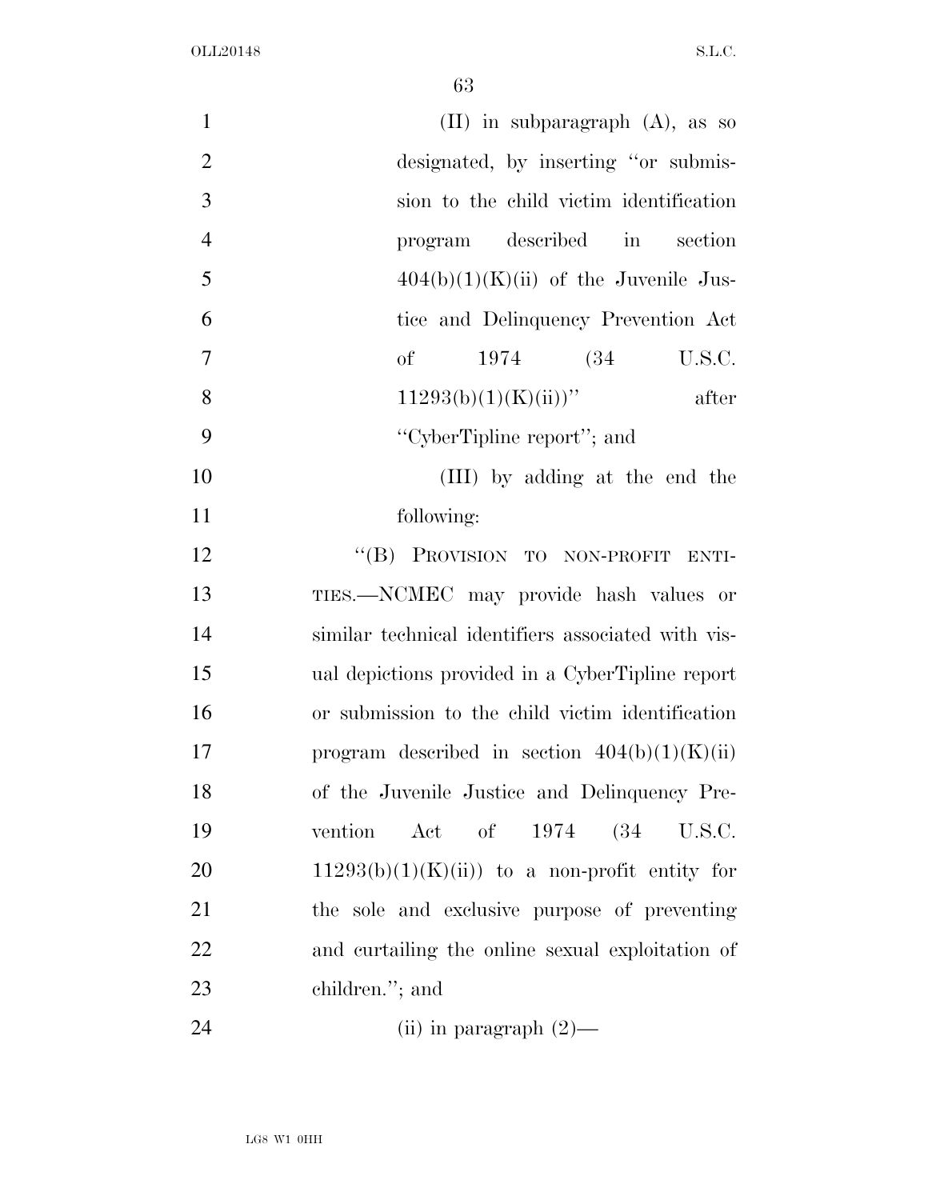(II) in subparagraph (A), as so designated, by inserting "or submission to the child victim identification program described in section 404(b)(1)(K)(ii) of the Juvenile Justice and Delinquency Prevention Act of 1974 (34 U.S.C. 11293(b)(1)(K)(ii))" after "CyberTipline report"; and

(III) by adding at the end the following:

"(B) PROVISION TO NON-PROFIT ENTITIES.—NCMEC may provide hash values or similar technical identifiers associated with visual depictions provided in a CyberTipline report or submission to the child victim identification program described in section 404(b)(1)(K)(ii) of the Juvenile Justice and Delinquency Prevention Act of 1974 (34 U.S.C. 11293(b)(1)(K)(ii)) to a non-profit entity for the sole and exclusive purpose of preventing and curtailing the online sexual exploitation of children."; and

(ii) in paragraph (2)—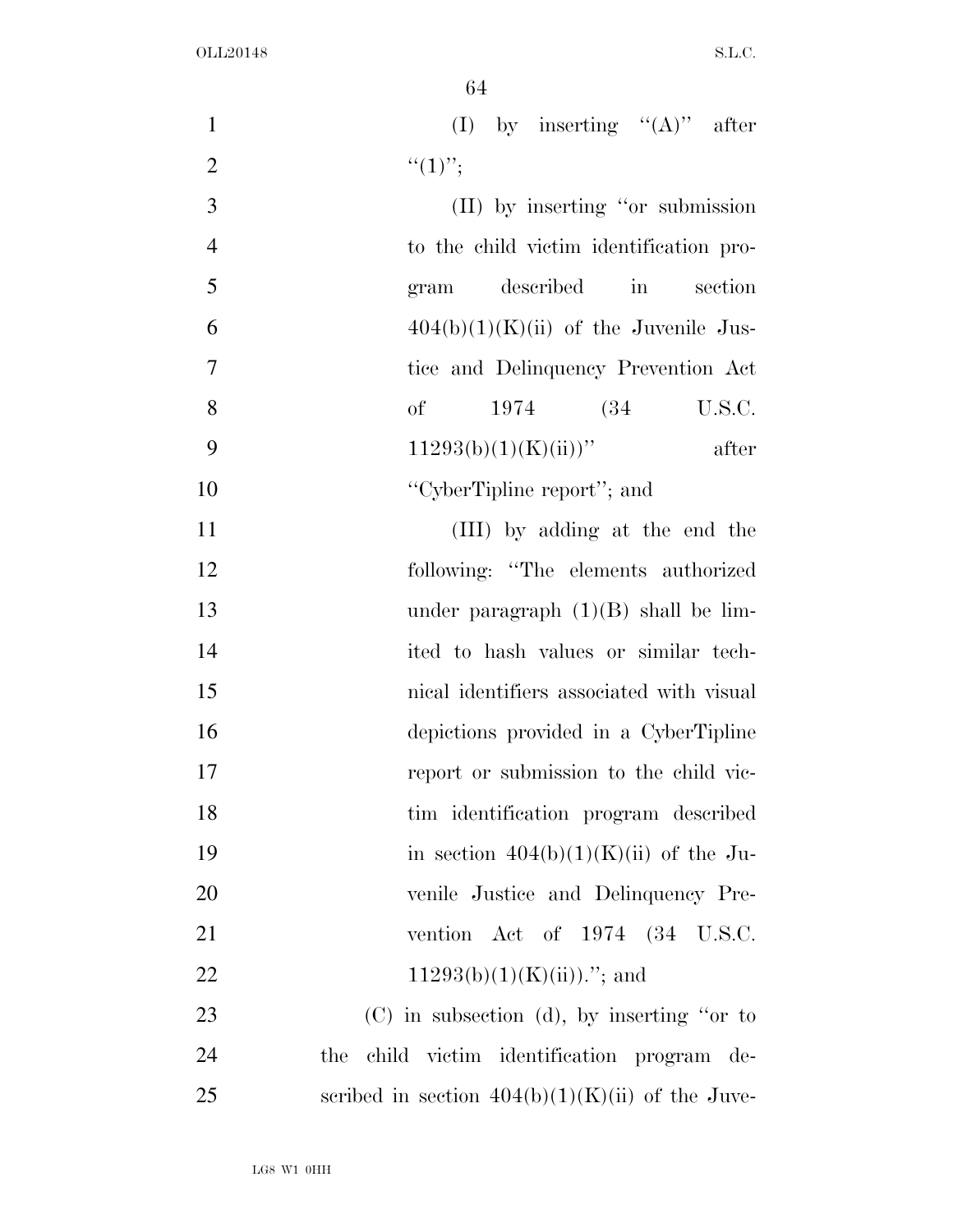(I) by inserting "(A)" after "(1)";

(II) by inserting "or submission to the child victim identification program described in section 404(b)(1)(K)(ii) of the Juvenile Justice and Delinquency Prevention Act of 1974 (34 U.S.C. 11293(b)(1)(K)(ii))" after "CyberTipline report"; and

(III) by adding at the end the following: "The elements authorized under paragraph (1)(B) shall be limited to hash values or similar technical identifiers associated with visual depictions provided in a CyberTipline report or submission to the child victim identification program described in section 404(b)(1)(K)(ii) of the Juvenile Justice and Delinquency Prevention Act of 1974 (34 U.S.C. 11293(b)(1)(K)(ii))."; and

(C) in subsection (d), by inserting "or to the child victim identification program described in section 404(b)(1)(K)(ii) of the Juve-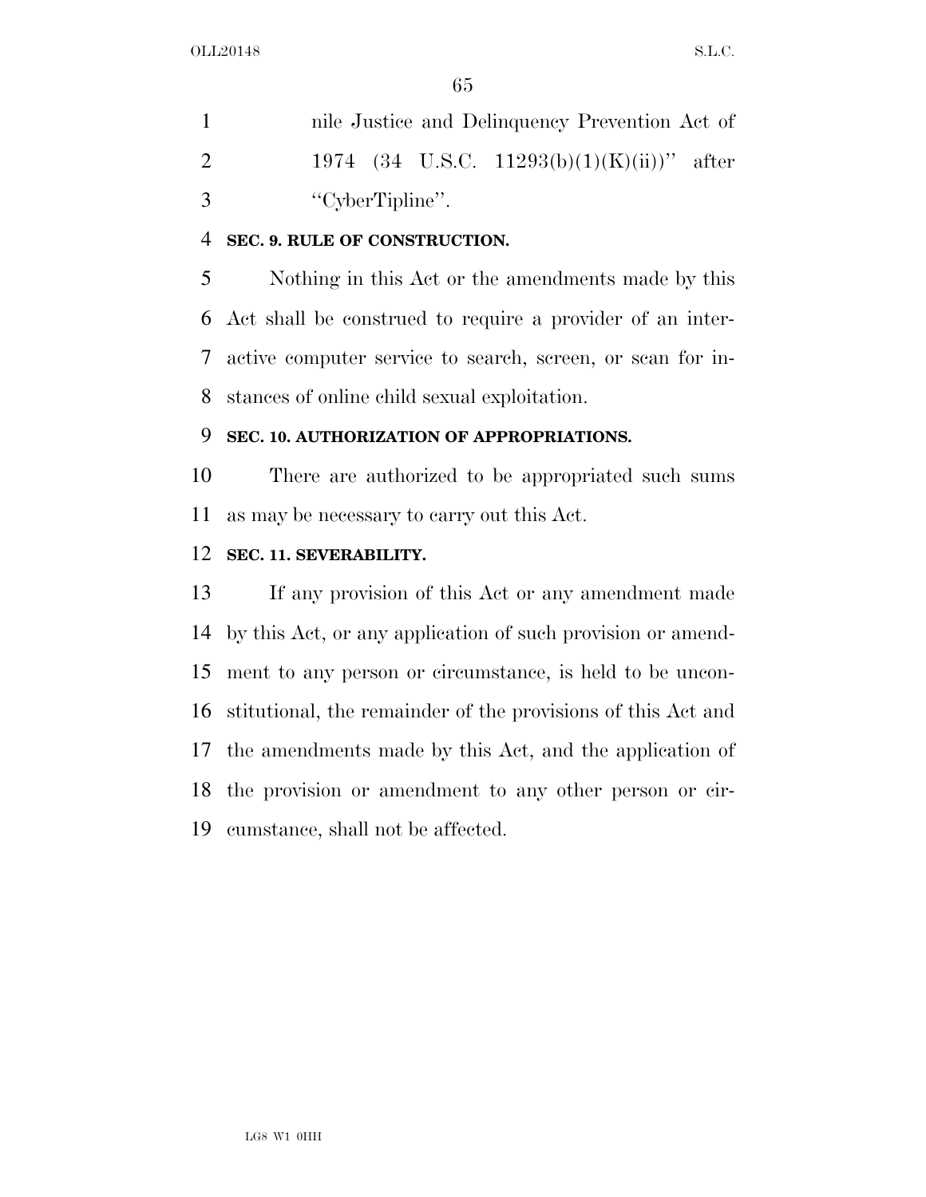nile Justice and Delinquency Prevention Act of 1974 (34 U.S.C. 11293(b)(1)(K)(ii))'' after ''CyberTipline''.

**SEC. 9. RULE OF CONSTRUCTION.**

Nothing in this Act or the amendments made by this Act shall be construed to require a provider of an interactive computer service to search, screen, or scan for instances of online child sexual exploitation.

**SEC. 10. AUTHORIZATION OF APPROPRIATIONS.**

There are authorized to be appropriated such sums as may be necessary to carry out this Act.

**SEC. 11. SEVERABILITY.**

If any provision of this Act or any amendment made by this Act, or any application of such provision or amendment to any person or circumstance, is held to be unconstitutional, the remainder of the provisions of this Act and the amendments made by this Act, and the application of the provision or amendment to any other person or circumstance, shall not be affected.